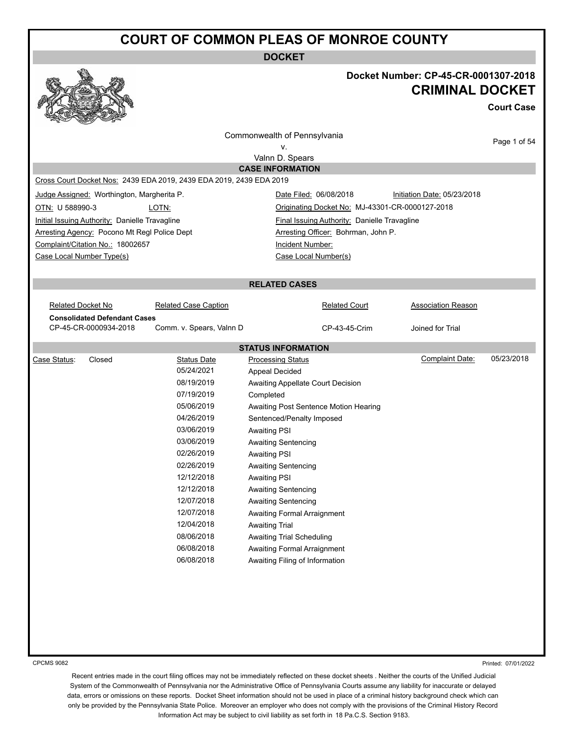# COURT OF COMMON PLEAS OF MONROE COUNTY

## DOCKET

**Docket Number: CP-45-CR-0001307-2018**

**CRIMINAL DOCKET**

**Court Case**

Commonwealth of Pennsylvania
v.
Valnn D. Spears

### CASE INFORMATION

Cross Court Docket Nos: 2439 EDA 2019, 2439 EDA 2019, 2439 EDA 2019

| | |
|---|---|
| Judge Assigned: Worthington, Margherita P. | Date Filed: 06/08/2018 &nbsp;&nbsp; Initiation Date: 05/23/2018 |
| OTN: U 588990-3 &nbsp;&nbsp; LOTN: | Originating Docket No: MJ-43301-CR-0000127-2018 |
| Initial Issuing Authority: Danielle Travagline | Final Issuing Authority: Danielle Travagline |
| Arresting Agency: Pocono Mt Regl Police Dept | Arresting Officer: Bohrman, John P. |
| Complaint/Citation No.: 18002657 | Incident Number: |
| Case Local Number Type(s) | Case Local Number(s) |

### RELATED CASES

| Related Docket No | Related Case Caption | Related Court | Association Reason |
|---|---|---|---|
| **Consolidated Defendant Cases** | | | |
| CP-45-CR-0000934-2018 | Comm. v. Spears, Valnn D | CP-43-45-Crim | Joined for Trial |

### STATUS INFORMATION

Case Status: Closed &nbsp;&nbsp; Complaint Date: 05/23/2018

| Status Date | Processing Status |
|---|---|
| 05/24/2021 | Appeal Decided |
| 08/19/2019 | Awaiting Appellate Court Decision |
| 07/19/2019 | Completed |
| 05/06/2019 | Awaiting Post Sentence Motion Hearing |
| 04/26/2019 | Sentenced/Penalty Imposed |
| 03/06/2019 | Awaiting PSI |
| 03/06/2019 | Awaiting Sentencing |
| 02/26/2019 | Awaiting PSI |
| 02/26/2019 | Awaiting Sentencing |
| 12/12/2018 | Awaiting PSI |
| 12/12/2018 | Awaiting Sentencing |
| 12/07/2018 | Awaiting Sentencing |
| 12/07/2018 | Awaiting Formal Arraignment |
| 12/04/2018 | Awaiting Trial |
| 08/06/2018 | Awaiting Trial Scheduling |
| 06/08/2018 | Awaiting Formal Arraignment |
| 06/08/2018 | Awaiting Filing of Information |

CPCMS 9082 &nbsp;&nbsp; Printed: 07/01/2022

Recent entries made in the court filing offices may not be immediately reflected on these docket sheets . Neither the courts of the Unified Judicial System of the Commonwealth of Pennsylvania nor the Administrative Office of Pennsylvania Courts assume any liability for inaccurate or delayed data, errors or omissions on these reports. Docket Sheet information should not be used in place of a criminal history background check which can only be provided by the Pennsylvania State Police. Moreover an employer who does not comply with the provisions of the Criminal History Record Information Act may be subject to civil liability as set forth in 18 Pa.C.S. Section 9183.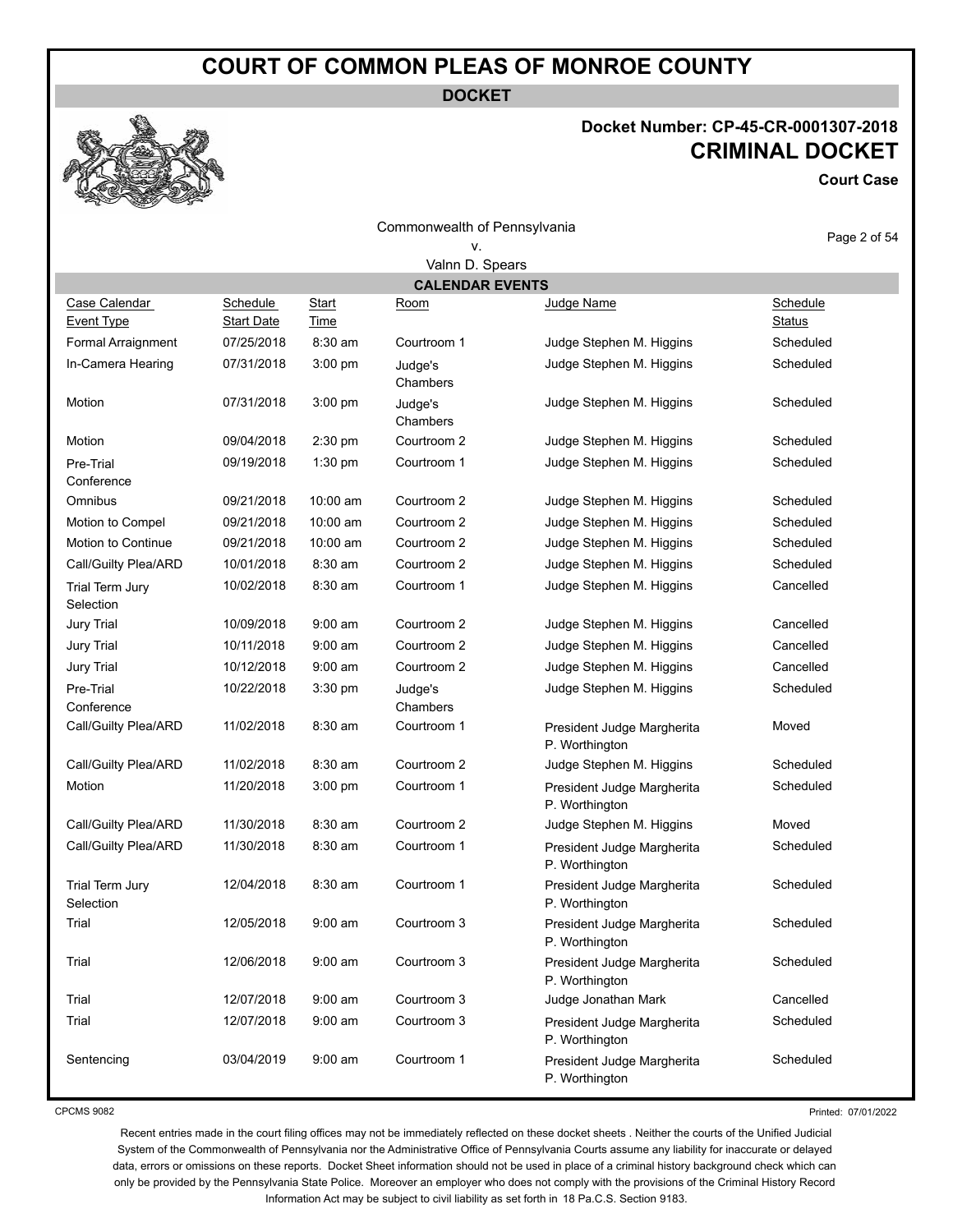# COURT OF COMMON PLEAS OF MONROE COUNTY

**DOCKET**

**Docket Number: CP-45-CR-0001307-2018**

**CRIMINAL DOCKET**

**Court Case**

Commonwealth of Pennsylvania
v.
Valnn D. Spears

## CALENDAR EVENTS

| Case Calendar Event Type | Schedule Start Date | Start Time | Room | Judge Name | Schedule Status |
|---|---|---|---|---|---|
| Formal Arraignment | 07/25/2018 | 8:30 am | Courtroom 1 | Judge Stephen M. Higgins | Scheduled |
| In-Camera Hearing | 07/31/2018 | 3:00 pm | Judge's Chambers | Judge Stephen M. Higgins | Scheduled |
| Motion | 07/31/2018 | 3:00 pm | Judge's Chambers | Judge Stephen M. Higgins | Scheduled |
| Motion | 09/04/2018 | 2:30 pm | Courtroom 2 | Judge Stephen M. Higgins | Scheduled |
| Pre-Trial Conference | 09/19/2018 | 1:30 pm | Courtroom 1 | Judge Stephen M. Higgins | Scheduled |
| Omnibus | 09/21/2018 | 10:00 am | Courtroom 2 | Judge Stephen M. Higgins | Scheduled |
| Motion to Compel | 09/21/2018 | 10:00 am | Courtroom 2 | Judge Stephen M. Higgins | Scheduled |
| Motion to Continue | 09/21/2018 | 10:00 am | Courtroom 2 | Judge Stephen M. Higgins | Scheduled |
| Call/Guilty Plea/ARD | 10/01/2018 | 8:30 am | Courtroom 2 | Judge Stephen M. Higgins | Scheduled |
| Trial Term Jury Selection | 10/02/2018 | 8:30 am | Courtroom 1 | Judge Stephen M. Higgins | Cancelled |
| Jury Trial | 10/09/2018 | 9:00 am | Courtroom 2 | Judge Stephen M. Higgins | Cancelled |
| Jury Trial | 10/11/2018 | 9:00 am | Courtroom 2 | Judge Stephen M. Higgins | Cancelled |
| Jury Trial | 10/12/2018 | 9:00 am | Courtroom 2 | Judge Stephen M. Higgins | Cancelled |
| Pre-Trial Conference | 10/22/2018 | 3:30 pm | Judge's Chambers | Judge Stephen M. Higgins | Scheduled |
| Call/Guilty Plea/ARD | 11/02/2018 | 8:30 am | Courtroom 1 | President Judge Margherita P. Worthington | Moved |
| Call/Guilty Plea/ARD | 11/02/2018 | 8:30 am | Courtroom 2 | Judge Stephen M. Higgins | Scheduled |
| Motion | 11/20/2018 | 3:00 pm | Courtroom 1 | President Judge Margherita P. Worthington | Scheduled |
| Call/Guilty Plea/ARD | 11/30/2018 | 8:30 am | Courtroom 2 | Judge Stephen M. Higgins | Moved |
| Call/Guilty Plea/ARD | 11/30/2018 | 8:30 am | Courtroom 1 | President Judge Margherita P. Worthington | Scheduled |
| Trial Term Jury Selection | 12/04/2018 | 8:30 am | Courtroom 1 | President Judge Margherita P. Worthington | Scheduled |
| Trial | 12/05/2018 | 9:00 am | Courtroom 3 | President Judge Margherita P. Worthington | Scheduled |
| Trial | 12/06/2018 | 9:00 am | Courtroom 3 | President Judge Margherita P. Worthington | Scheduled |
| Trial | 12/07/2018 | 9:00 am | Courtroom 3 | Judge Jonathan Mark | Cancelled |
| Trial | 12/07/2018 | 9:00 am | Courtroom 3 | President Judge Margherita P. Worthington | Scheduled |
| Sentencing | 03/04/2019 | 9:00 am | Courtroom 1 | President Judge Margherita P. Worthington | Scheduled |

CPCMS 9082

Printed: 07/01/2022

Recent entries made in the court filing offices may not be immediately reflected on these docket sheets . Neither the courts of the Unified Judicial System of the Commonwealth of Pennsylvania nor the Administrative Office of Pennsylvania Courts assume any liability for inaccurate or delayed data, errors or omissions on these reports. Docket Sheet information should not be used in place of a criminal history background check which can only be provided by the Pennsylvania State Police. Moreover an employer who does not comply with the provisions of the Criminal History Record Information Act may be subject to civil liability as set forth in 18 Pa.C.S. Section 9183.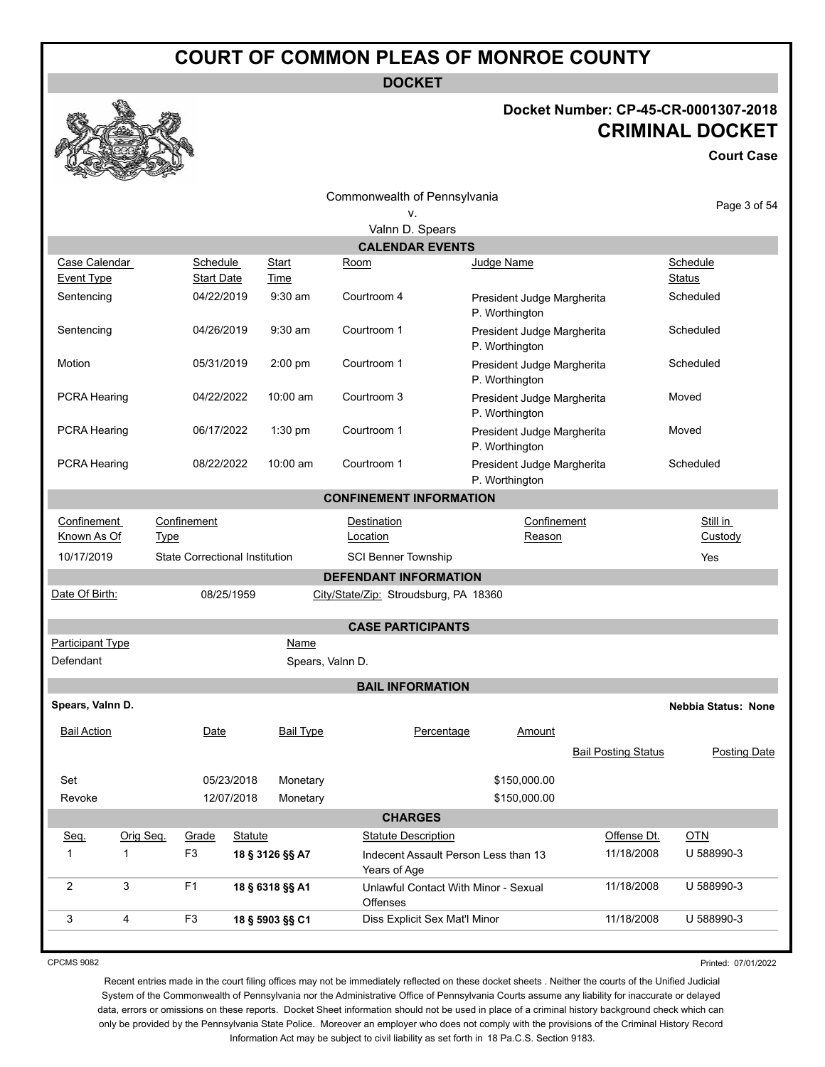# COURT OF COMMON PLEAS OF MONROE COUNTY

## DOCKET

**Docker Number: CP-45-CR-0001307-2018**

**CRIMINAL DOCKET**

**Court Case**

Commonwealth of Pennsylvania
v.
Valnn D. Spears

### CALENDAR EVENTS

| Case Calendar Event Type | Schedule Start Date | Start Time | Room | Judge Name | Schedule Status |
|---|---|---|---|---|---|
| Sentencing | 04/22/2019 | 9:30 am | Courtroom 4 | President Judge Margherita P. Worthington | Scheduled |
| Sentencing | 04/26/2019 | 9:30 am | Courtroom 1 | President Judge Margherita P. Worthington | Scheduled |
| Motion | 05/31/2019 | 2:00 pm | Courtroom 1 | President Judge Margherita P. Worthington | Scheduled |
| PCRA Hearing | 04/22/2022 | 10:00 am | Courtroom 3 | President Judge Margherita P. Worthington | Moved |
| PCRA Hearing | 06/17/2022 | 1:30 pm | Courtroom 1 | President Judge Margherita P. Worthington | Moved |
| PCRA Hearing | 08/22/2022 | 10:00 am | Courtroom 1 | President Judge Margherita P. Worthington | Scheduled |

### CONFINEMENT INFORMATION

| Confinement Known As Of | Confinement Type | Destination Location | Confinement Reason | Still in Custody |
|---|---|---|---|---|
| 10/17/2019 | State Correctional Institution | SCI Benner Township | | Yes |

### DEFENDANT INFORMATION

Date Of Birth: 08/25/1959 City/State/Zip: Stroudsburg, PA 18360

### CASE PARTICIPANTS

| Participant Type | Name |
|---|---|
| Defendant | Spears, Valnn D. |

### BAIL INFORMATION

**Spears, Valnn D.** **Nebbia Status: None**

| Bail Action | Date | Bail Type | Percentage | Amount | Bail Posting Status | Posting Date |
|---|---|---|---|---|---|---|
| Set | 05/23/2018 | Monetary | | $150,000.00 | | |
| Revoke | 12/07/2018 | Monetary | | $150,000.00 | | |

### CHARGES

| Seq. | Orig Seq. | Grade | Statute | Statute Description | Offense Dt. | OTN |
|---|---|---|---|---|---|---|
| 1 | 1 | F3 | **18 § 3126 §§ A7** | Indecent Assault Person Less than 13 Years of Age | 11/18/2008 | U 588990-3 |
| 2 | 3 | F1 | **18 § 6318 §§ A1** | Unlawful Contact With Minor - Sexual Offenses | 11/18/2008 | U 588990-3 |
| 3 | 4 | F3 | **18 § 5903 §§ C1** | Diss Explicit Sex Mat'l Minor | 11/18/2008 | U 588990-3 |

CPCMS 9082

Printed: 07/01/2022

Recent entries made in the court filing offices may not be immediately reflected on these docket sheets . Neither the courts of the Unified Judicial System of the Commonwealth of Pennsylvania nor the Administrative Office of Pennsylvania Courts assume any liability for inaccurate or delayed data, errors or omissions on these reports. Docket Sheet information should not be used in place of a criminal history background check which can only be provided by the Pennsylvania State Police. Moreover an employer who does not comply with the provisions of the Criminal History Record Information Act may be subject to civil liability as set forth in 18 Pa.C.S. Section 9183.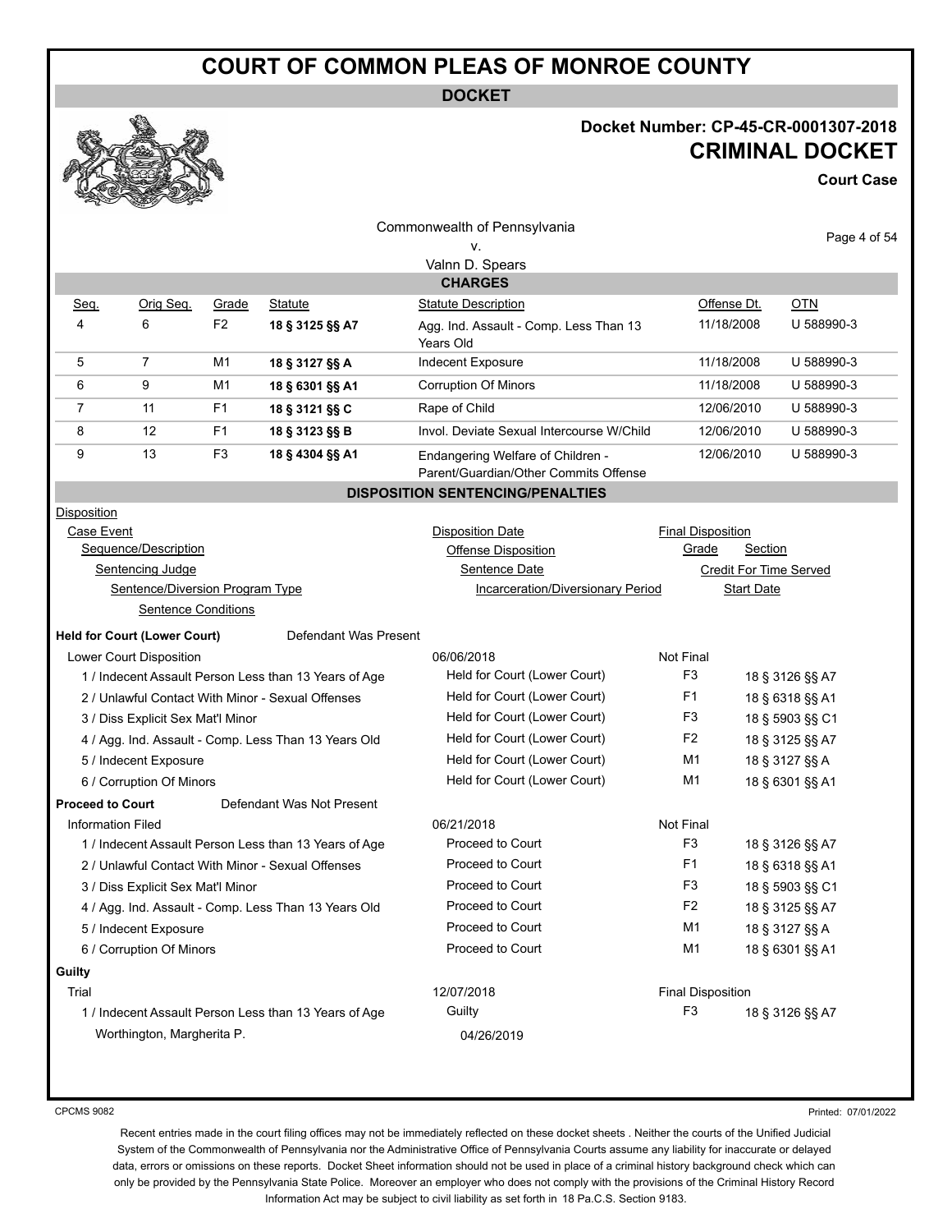# COURT OF COMMON PLEAS OF MONROE COUNTY

**DOCKET**

**Docket Number: CP-45-CR-0001307-2018**

**CRIMINAL DOCKET**

**Court Case**

Commonwealth of Pennsylvania
v.
Valnn D. Spears

## CHARGES

| Seq. | Orig Seq. | Grade | Statute | Statute Description | Offense Dt. | OTN |
|---|---|---|---|---|---|---|
| 4 | 6 | F2 | **18 § 3125 §§ A7** | Agg. Ind. Assault - Comp. Less Than 13 Years Old | 11/18/2008 | U 588990-3 |
| 5 | 7 | M1 | **18 § 3127 §§ A** | Indecent Exposure | 11/18/2008 | U 588990-3 |
| 6 | 9 | M1 | **18 § 6301 §§ A1** | Corruption Of Minors | 11/18/2008 | U 588990-3 |
| 7 | 11 | F1 | **18 § 3121 §§ C** | Rape of Child | 12/06/2010 | U 588990-3 |
| 8 | 12 | F1 | **18 § 3123 §§ B** | Invol. Deviate Sexual Intercourse W/Child | 12/06/2010 | U 588990-3 |
| 9 | 13 | F3 | **18 § 4304 §§ A1** | Endangering Welfare of Children - Parent/Guardian/Other Commits Offense | 12/06/2010 | U 588990-3 |

## DISPOSITION SENTENCING/PENALTIES

Disposition
- Case Event
  - Sequence/Description
    - Sentencing Judge
      - Sentence/Diversion Program Type
        - Sentence Conditions

Disposition Date / Offense Disposition / Sentence Date / Incarceration/Diversionary Period

Final Disposition / Grade / Section / Credit For Time Served / Start Date

**Held for Court (Lower Court)** — Defendant Was Present

| Lower Court Disposition | 06/06/2018 | Not Final | |
|---|---|---|---|
| 1 / Indecent Assault Person Less than 13 Years of Age | Held for Court (Lower Court) | F3 | 18 § 3126 §§ A7 |
| 2 / Unlawful Contact With Minor - Sexual Offenses | Held for Court (Lower Court) | F1 | 18 § 6318 §§ A1 |
| 3 / Diss Explicit Sex Mat'l Minor | Held for Court (Lower Court) | F3 | 18 § 5903 §§ C1 |
| 4 / Agg. Ind. Assault - Comp. Less Than 13 Years Old | Held for Court (Lower Court) | F2 | 18 § 3125 §§ A7 |
| 5 / Indecent Exposure | Held for Court (Lower Court) | M1 | 18 § 3127 §§ A |
| 6 / Corruption Of Minors | Held for Court (Lower Court) | M1 | 18 § 6301 §§ A1 |

**Proceed to Court** — Defendant Was Not Present

| Information Filed | 06/21/2018 | Not Final | |
|---|---|---|---|
| 1 / Indecent Assault Person Less than 13 Years of Age | Proceed to Court | F3 | 18 § 3126 §§ A7 |
| 2 / Unlawful Contact With Minor - Sexual Offenses | Proceed to Court | F1 | 18 § 6318 §§ A1 |
| 3 / Diss Explicit Sex Mat'l Minor | Proceed to Court | F3 | 18 § 5903 §§ C1 |
| 4 / Agg. Ind. Assault - Comp. Less Than 13 Years Old | Proceed to Court | F2 | 18 § 3125 §§ A7 |
| 5 / Indecent Exposure | Proceed to Court | M1 | 18 § 3127 §§ A |
| 6 / Corruption Of Minors | Proceed to Court | M1 | 18 § 6301 §§ A1 |

**Guilty**

| Trial | 12/07/2018 | Final Disposition | |
|---|---|---|---|
| 1 / Indecent Assault Person Less than 13 Years of Age | Guilty | F3 | 18 § 3126 §§ A7 |
| Worthington, Margherita P. | 04/26/2019 | | |

CPCMS 9082

Printed: 07/01/2022

Recent entries made in the court filing offices may not be immediately reflected on these docket sheets . Neither the courts of the Unified Judicial System of the Commonwealth of Pennsylvania nor the Administrative Office of Pennsylvania Courts assume any liability for inaccurate or delayed data, errors or omissions on these reports. Docket Sheet information should not be used in place of a criminal history background check which can only be provided by the Pennsylvania State Police. Moreover an employer who does not comply with the provisions of the Criminal History Record Information Act may be subject to civil liability as set forth in 18 Pa.C.S. Section 9183.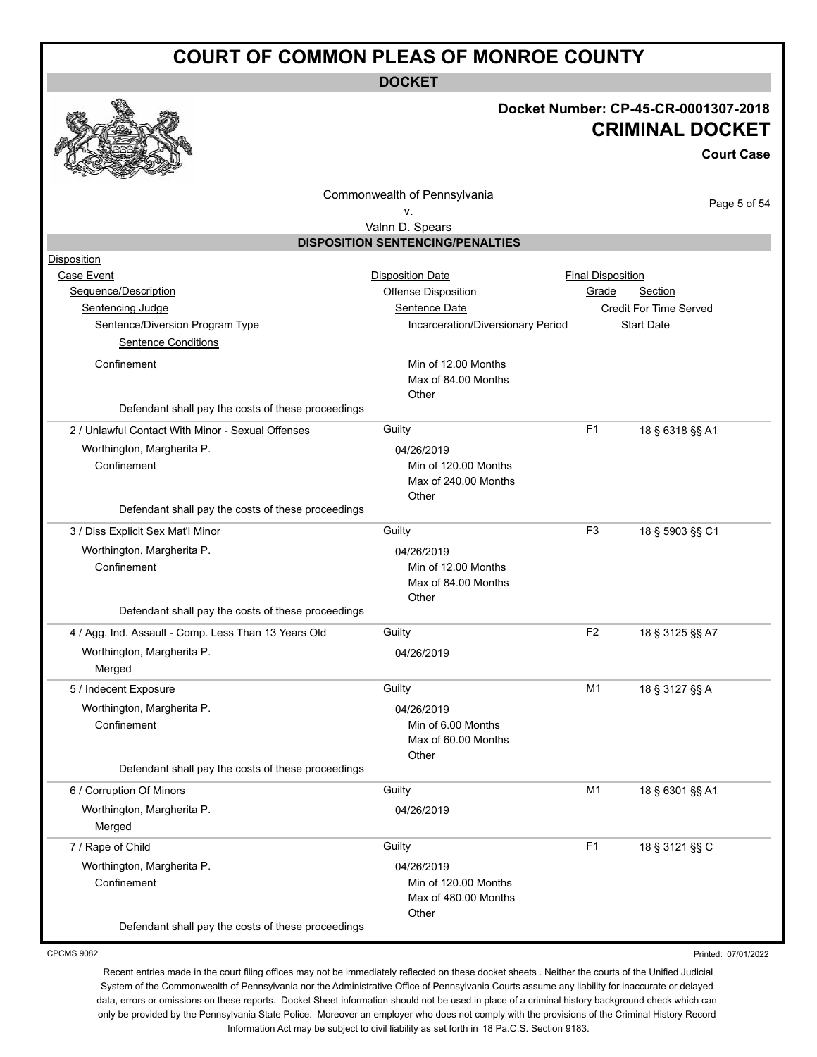# COURT OF COMMON PLEAS OF MONROE COUNTY

**DOCKET**

**Docket Number: CP-45-CR-0001307-2018**

**CRIMINAL DOCKET**

**Court Case**

Commonwealth of Pennsylvania
v.
Valnn D. Spears

## DISPOSITION SENTENCING/PENALTIES

| Disposition | | | |
|---|---|---|---|
| Case Event | Disposition Date | Final Disposition | |
| Sequence/Description | Offense Disposition | Grade | Section |
| Sentencing Judge | Sentence Date | Credit For Time Served | |
| Sentence/Diversion Program Type | Incarceration/Diversionary Period | Start Date | |
| Sentence Conditions | | | |
| Confinement | Min of 12.00 Months<br>Max of 84.00 Months<br>Other | | |
| Defendant shall pay the costs of these proceedings | | | |
| 2 / Unlawful Contact With Minor - Sexual Offenses | Guilty | F1 | 18 § 6318 §§ A1 |
| Worthington, Margherita P. | 04/26/2019 | | |
| Confinement | Min of 120.00 Months<br>Max of 240.00 Months<br>Other | | |
| Defendant shall pay the costs of these proceedings | | | |
| 3 / Diss Explicit Sex Mat'l Minor | Guilty | F3 | 18 § 5903 §§ C1 |
| Worthington, Margherita P. | 04/26/2019 | | |
| Confinement | Min of 12.00 Months<br>Max of 84.00 Months<br>Other | | |
| Defendant shall pay the costs of these proceedings | | | |
| 4 / Agg. Ind. Assault - Comp. Less Than 13 Years Old | Guilty | F2 | 18 § 3125 §§ A7 |
| Worthington, Margherita P. | 04/26/2019 | | |
| Merged | | | |
| 5 / Indecent Exposure | Guilty | M1 | 18 § 3127 §§ A |
| Worthington, Margherita P. | 04/26/2019 | | |
| Confinement | Min of 6.00 Months<br>Max of 60.00 Months<br>Other | | |
| Defendant shall pay the costs of these proceedings | | | |
| 6 / Corruption Of Minors | Guilty | M1 | 18 § 6301 §§ A1 |
| Worthington, Margherita P. | 04/26/2019 | | |
| Merged | | | |
| 7 / Rape of Child | Guilty | F1 | 18 § 3121 §§ C |
| Worthington, Margherita P. | 04/26/2019 | | |
| Confinement | Min of 120.00 Months<br>Max of 480.00 Months<br>Other | | |
| Defendant shall pay the costs of these proceedings | | | |

CPCMS 9082

Printed: 07/01/2022

Recent entries made in the court filing offices may not be immediately reflected on these docket sheets . Neither the courts of the Unified Judicial System of the Commonwealth of Pennsylvania nor the Administrative Office of Pennsylvania Courts assume any liability for inaccurate or delayed data, errors or omissions on these reports. Docket Sheet information should not be used in place of a criminal history background check which can only be provided by the Pennsylvania State Police. Moreover an employer who does not comply with the provisions of the Criminal History Record Information Act may be subject to civil liability as set forth in 18 Pa.C.S. Section 9183.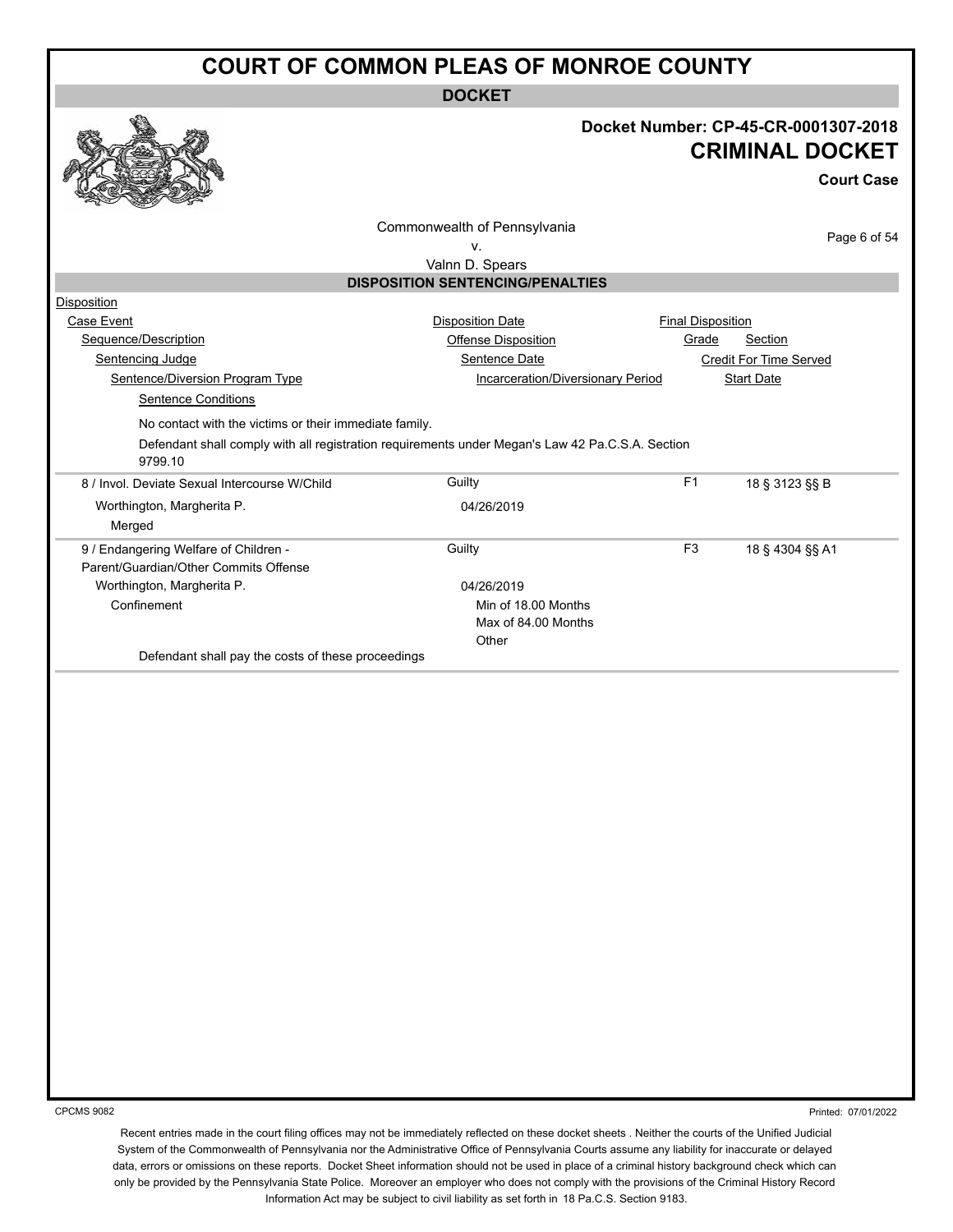# COURT OF COMMON PLEAS OF MONROE COUNTY

**DOCKET**

**Docket Number: CP-45-CR-0001307-2018**

**CRIMINAL DOCKET**

**Court Case**

Commonwealth of Pennsylvania
v.
Valnn D. Spears

## DISPOSITION SENTENCING/PENALTIES

Disposition
Case Event — Disposition Date — Final Disposition
Sequence/Description — Offense Disposition — Grade — Section
Sentencing Judge — Sentence Date — Credit For Time Served
Sentence/Diversion Program Type — Incarceration/Diversionary Period — Start Date
Sentence Conditions

No contact with the victims or their immediate family.

Defendant shall comply with all registration requirements under Megan's Law 42 Pa.C.S.A. Section 9799.10

| Sequence/Description | Offense Disposition | Grade | Section |
|---|---|---|---|
| 8 / Invol. Deviate Sexual Intercourse W/Child | Guilty | F1 | 18 § 3123 §§ B |
| Worthington, Margherita P. | 04/26/2019 | | |
| Merged | | | |

| Sequence/Description | Offense Disposition | Grade | Section |
|---|---|---|---|
| 9 / Endangering Welfare of Children - Parent/Guardian/Other Commits Offense | Guilty | F3 | 18 § 4304 §§ A1 |
| Worthington, Margherita P. | 04/26/2019 | | |
| Confinement | Min of 18.00 Months<br>Max of 84.00 Months<br>Other | | |

Defendant shall pay the costs of these proceedings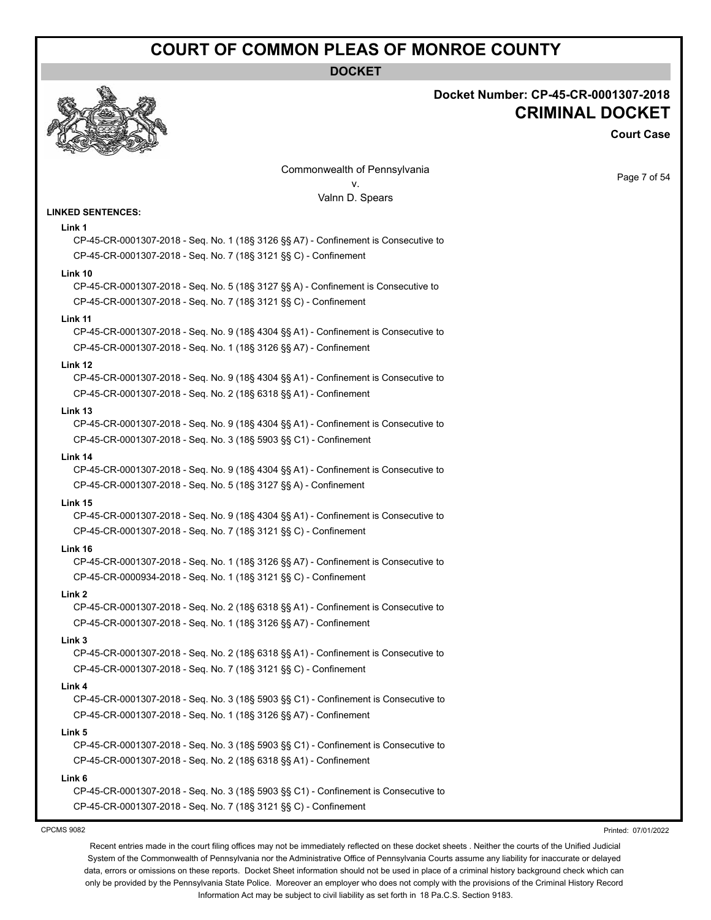# COURT OF COMMON PLEAS OF MONROE COUNTY

**DOCKET**

**Docket Number: CP-45-CR-0001307-2018**

## CRIMINAL DOCKET

**Court Case**

Commonwealth of Pennsylvania
v.
Valnn D. Spears

**LINKED SENTENCES:**

**Link 1**

CP-45-CR-0001307-2018 - Seq. No. 1 (18§ 3126 §§ A7) - Confinement is Consecutive to
CP-45-CR-0001307-2018 - Seq. No. 7 (18§ 3121 §§ C) - Confinement

**Link 10**

CP-45-CR-0001307-2018 - Seq. No. 5 (18§ 3127 §§ A) - Confinement is Consecutive to
CP-45-CR-0001307-2018 - Seq. No. 7 (18§ 3121 §§ C) - Confinement

**Link 11**

CP-45-CR-0001307-2018 - Seq. No. 9 (18§ 4304 §§ A1) - Confinement is Consecutive to
CP-45-CR-0001307-2018 - Seq. No. 1 (18§ 3126 §§ A7) - Confinement

**Link 12**

CP-45-CR-0001307-2018 - Seq. No. 9 (18§ 4304 §§ A1) - Confinement is Consecutive to
CP-45-CR-0001307-2018 - Seq. No. 2 (18§ 6318 §§ A1) - Confinement

**Link 13**

CP-45-CR-0001307-2018 - Seq. No. 9 (18§ 4304 §§ A1) - Confinement is Consecutive to
CP-45-CR-0001307-2018 - Seq. No. 3 (18§ 5903 §§ C1) - Confinement

**Link 14**

CP-45-CR-0001307-2018 - Seq. No. 9 (18§ 4304 §§ A1) - Confinement is Consecutive to
CP-45-CR-0001307-2018 - Seq. No. 5 (18§ 3127 §§ A) - Confinement

**Link 15**

CP-45-CR-0001307-2018 - Seq. No. 9 (18§ 4304 §§ A1) - Confinement is Consecutive to
CP-45-CR-0001307-2018 - Seq. No. 7 (18§ 3121 §§ C) - Confinement

**Link 16**

CP-45-CR-0001307-2018 - Seq. No. 1 (18§ 3126 §§ A7) - Confinement is Consecutive to
CP-45-CR-0000934-2018 - Seq. No. 1 (18§ 3121 §§ C) - Confinement

**Link 2**

CP-45-CR-0001307-2018 - Seq. No. 2 (18§ 6318 §§ A1) - Confinement is Consecutive to
CP-45-CR-0001307-2018 - Seq. No. 1 (18§ 3126 §§ A7) - Confinement

**Link 3**

CP-45-CR-0001307-2018 - Seq. No. 2 (18§ 6318 §§ A1) - Confinement is Consecutive to
CP-45-CR-0001307-2018 - Seq. No. 7 (18§ 3121 §§ C) - Confinement

**Link 4**

CP-45-CR-0001307-2018 - Seq. No. 3 (18§ 5903 §§ C1) - Confinement is Consecutive to
CP-45-CR-0001307-2018 - Seq. No. 1 (18§ 3126 §§ A7) - Confinement

**Link 5**

CP-45-CR-0001307-2018 - Seq. No. 3 (18§ 5903 §§ C1) - Confinement is Consecutive to
CP-45-CR-0001307-2018 - Seq. No. 2 (18§ 6318 §§ A1) - Confinement

**Link 6**

CP-45-CR-0001307-2018 - Seq. No. 3 (18§ 5903 §§ C1) - Confinement is Consecutive to
CP-45-CR-0001307-2018 - Seq. No. 7 (18§ 3121 §§ C) - Confinement

Recent entries made in the court filing offices may not be immediately reflected on these docket sheets . Neither the courts of the Unified Judicial System of the Commonwealth of Pennsylvania nor the Administrative Office of Pennsylvania Courts assume any liability for inaccurate or delayed data, errors or omissions on these reports. Docket Sheet information should not be used in place of a criminal history background check which can only be provided by the Pennsylvania State Police. Moreover an employer who does not comply with the provisions of the Criminal History Record Information Act may be subject to civil liability as set forth in 18 Pa.C.S. Section 9183.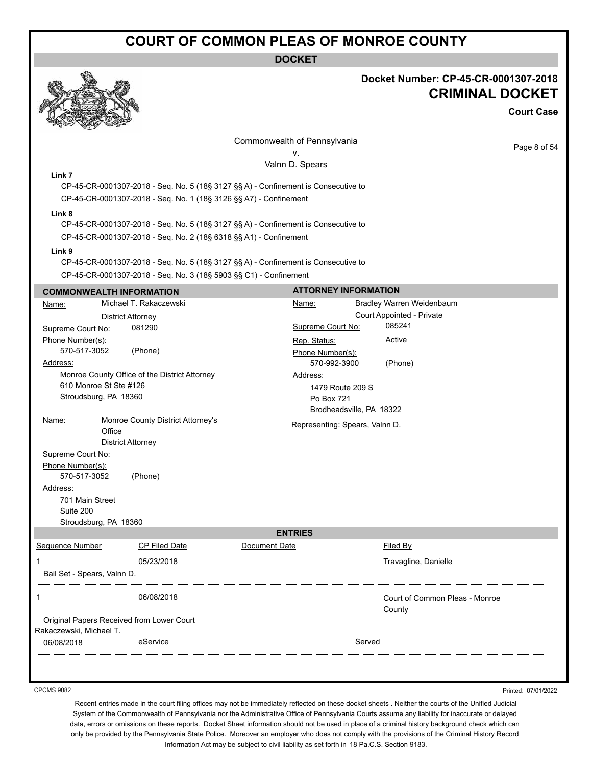# COURT OF COMMON PLEAS OF MONROE COUNTY

**DOCKET**

**Docket Number: CP-45-CR-0001307-2018**

## CRIMINAL DOCKET

**Court Case**

Commonwealth of Pennsylvania
v.
Valnn D. Spears

**Link 7**

CP-45-CR-0001307-2018 - Seq. No. 5 (18§ 3127 §§ A) - Confinement is Consecutive to
CP-45-CR-0001307-2018 - Seq. No. 1 (18§ 3126 §§ A7) - Confinement

**Link 8**

CP-45-CR-0001307-2018 - Seq. No. 5 (18§ 3127 §§ A) - Confinement is Consecutive to
CP-45-CR-0001307-2018 - Seq. No. 2 (18§ 6318 §§ A1) - Confinement

**Link 9**

CP-45-CR-0001307-2018 - Seq. No. 5 (18§ 3127 §§ A) - Confinement is Consecutive to
CP-45-CR-0001307-2018 - Seq. No. 3 (18§ 5903 §§ C1) - Confinement

## COMMONWEALTH INFORMATION

Name: Michael T. Rakaczewski
District Attorney
Supreme Court No: 081290
Phone Number(s):
570-517-3052 (Phone)
Address:
Monroe County Office of the District Attorney
610 Monroe St Ste #126
Stroudsburg, PA 18360

Name: Monroe County District Attorney's Office
District Attorney
Supreme Court No:
Phone Number(s):
570-517-3052 (Phone)
Address:
701 Main Street
Suite 200
Stroudsburg, PA 18360

## ATTORNEY INFORMATION

Name: Bradley Warren Weidenbaum
Court Appointed - Private
Supreme Court No: 085241
Rep. Status: Active
Phone Number(s):
570-992-3900 (Phone)
Address:
1479 Route 209 S
Po Box 721
Brodheadsville, PA 18322

Representing: Spears, Valnn D.

## ENTRIES

| Sequence Number | CP Filed Date | Document Date | Filed By |
|---|---|---|---|
| 1 | 05/23/2018 | | Travagline, Danielle |
| Bail Set - Spears, Valnn D. | | | |
| 1 | 06/08/2018 | | Court of Common Pleas - Monroe County |
| Original Papers Received from Lower Court | | | |
| Rakaczewski, Michael T. | | | |
| 06/08/2018 | eService | | Served |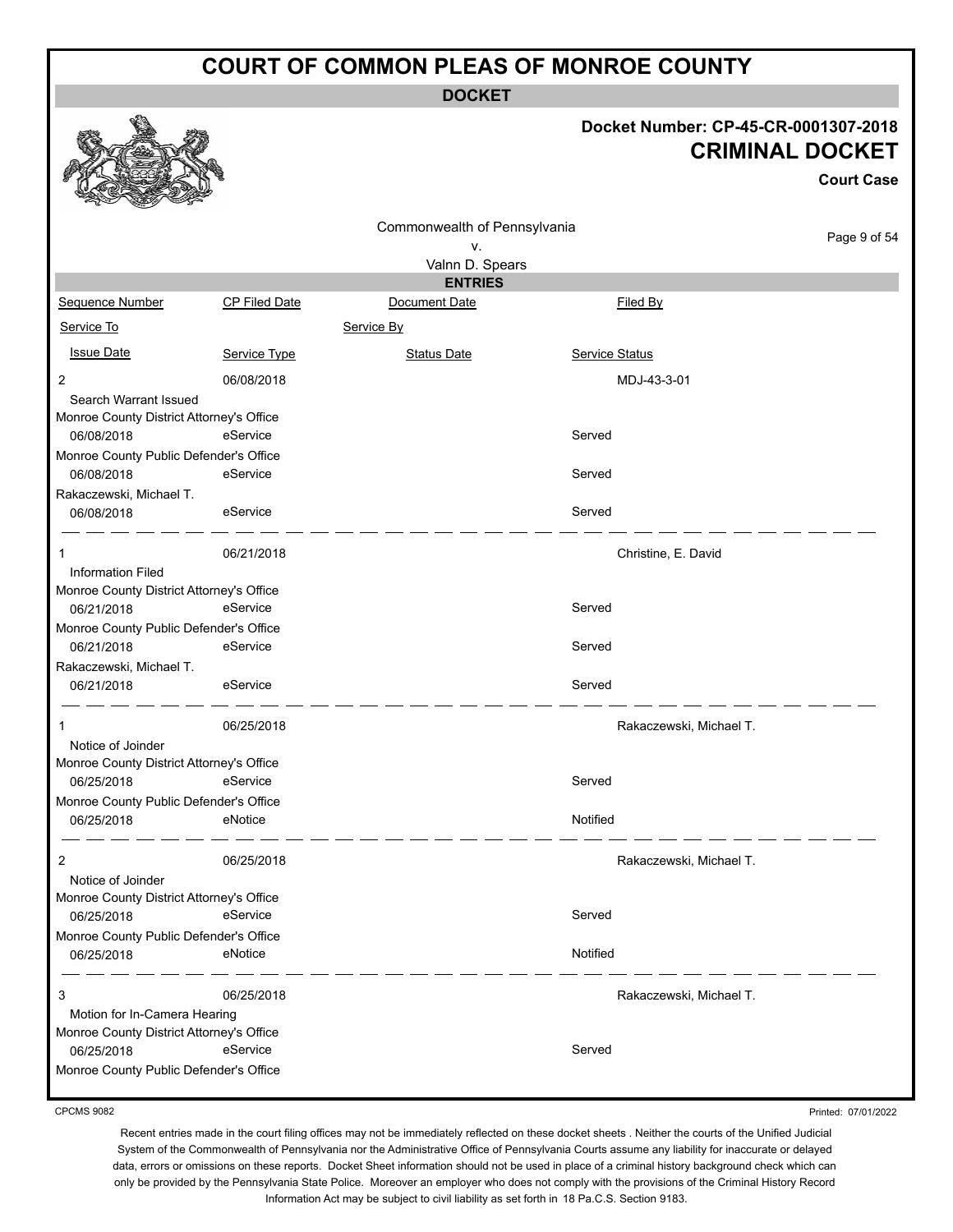# COURT OF COMMON PLEAS OF MONROE COUNTY

**DOCKET**

**Docket Number: CP-45-CR-0001307-2018**

## CRIMINAL DOCKET

**Court Case**

Commonwealth of Pennsylvania
v.
Valnn D. Spears

**ENTRIES**

| Sequence Number | CP Filed Date | Document Date | Filed By |
|---|---|---|---|
| Service To | | Service By | |
| Issue Date | Service Type | Status Date | Service Status |
| 2 | 06/08/2018 | | MDJ-43-3-01 |
| Search Warrant Issued | | | |
| Monroe County District Attorney's Office | | | |
| 06/08/2018 | eService | | Served |
| Monroe County Public Defender's Office | | | |
| 06/08/2018 | eService | | Served |
| Rakaczewski, Michael T. | | | |
| 06/08/2018 | eService | | Served |
| 1 | 06/21/2018 | | Christine, E. David |
| Information Filed | | | |
| Monroe County District Attorney's Office | | | |
| 06/21/2018 | eService | | Served |
| Monroe County Public Defender's Office | | | |
| 06/21/2018 | eService | | Served |
| Rakaczewski, Michael T. | | | |
| 06/21/2018 | eService | | Served |
| 1 | 06/25/2018 | | Rakaczewski, Michael T. |
| Notice of Joinder | | | |
| Monroe County District Attorney's Office | | | |
| 06/25/2018 | eService | | Served |
| Monroe County Public Defender's Office | | | |
| 06/25/2018 | eNotice | | Notified |
| 2 | 06/25/2018 | | Rakaczewski, Michael T. |
| Notice of Joinder | | | |
| Monroe County District Attorney's Office | | | |
| 06/25/2018 | eService | | Served |
| Monroe County Public Defender's Office | | | |
| 06/25/2018 | eNotice | | Notified |
| 3 | 06/25/2018 | | Rakaczewski, Michael T. |
| Motion for In-Camera Hearing | | | |
| Monroe County District Attorney's Office | | | |
| 06/25/2018 | eService | | Served |
| Monroe County Public Defender's Office | | | |

CPCMS 9082

Printed: 07/01/2022

Recent entries made in the court filing offices may not be immediately reflected on these docket sheets . Neither the courts of the Unified Judicial System of the Commonwealth of Pennsylvania nor the Administrative Office of Pennsylvania Courts assume any liability for inaccurate or delayed data, errors or omissions on these reports. Docket Sheet information should not be used in place of a criminal history background check which can only be provided by the Pennsylvania State Police. Moreover an employer who does not comply with the provisions of the Criminal History Record Information Act may be subject to civil liability as set forth in 18 Pa.C.S. Section 9183.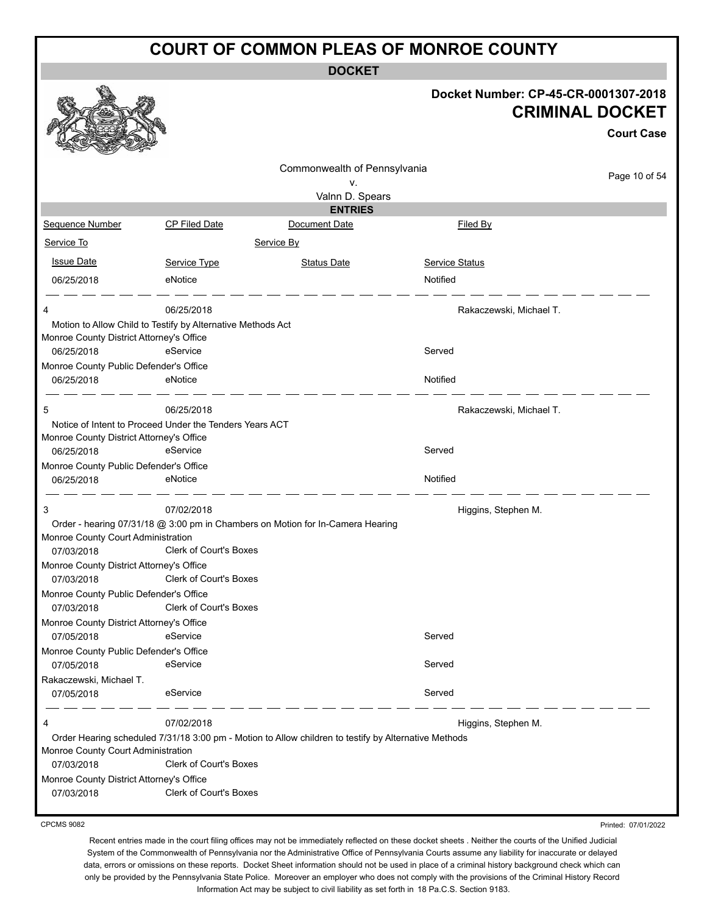# COURT OF COMMON PLEAS OF MONROE COUNTY

**DOCKET**

**Docket Number: CP-45-CR-0001307-2018**

**CRIMINAL DOCKET**

**Court Case**

Commonwealth of Pennsylvania
v.
Valnn D. Spears

**ENTRIES**

| Sequence Number | CP Filed Date | Document Date | Filed By |
|---|---|---|---|
| Service To | | Service By | |
| Issue Date | Service Type | Status Date | Service Status |
| 06/25/2018 | eNotice | | Notified |
| 4 | 06/25/2018 | | Rakaczewski, Michael T. |
| Motion to Allow Child to Testify by Alternative Methods Act | | | |
| Monroe County District Attorney's Office | | | |
| 06/25/2018 | eService | | Served |
| Monroe County Public Defender's Office | | | |
| 06/25/2018 | eNotice | | Notified |
| 5 | 06/25/2018 | | Rakaczewski, Michael T. |
| Notice of Intent to Proceed Under the Tenders Years ACT | | | |
| Monroe County District Attorney's Office | | | |
| 06/25/2018 | eService | | Served |
| Monroe County Public Defender's Office | | | |
| 06/25/2018 | eNotice | | Notified |
| 3 | 07/02/2018 | | Higgins, Stephen M. |
| Order - hearing 07/31/18 @ 3:00 pm in Chambers on Motion for In-Camera Hearing | | | |
| Monroe County Court Administration | | | |
| 07/03/2018 | Clerk of Court's Boxes | | |
| Monroe County District Attorney's Office | | | |
| 07/03/2018 | Clerk of Court's Boxes | | |
| Monroe County Public Defender's Office | | | |
| 07/03/2018 | Clerk of Court's Boxes | | |
| Monroe County District Attorney's Office | | | |
| 07/05/2018 | eService | | Served |
| Monroe County Public Defender's Office | | | |
| 07/05/2018 | eService | | Served |
| Rakaczewski, Michael T. | | | |
| 07/05/2018 | eService | | Served |
| 4 | 07/02/2018 | | Higgins, Stephen M. |
| Order Hearing scheduled 7/31/18 3:00 pm - Motion to Allow children to testify by Alternative Methods | | | |
| Monroe County Court Administration | | | |
| 07/03/2018 | Clerk of Court's Boxes | | |
| Monroe County District Attorney's Office | | | |
| 07/03/2018 | Clerk of Court's Boxes | | |

CPCMS 9082

Printed: 07/01/2022

Recent entries made in the court filing offices may not be immediately reflected on these docket sheets . Neither the courts of the Unified Judicial System of the Commonwealth of Pennsylvania nor the Administrative Office of Pennsylvania Courts assume any liability for inaccurate or delayed data, errors or omissions on these reports. Docket Sheet information should not be used in place of a criminal history background check which can only be provided by the Pennsylvania State Police. Moreover an employer who does not comply with the provisions of the Criminal History Record Information Act may be subject to civil liability as set forth in 18 Pa.C.S. Section 9183.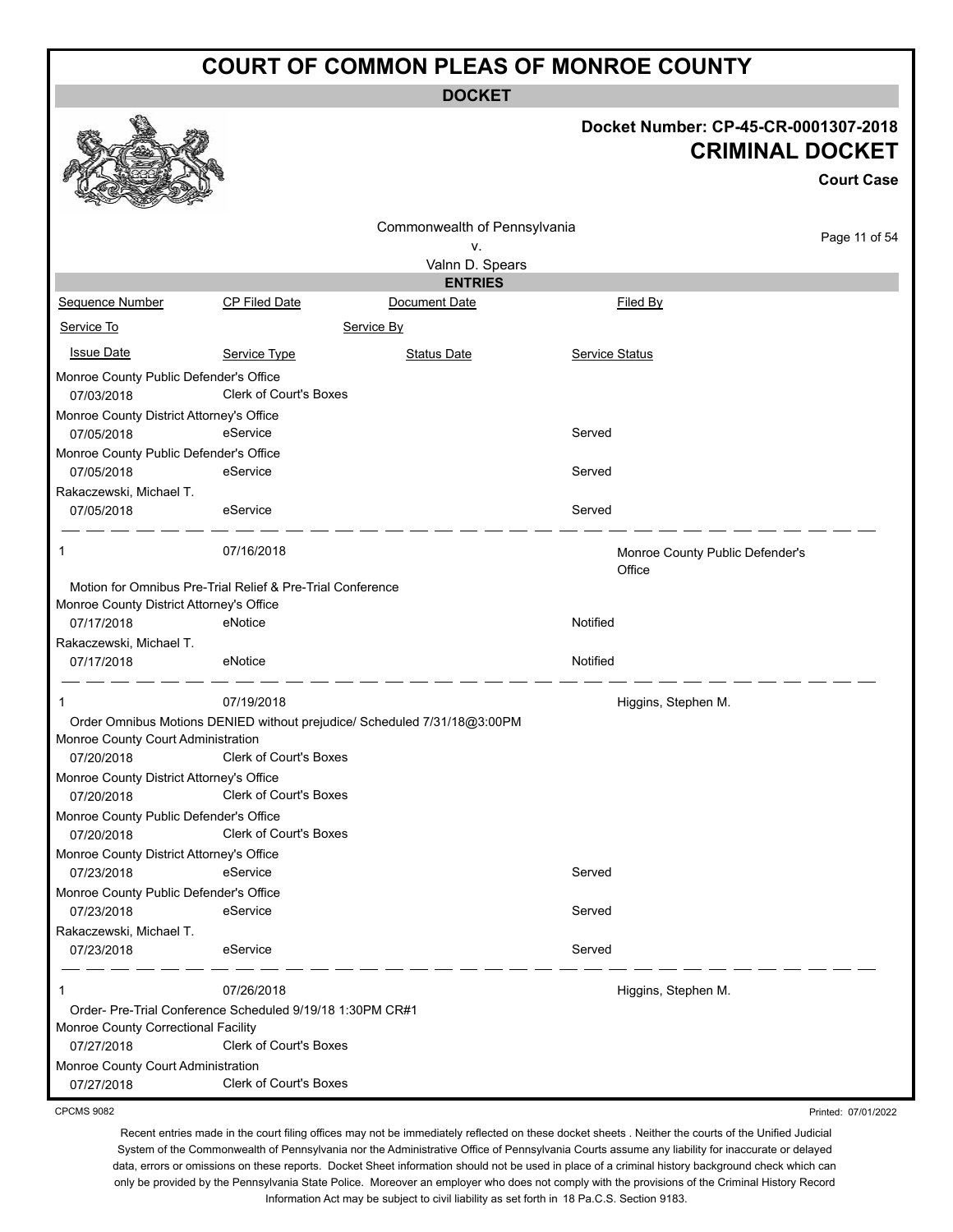# COURT OF COMMON PLEAS OF MONROE COUNTY

**DOCKET**

**Docket Number: CP-45-CR-0001307-2018**

**CRIMINAL DOCKET**

**Court Case**

Commonwealth of Pennsylvania
v.
Valnn D. Spears

**ENTRIES**

| Sequence Number | CP Filed Date | Document Date | Filed By |
|---|---|---|---|
| Service To | | Service By | |
| Issue Date | Service Type | Status Date | Service Status |

| | | | |
|---|---|---|---|
| Monroe County Public Defender's Office | | | |
| 07/03/2018 | Clerk of Court's Boxes | | |
| Monroe County District Attorney's Office | | | |
| 07/05/2018 | eService | | Served |
| Monroe County Public Defender's Office | | | |
| 07/05/2018 | eService | | Served |
| Rakaczewski, Michael T. | | | |
| 07/05/2018 | eService | | Served |

| | | | |
|---|---|---|---|
| 1 | 07/16/2018 | | Monroe County Public Defender's Office |
| Motion for Omnibus Pre-Trial Relief & Pre-Trial Conference | | | |
| Monroe County District Attorney's Office | | | |
| 07/17/2018 | eNotice | | Notified |
| Rakaczewski, Michael T. | | | |
| 07/17/2018 | eNotice | | Notified |

| | | | |
|---|---|---|---|
| 1 | 07/19/2018 | | Higgins, Stephen M. |
| Order Omnibus Motions DENIED without prejudice/ Scheduled 7/31/18@3:00PM | | | |
| Monroe County Court Administration | | | |
| 07/20/2018 | Clerk of Court's Boxes | | |
| Monroe County District Attorney's Office | | | |
| 07/20/2018 | Clerk of Court's Boxes | | |
| Monroe County Public Defender's Office | | | |
| 07/20/2018 | Clerk of Court's Boxes | | |
| Monroe County District Attorney's Office | | | |
| 07/23/2018 | eService | | Served |
| Monroe County Public Defender's Office | | | |
| 07/23/2018 | eService | | Served |
| Rakaczewski, Michael T. | | | |
| 07/23/2018 | eService | | Served |

| | | | |
|---|---|---|---|
| 1 | 07/26/2018 | | Higgins, Stephen M. |
| Order- Pre-Trial Conference Scheduled 9/19/18 1:30PM CR#1 | | | |
| Monroe County Correctional Facility | | | |
| 07/27/2018 | Clerk of Court's Boxes | | |
| Monroe County Court Administration | | | |
| 07/27/2018 | Clerk of Court's Boxes | | |

CPCMS 9082

Printed: 07/01/2022

Recent entries made in the court filing offices may not be immediately reflected on these docket sheets . Neither the courts of the Unified Judicial System of the Commonwealth of Pennsylvania nor the Administrative Office of Pennsylvania Courts assume any liability for inaccurate or delayed data, errors or omissions on these reports. Docket Sheet information should not be used in place of a criminal history background check which can only be provided by the Pennsylvania State Police. Moreover an employer who does not comply with the provisions of the Criminal History Record Information Act may be subject to civil liability as set forth in 18 Pa.C.S. Section 9183.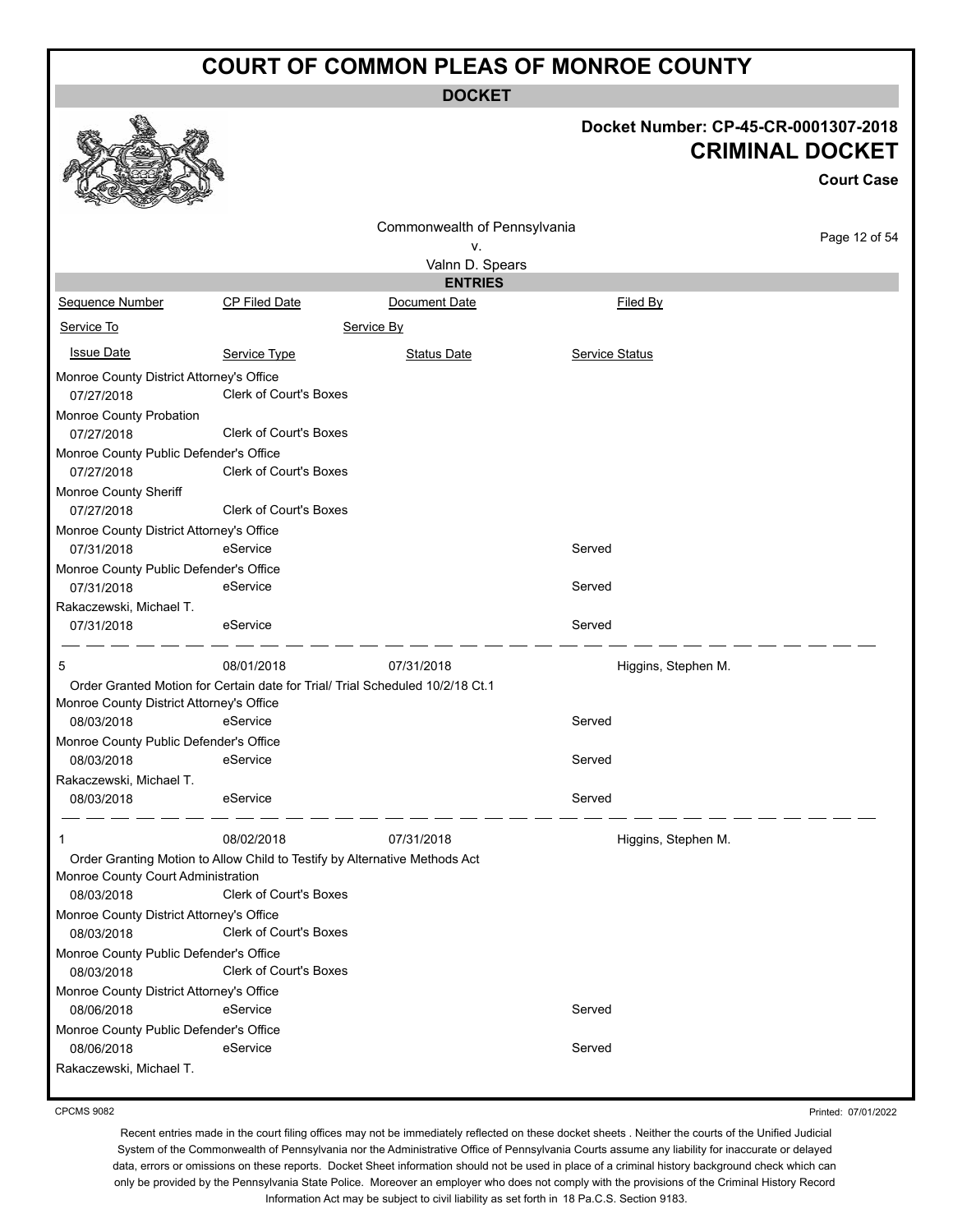# COURT OF COMMON PLEAS OF MONROE COUNTY

**DOCKET**

**Docket Number: CP-45-CR-0001307-2018**
**CRIMINAL DOCKET**
**Court Case**

Commonwealth of Pennsylvania
v.
Valnn D. Spears

**ENTRIES**

| Sequence Number | CP Filed Date | Document Date | Filed By |
|---|---|---|---|
| Service To | | Service By | |
| Issue Date | Service Type | Status Date | Service Status |
| Monroe County District Attorney's Office | | | |
| 07/27/2018 | Clerk of Court's Boxes | | |
| Monroe County Probation | | | |
| 07/27/2018 | Clerk of Court's Boxes | | |
| Monroe County Public Defender's Office | | | |
| 07/27/2018 | Clerk of Court's Boxes | | |
| Monroe County Sheriff | | | |
| 07/27/2018 | Clerk of Court's Boxes | | |
| Monroe County District Attorney's Office | | | |
| 07/31/2018 | eService | | Served |
| Monroe County Public Defender's Office | | | |
| 07/31/2018 | eService | | Served |
| Rakaczewski, Michael T. | | | |
| 07/31/2018 | eService | | Served |
| 5 | 08/01/2018 | 07/31/2018 | Higgins, Stephen M. |
| Order Granted Motion for Certain date for Trial/ Trial Scheduled 10/2/18 Ct.1 | | | |
| Monroe County District Attorney's Office | | | |
| 08/03/2018 | eService | | Served |
| Monroe County Public Defender's Office | | | |
| 08/03/2018 | eService | | Served |
| Rakaczewski, Michael T. | | | |
| 08/03/2018 | eService | | Served |
| 1 | 08/02/2018 | 07/31/2018 | Higgins, Stephen M. |
| Order Granting Motion to Allow Child to Testify by Alternative Methods Act | | | |
| Monroe County Court Administration | | | |
| 08/03/2018 | Clerk of Court's Boxes | | |
| Monroe County District Attorney's Office | | | |
| 08/03/2018 | Clerk of Court's Boxes | | |
| Monroe County Public Defender's Office | | | |
| 08/03/2018 | Clerk of Court's Boxes | | |
| Monroe County District Attorney's Office | | | |
| 08/06/2018 | eService | | Served |
| Monroe County Public Defender's Office | | | |
| 08/06/2018 | eService | | Served |
| Rakaczewski, Michael T. | | | |

CPCMS 9082

Printed: 07/01/2022

Recent entries made in the court filing offices may not be immediately reflected on these docket sheets . Neither the courts of the Unified Judicial System of the Commonwealth of Pennsylvania nor the Administrative Office of Pennsylvania Courts assume any liability for inaccurate or delayed data, errors or omissions on these reports. Docket Sheet information should not be used in place of a criminal history background check which can only be provided by the Pennsylvania State Police. Moreover an employer who does not comply with the provisions of the Criminal History Record Information Act may be subject to civil liability as set forth in 18 Pa.C.S. Section 9183.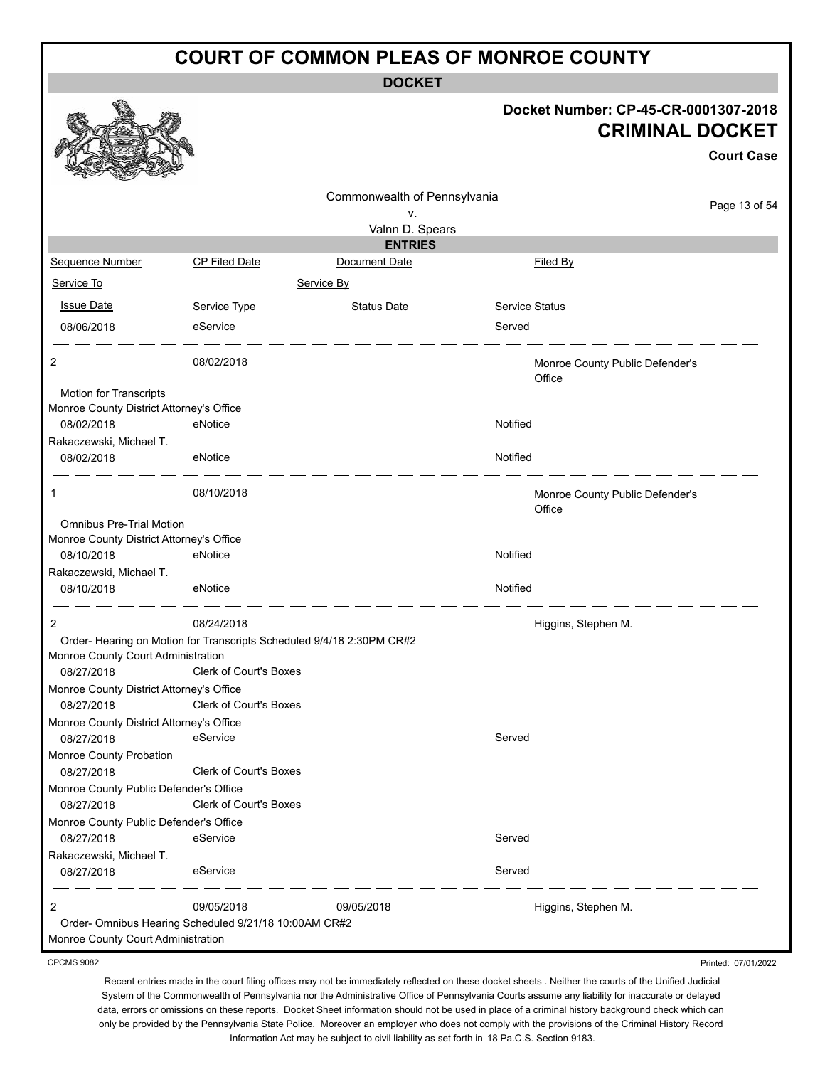# COURT OF COMMON PLEAS OF MONROE COUNTY

**DOCKET**

**Docket Number: CP-45-CR-0001307-2018**

**CRIMINAL DOCKET**

**Court Case**

Commonwealth of Pennsylvania
v.
Valnn D. Spears

**ENTRIES**

| Sequence Number | CP Filed Date | Document Date | Filed By |
|---|---|---|---|
| Service To | | Service By | |
| Issue Date | Service Type | Status Date | Service Status |
| 08/06/2018 | eService | | Served |
| 2 | 08/02/2018 | | Monroe County Public Defender's Office |
| Motion for Transcripts | | | |
| Monroe County District Attorney's Office | | | |
| 08/02/2018 | eNotice | | Notified |
| Rakaczewski, Michael T. | | | |
| 08/02/2018 | eNotice | | Notified |
| 1 | 08/10/2018 | | Monroe County Public Defender's Office |
| Omnibus Pre-Trial Motion | | | |
| Monroe County District Attorney's Office | | | |
| 08/10/2018 | eNotice | | Notified |
| Rakaczewski, Michael T. | | | |
| 08/10/2018 | eNotice | | Notified |
| 2 | 08/24/2018 | | Higgins, Stephen M. |
| Order- Hearing on Motion for Transcripts Scheduled 9/4/18 2:30PM CR#2 | | | |
| Monroe County Court Administration | | | |
| 08/27/2018 | Clerk of Court's Boxes | | |
| Monroe County District Attorney's Office | | | |
| 08/27/2018 | Clerk of Court's Boxes | | |
| Monroe County District Attorney's Office | | | |
| 08/27/2018 | eService | | Served |
| Monroe County Probation | | | |
| 08/27/2018 | Clerk of Court's Boxes | | |
| Monroe County Public Defender's Office | | | |
| 08/27/2018 | Clerk of Court's Boxes | | |
| Monroe County Public Defender's Office | | | |
| 08/27/2018 | eService | | Served |
| Rakaczewski, Michael T. | | | |
| 08/27/2018 | eService | | Served |
| 2 | 09/05/2018 | 09/05/2018 | Higgins, Stephen M. |
| Order- Omnibus Hearing Scheduled 9/21/18 10:00AM CR#2 | | | |
| Monroe County Court Administration | | | |

CPCMS 9082

Printed: 07/01/2022

Recent entries made in the court filing offices may not be immediately reflected on these docket sheets . Neither the courts of the Unified Judicial System of the Commonwealth of Pennsylvania nor the Administrative Office of Pennsylvania Courts assume any liability for inaccurate or delayed data, errors or omissions on these reports. Docket Sheet information should not be used in place of a criminal history background check which can only be provided by the Pennsylvania State Police. Moreover an employer who does not comply with the provisions of the Criminal History Record Information Act may be subject to civil liability as set forth in 18 Pa.C.S. Section 9183.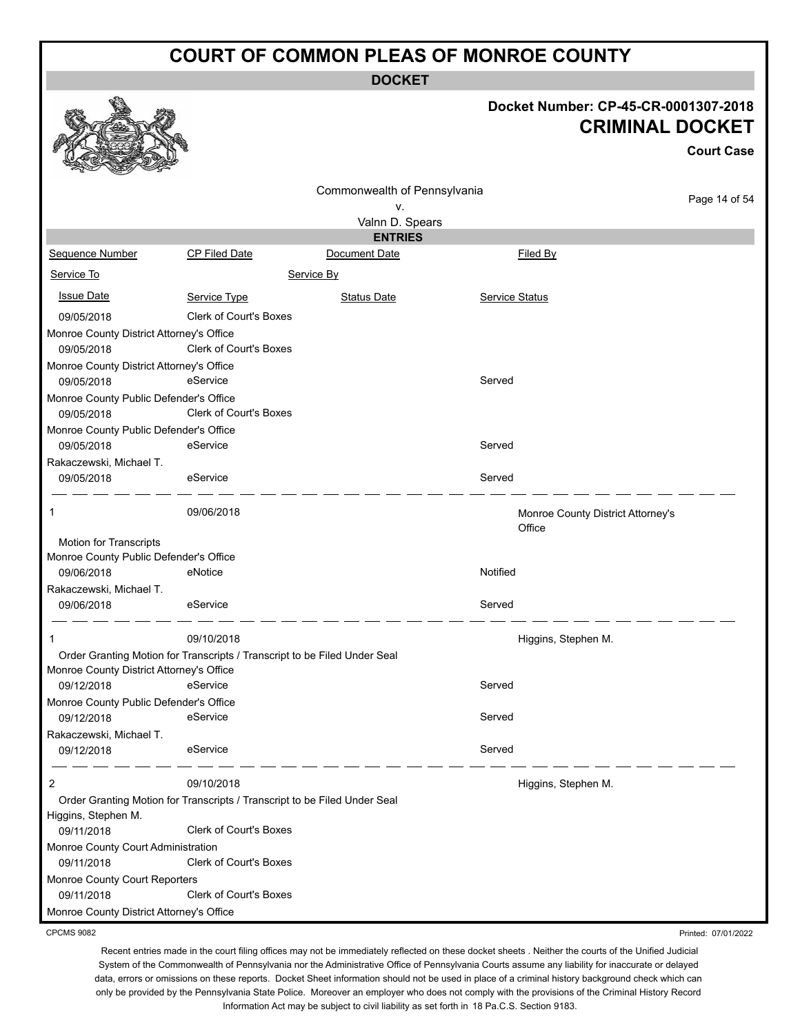# COURT OF COMMON PLEAS OF MONROE COUNTY

**DOCKET**

**Docket Number: CP-45-CR-0001307-2018**

**CRIMINAL DOCKET**

**Court Case**

Commonwealth of Pennsylvania
v.
Valnn D. Spears

**ENTRIES**

| Sequence Number | CP Filed Date | Document Date | Filed By |
|---|---|---|---|
| Service To | | Service By | |
| Issue Date | Service Type | Status Date | Service Status |
| 09/05/2018 | Clerk of Court's Boxes | | |
| Monroe County District Attorney's Office | | | |
| 09/05/2018 | Clerk of Court's Boxes | | |
| Monroe County District Attorney's Office | | | |
| 09/05/2018 | eService | | Served |
| Monroe County Public Defender's Office | | | |
| 09/05/2018 | Clerk of Court's Boxes | | |
| Monroe County Public Defender's Office | | | |
| 09/05/2018 | eService | | Served |
| Rakaczewski, Michael T. | | | |
| 09/05/2018 | eService | | Served |
| 1 | 09/06/2018 | | Monroe County District Attorney's Office |
| Motion for Transcripts | | | |
| Monroe County Public Defender's Office | | | |
| 09/06/2018 | eNotice | | Notified |
| Rakaczewski, Michael T. | | | |
| 09/06/2018 | eService | | Served |
| 1 | 09/10/2018 | | Higgins, Stephen M. |
| Order Granting Motion for Transcripts / Transcript to be Filed Under Seal | | | |
| Monroe County District Attorney's Office | | | |
| 09/12/2018 | eService | | Served |
| Monroe County Public Defender's Office | | | |
| 09/12/2018 | eService | | Served |
| Rakaczewski, Michael T. | | | |
| 09/12/2018 | eService | | Served |
| 2 | 09/10/2018 | | Higgins, Stephen M. |
| Order Granting Motion for Transcripts / Transcript to be Filed Under Seal | | | |
| Higgins, Stephen M. | | | |
| 09/11/2018 | Clerk of Court's Boxes | | |
| Monroe County Court Administration | | | |
| 09/11/2018 | Clerk of Court's Boxes | | |
| Monroe County Court Reporters | | | |
| 09/11/2018 | Clerk of Court's Boxes | | |
| Monroe County District Attorney's Office | | | |

CPCMS 9082

Printed: 07/01/2022

Recent entries made in the court filing offices may not be immediately reflected on these docket sheets . Neither the courts of the Unified Judicial System of the Commonwealth of Pennsylvania nor the Administrative Office of Pennsylvania Courts assume any liability for inaccurate or delayed data, errors or omissions on these reports. Docket Sheet information should not be used in place of a criminal history background check which can only be provided by the Pennsylvania State Police. Moreover an employer who does not comply with the provisions of the Criminal History Record Information Act may be subject to civil liability as set forth in 18 Pa.C.S. Section 9183.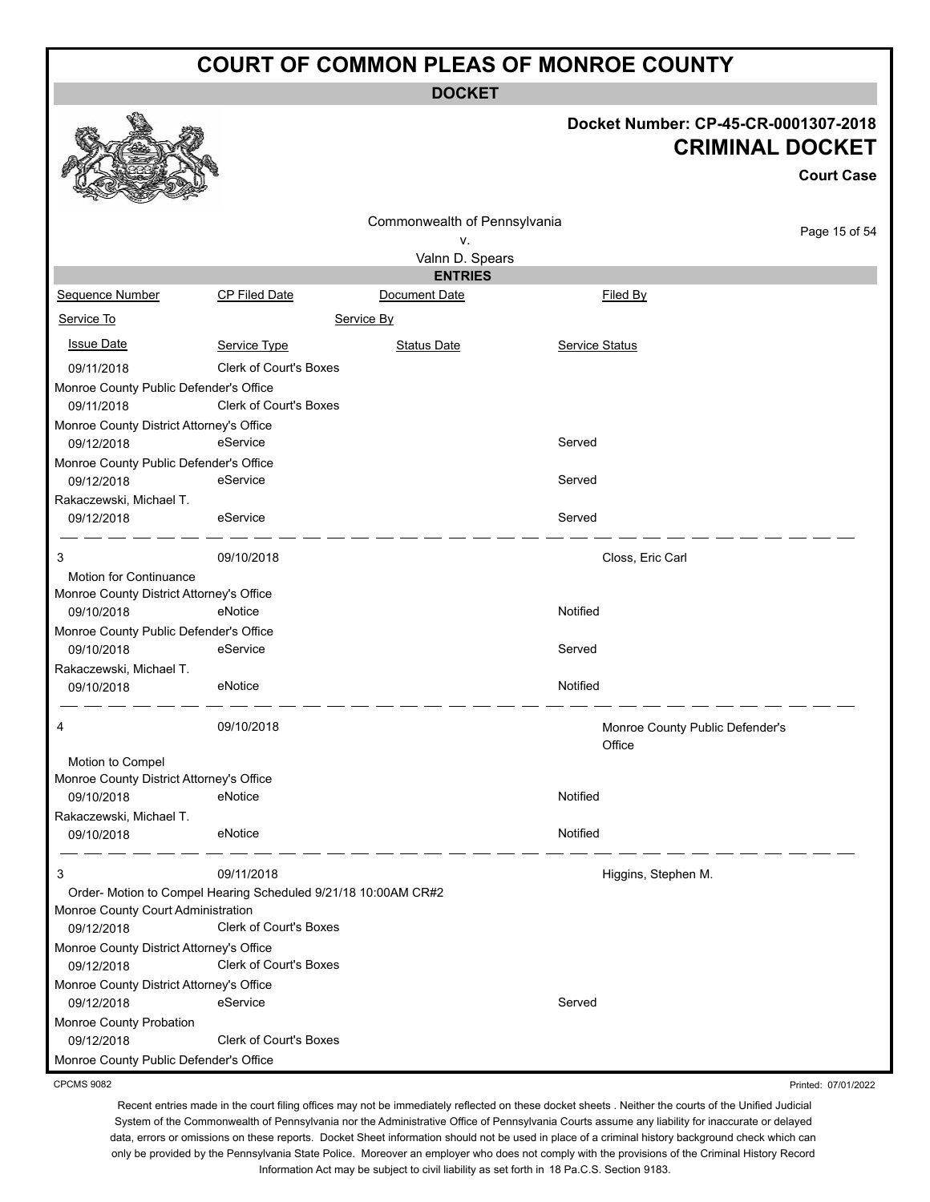# COURT OF COMMON PLEAS OF MONROE COUNTY

## DOCKET

**Docket Number: CP-45-CR-0001307-2018**

**CRIMINAL DOCKET**

**Court Case**

Commonwealth of Pennsylvania
v.
Valnn D. Spears

### ENTRIES

| Sequence Number | CP Filed Date | Document Date | Filed By |
|---|---|---|---|
| Service To | Service By | | |
| Issue Date | Service Type | Status Date | Service Status |
| 09/11/2018 | Clerk of Court's Boxes | | |
| Monroe County Public Defender's Office | | | |
| 09/11/2018 | Clerk of Court's Boxes | | |
| Monroe County District Attorney's Office | | | |
| 09/12/2018 | eService | | Served |
| Monroe County Public Defender's Office | | | |
| 09/12/2018 | eService | | Served |
| Rakaczewski, Michael T. | | | |
| 09/12/2018 | eService | | Served |
| 3 | 09/10/2018 | | Closs, Eric Carl |
| Motion for Continuance | | | |
| Monroe County District Attorney's Office | | | |
| 09/10/2018 | eNotice | | Notified |
| Monroe County Public Defender's Office | | | |
| 09/10/2018 | eService | | Served |
| Rakaczewski, Michael T. | | | |
| 09/10/2018 | eNotice | | Notified |
| 4 | 09/10/2018 | | Monroe County Public Defender's Office |
| Motion to Compel | | | |
| Monroe County District Attorney's Office | | | |
| 09/10/2018 | eNotice | | Notified |
| Rakaczewski, Michael T. | | | |
| 09/10/2018 | eNotice | | Notified |
| 3 | 09/11/2018 | | Higgins, Stephen M. |
| Order- Motion to Compel Hearing Scheduled 9/21/18 10:00AM CR#2 | | | |
| Monroe County Court Administration | | | |
| 09/12/2018 | Clerk of Court's Boxes | | |
| Monroe County District Attorney's Office | | | |
| 09/12/2018 | Clerk of Court's Boxes | | |
| Monroe County District Attorney's Office | | | |
| 09/12/2018 | eService | | Served |
| Monroe County Probation | | | |
| 09/12/2018 | Clerk of Court's Boxes | | |
| Monroe County Public Defender's Office | | | |

CPCMS 9082

Printed: 07/01/2022

Recent entries made in the court filing offices may not be immediately reflected on these docket sheets . Neither the courts of the Unified Judicial System of the Commonwealth of Pennsylvania nor the Administrative Office of Pennsylvania Courts assume any liability for inaccurate or delayed data, errors or omissions on these reports. Docket Sheet information should not be used in place of a criminal history background check which can only be provided by the Pennsylvania State Police. Moreover an employer who does not comply with the provisions of the Criminal History Record Information Act may be subject to civil liability as set forth in 18 Pa.C.S. Section 9183.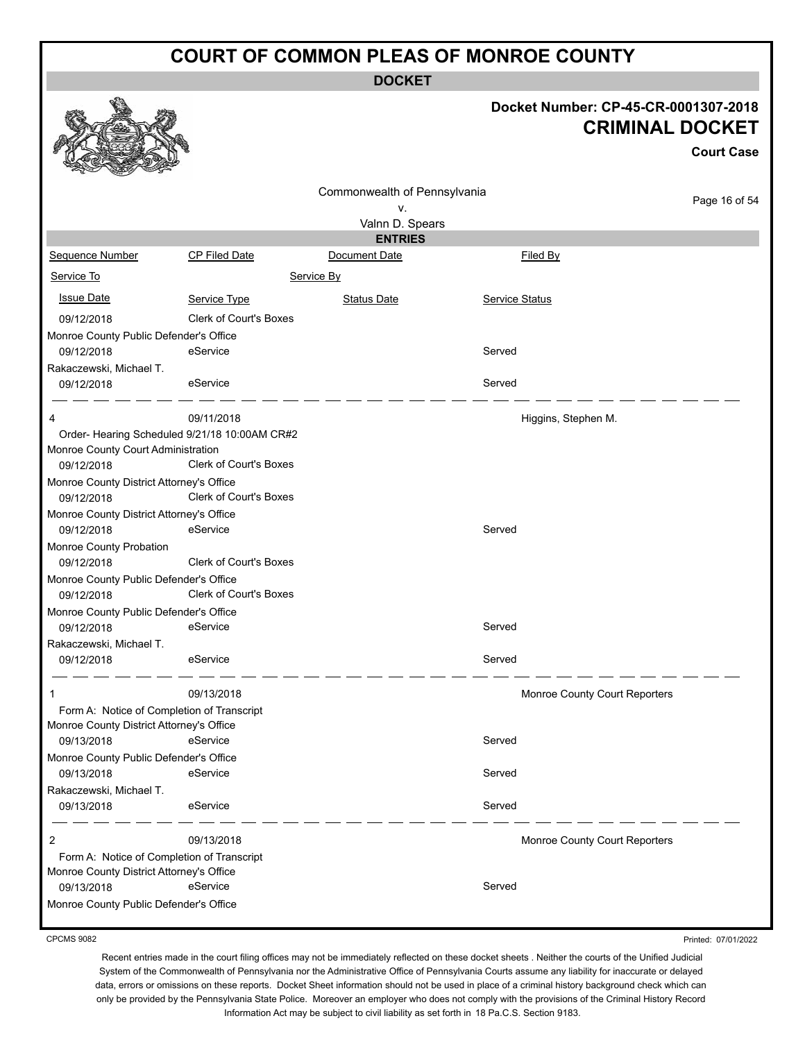# COURT OF COMMON PLEAS OF MONROE COUNTY

**DOCKET**

**Docket Number: CP-45-CR-0001307-2018**

**CRIMINAL DOCKET**

**Court Case**

Commonwealth of Pennsylvania
v.
Valnn D. Spears

**ENTRIES**

| Sequence Number | CP Filed Date | Document Date | Filed By |
|---|---|---|---|
| Service To | Service By | | |
| Issue Date | Service Type | Status Date | Service Status |
| 09/12/2018 | Clerk of Court's Boxes | | |
| Monroe County Public Defender's Office | | | |
| 09/12/2018 | eService | | Served |
| Rakaczewski, Michael T. | | | |
| 09/12/2018 | eService | | Served |
| 4 | 09/11/2018 | | Higgins, Stephen M. |
| Order- Hearing Scheduled 9/21/18 10:00AM CR#2 | | | |
| Monroe County Court Administration | | | |
| 09/12/2018 | Clerk of Court's Boxes | | |
| Monroe County District Attorney's Office | | | |
| 09/12/2018 | Clerk of Court's Boxes | | |
| Monroe County District Attorney's Office | | | |
| 09/12/2018 | eService | | Served |
| Monroe County Probation | | | |
| 09/12/2018 | Clerk of Court's Boxes | | |
| Monroe County Public Defender's Office | | | |
| 09/12/2018 | Clerk of Court's Boxes | | |
| Monroe County Public Defender's Office | | | |
| 09/12/2018 | eService | | Served |
| Rakaczewski, Michael T. | | | |
| 09/12/2018 | eService | | Served |
| 1 | 09/13/2018 | | Monroe County Court Reporters |
| Form A: Notice of Completion of Transcript | | | |
| Monroe County District Attorney's Office | | | |
| 09/13/2018 | eService | | Served |
| Monroe County Public Defender's Office | | | |
| 09/13/2018 | eService | | Served |
| Rakaczewski, Michael T. | | | |
| 09/13/2018 | eService | | Served |
| 2 | 09/13/2018 | | Monroe County Court Reporters |
| Form A: Notice of Completion of Transcript | | | |
| Monroe County District Attorney's Office | | | |
| 09/13/2018 | eService | | Served |
| Monroe County Public Defender's Office | | | |

CPCMS 9082

Printed: 07/01/2022

Recent entries made in the court filing offices may not be immediately reflected on these docket sheets . Neither the courts of the Unified Judicial System of the Commonwealth of Pennsylvania nor the Administrative Office of Pennsylvania Courts assume any liability for inaccurate or delayed data, errors or omissions on these reports. Docket Sheet information should not be used in place of a criminal history background check which can only be provided by the Pennsylvania State Police. Moreover an employer who does not comply with the provisions of the Criminal History Record Information Act may be subject to civil liability as set forth in 18 Pa.C.S. Section 9183.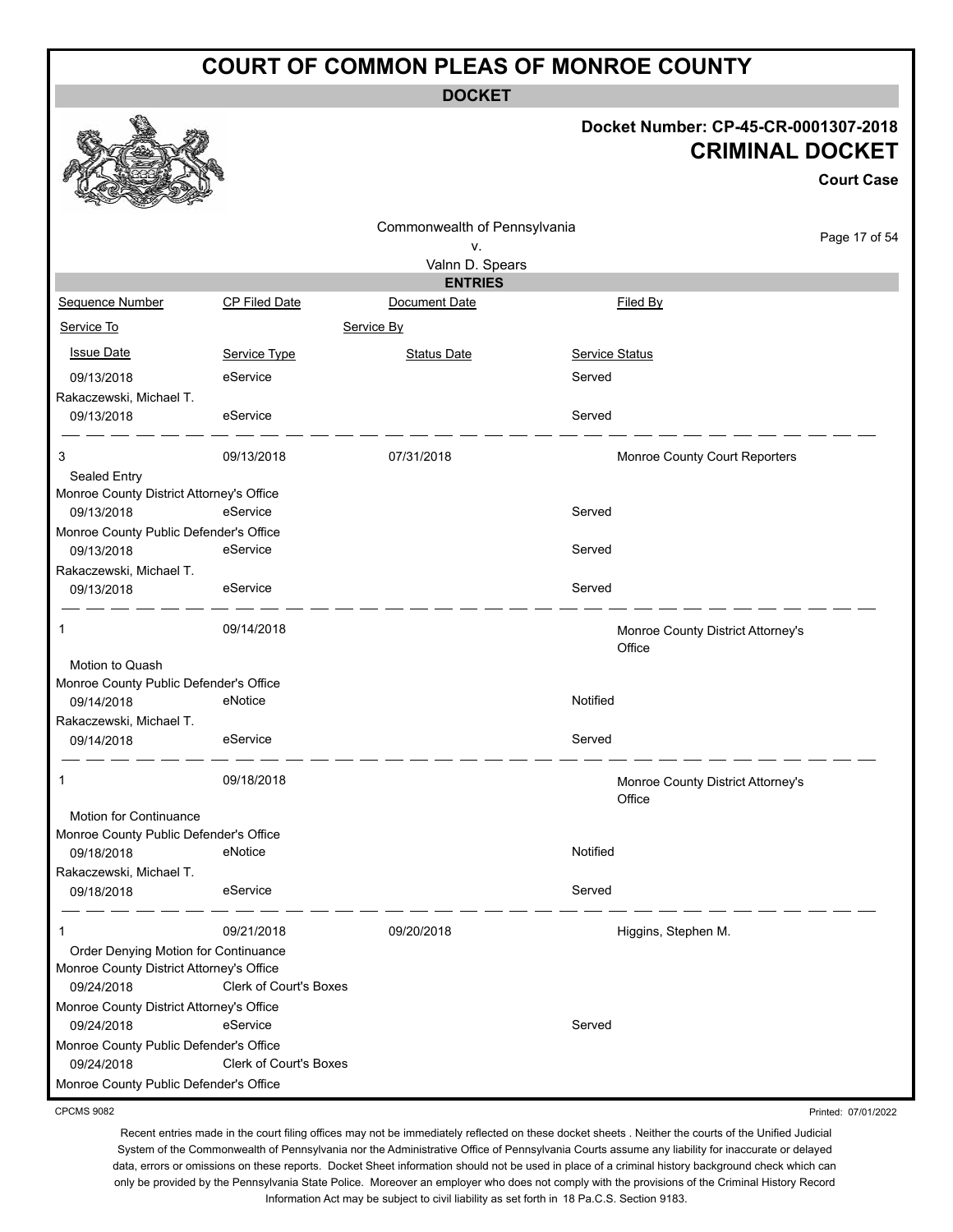# COURT OF COMMON PLEAS OF MONROE COUNTY

**DOCKET**

**Docket Number: CP-45-CR-0001307-2018**

**CRIMINAL DOCKET**

**Court Case**

Commonwealth of Pennsylvania
v.
Valnn D. Spears

**ENTRIES**

| Sequence Number | CP Filed Date | Document Date | Filed By |
|---|---|---|---|
| Service To | | Service By | |
| Issue Date | Service Type | Status Date | Service Status |
| 09/13/2018 | eService | | Served |
| Rakaczewski, Michael T. | | | |
| 09/13/2018 | eService | | Served |
| 3 | 09/13/2018 | 07/31/2018 | Monroe County Court Reporters |
| Sealed Entry | | | |
| Monroe County District Attorney's Office | | | |
| 09/13/2018 | eService | | Served |
| Monroe County Public Defender's Office | | | |
| 09/13/2018 | eService | | Served |
| Rakaczewski, Michael T. | | | |
| 09/13/2018 | eService | | Served |
| 1 | 09/14/2018 | | Monroe County District Attorney's Office |
| Motion to Quash | | | |
| Monroe County Public Defender's Office | | | |
| 09/14/2018 | eNotice | | Notified |
| Rakaczewski, Michael T. | | | |
| 09/14/2018 | eService | | Served |
| 1 | 09/18/2018 | | Monroe County District Attorney's Office |
| Motion for Continuance | | | |
| Monroe County Public Defender's Office | | | |
| 09/18/2018 | eNotice | | Notified |
| Rakaczewski, Michael T. | | | |
| 09/18/2018 | eService | | Served |
| 1 | 09/21/2018 | 09/20/2018 | Higgins, Stephen M. |
| Order Denying Motion for Continuance | | | |
| Monroe County District Attorney's Office | | | |
| 09/24/2018 | Clerk of Court's Boxes | | |
| Monroe County District Attorney's Office | | | |
| 09/24/2018 | eService | | Served |
| Monroe County Public Defender's Office | | | |
| 09/24/2018 | Clerk of Court's Boxes | | |
| Monroe County Public Defender's Office | | | |

CPCMS 9082

Printed: 07/01/2022

Recent entries made in the court filing offices may not be immediately reflected on these docket sheets . Neither the courts of the Unified Judicial System of the Commonwealth of Pennsylvania nor the Administrative Office of Pennsylvania Courts assume any liability for inaccurate or delayed data, errors or omissions on these reports. Docket Sheet information should not be used in place of a criminal history background check which can only be provided by the Pennsylvania State Police. Moreover an employer who does not comply with the provisions of the Criminal History Record Information Act may be subject to civil liability as set forth in 18 Pa.C.S. Section 9183.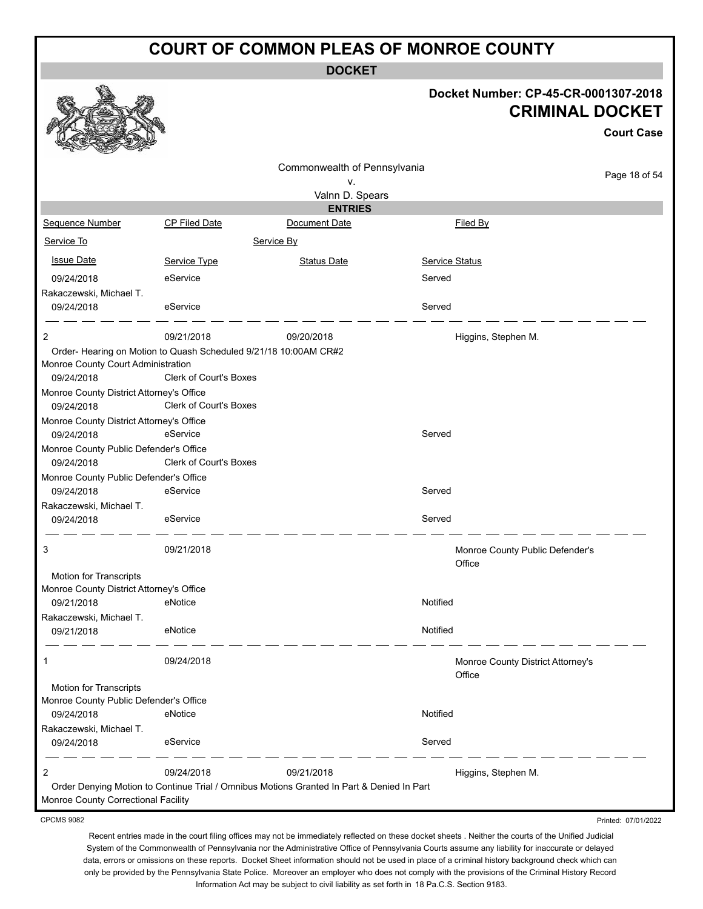# COURT OF COMMON PLEAS OF MONROE COUNTY

**DOCKET**

**Docket Number: CP-45-CR-0001307-2018**

## CRIMINAL DOCKET

**Court Case**

Commonwealth of Pennsylvania
v.
Valnn D. Spears

**ENTRIES**

| Sequence Number | CP Filed Date | Document Date | Filed By |
|---|---|---|---|
| Service To | | Service By | |
| Issue Date | Service Type | Status Date | Service Status |
| 09/24/2018 | eService | | Served |
| Rakaczewski, Michael T. | | | |
| 09/24/2018 | eService | | Served |
| 2 | 09/21/2018 | 09/20/2018 | Higgins, Stephen M. |
| Order- Hearing on Motion to Quash Scheduled 9/21/18 10:00AM CR#2 | | | |
| Monroe County Court Administration | | | |
| 09/24/2018 | Clerk of Court's Boxes | | |
| Monroe County District Attorney's Office | | | |
| 09/24/2018 | Clerk of Court's Boxes | | |
| Monroe County District Attorney's Office | | | |
| 09/24/2018 | eService | | Served |
| Monroe County Public Defender's Office | | | |
| 09/24/2018 | Clerk of Court's Boxes | | |
| Monroe County Public Defender's Office | | | |
| 09/24/2018 | eService | | Served |
| Rakaczewski, Michael T. | | | |
| 09/24/2018 | eService | | Served |
| 3 | 09/21/2018 | | Monroe County Public Defender's Office |
| Motion for Transcripts | | | |
| Monroe County District Attorney's Office | | | |
| 09/21/2018 | eNotice | | Notified |
| Rakaczewski, Michael T. | | | |
| 09/21/2018 | eNotice | | Notified |
| 1 | 09/24/2018 | | Monroe County District Attorney's Office |
| Motion for Transcripts | | | |
| Monroe County Public Defender's Office | | | |
| 09/24/2018 | eNotice | | Notified |
| Rakaczewski, Michael T. | | | |
| 09/24/2018 | eService | | Served |
| 2 | 09/24/2018 | 09/21/2018 | Higgins, Stephen M. |
| Order Denying Motion to Continue Trial / Omnibus Motions Granted In Part & Denied In Part | | | |
| Monroe County Correctional Facility | | | |

CPCMS 9082

Printed: 07/01/2022

Recent entries made in the court filing offices may not be immediately reflected on these docket sheets . Neither the courts of the Unified Judicial System of the Commonwealth of Pennsylvania nor the Administrative Office of Pennsylvania Courts assume any liability for inaccurate or delayed data, errors or omissions on these reports. Docket Sheet information should not be used in place of a criminal history background check which can only be provided by the Pennsylvania State Police. Moreover an employer who does not comply with the provisions of the Criminal History Record Information Act may be subject to civil liability as set forth in 18 Pa.C.S. Section 9183.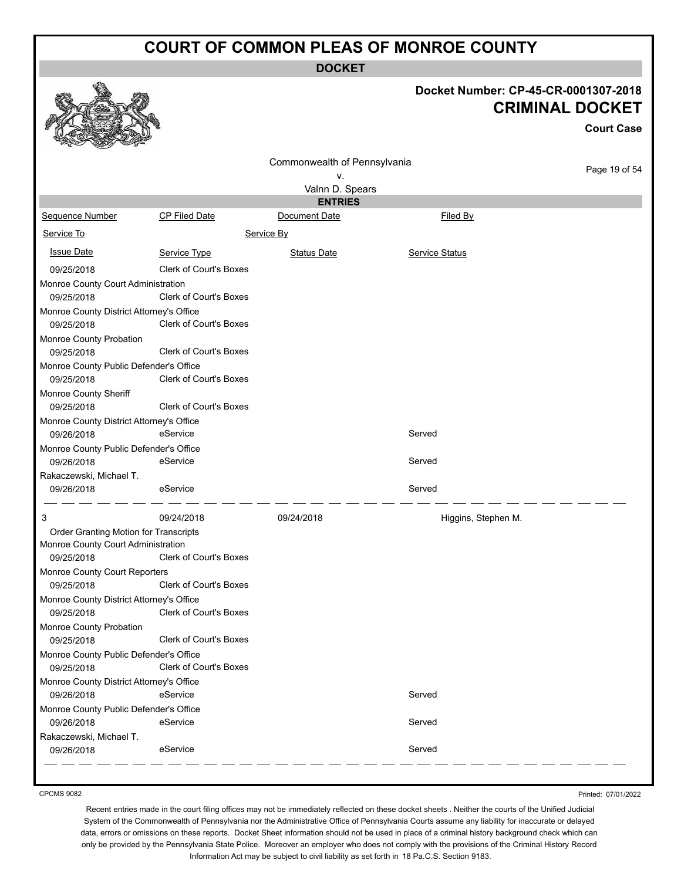# COURT OF COMMON PLEAS OF MONROE COUNTY

**DOCKET**

**Docket Number: CP-45-CR-0001307-2018**

**CRIMINAL DOCKET**

**Court Case**

Commonwealth of Pennsylvania
v.
Valnn D. Spears

**ENTRIES**

| Sequence Number | CP Filed Date | Document Date | Filed By |
|---|---|---|---|
| Service To | | Service By | |
| Issue Date | Service Type | Status Date | Service Status |
| 09/25/2018 | Clerk of Court's Boxes | | |
| Monroe County Court Administration | | | |
| 09/25/2018 | Clerk of Court's Boxes | | |
| Monroe County District Attorney's Office | | | |
| 09/25/2018 | Clerk of Court's Boxes | | |
| Monroe County Probation | | | |
| 09/25/2018 | Clerk of Court's Boxes | | |
| Monroe County Public Defender's Office | | | |
| 09/25/2018 | Clerk of Court's Boxes | | |
| Monroe County Sheriff | | | |
| 09/25/2018 | Clerk of Court's Boxes | | |
| Monroe County District Attorney's Office | | | |
| 09/26/2018 | eService | | Served |
| Monroe County Public Defender's Office | | | |
| 09/26/2018 | eService | | Served |
| Rakaczewski, Michael T. | | | |
| 09/26/2018 | eService | | Served |
| 3 | 09/24/2018 | 09/24/2018 | Higgins, Stephen M. |
| Order Granting Motion for Transcripts | | | |
| Monroe County Court Administration | | | |
| 09/25/2018 | Clerk of Court's Boxes | | |
| Monroe County Court Reporters | | | |
| 09/25/2018 | Clerk of Court's Boxes | | |
| Monroe County District Attorney's Office | | | |
| 09/25/2018 | Clerk of Court's Boxes | | |
| Monroe County Probation | | | |
| 09/25/2018 | Clerk of Court's Boxes | | |
| Monroe County Public Defender's Office | | | |
| 09/25/2018 | Clerk of Court's Boxes | | |
| Monroe County District Attorney's Office | | | |
| 09/26/2018 | eService | | Served |
| Monroe County Public Defender's Office | | | |
| 09/26/2018 | eService | | Served |
| Rakaczewski, Michael T. | | | |
| 09/26/2018 | eService | | Served |

CPCMS 9082

Printed: 07/01/2022

Recent entries made in the court filing offices may not be immediately reflected on these docket sheets . Neither the courts of the Unified Judicial System of the Commonwealth of Pennsylvania nor the Administrative Office of Pennsylvania Courts assume any liability for inaccurate or delayed data, errors or omissions on these reports. Docket Sheet information should not be used in place of a criminal history background check which can only be provided by the Pennsylvania State Police. Moreover an employer who does not comply with the provisions of the Criminal History Record Information Act may be subject to civil liability as set forth in 18 Pa.C.S. Section 9183.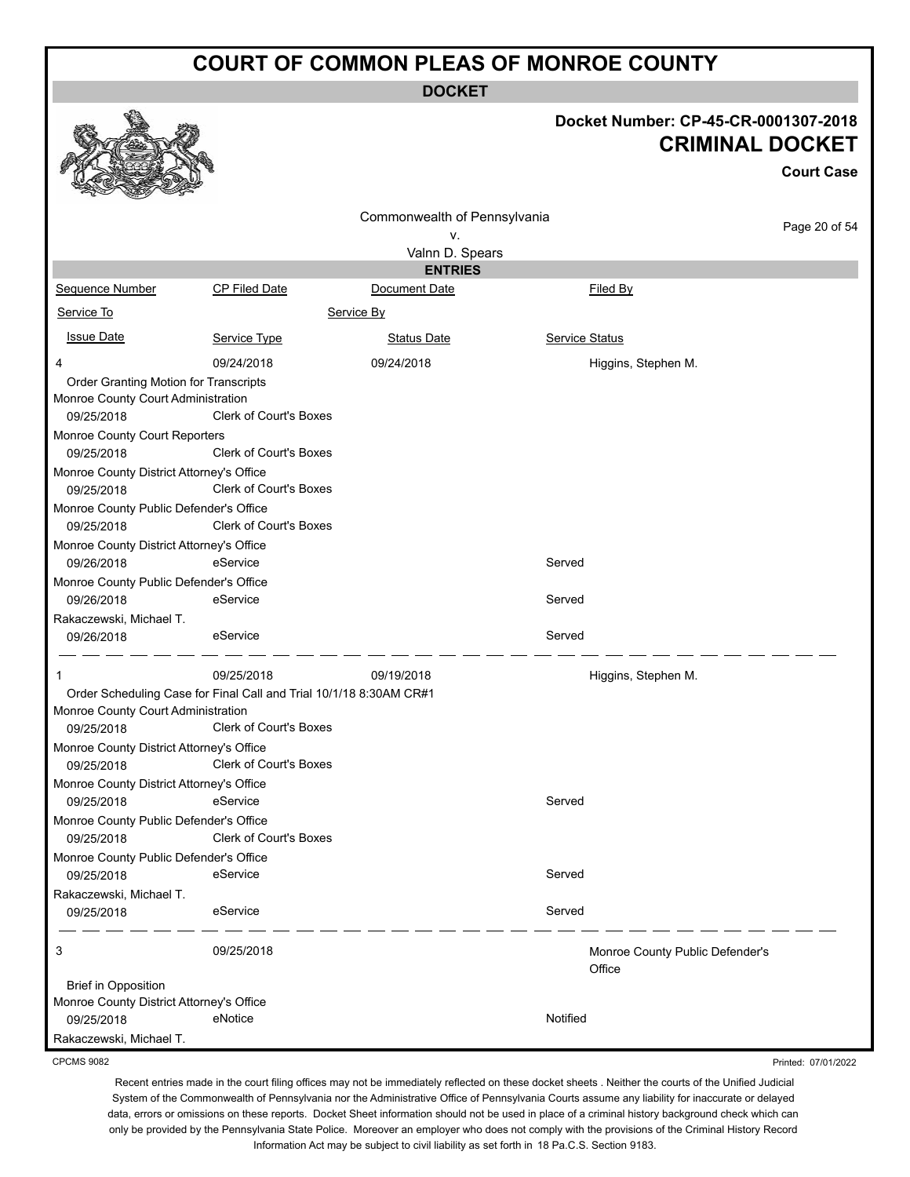# COURT OF COMMON PLEAS OF MONROE COUNTY

**DOCKET**

**Docket Number: CP-45-CR-0001307-2018**

**CRIMINAL DOCKET**

**Court Case**

Commonwealth of Pennsylvania
v.
Valnn D. Spears

**ENTRIES**

| Sequence Number | CP Filed Date | Document Date | Filed By |
|---|---|---|---|
| Service To | | Service By | |
| Issue Date | Service Type | Status Date | Service Status |
| 4 | 09/24/2018 | 09/24/2018 | Higgins, Stephen M. |
| Order Granting Motion for Transcripts | | | |
| Monroe County Court Administration | | | |
| 09/25/2018 | Clerk of Court's Boxes | | |
| Monroe County Court Reporters | | | |
| 09/25/2018 | Clerk of Court's Boxes | | |
| Monroe County District Attorney's Office | | | |
| 09/25/2018 | Clerk of Court's Boxes | | |
| Monroe County Public Defender's Office | | | |
| 09/25/2018 | Clerk of Court's Boxes | | |
| Monroe County District Attorney's Office | | | |
| 09/26/2018 | eService | | Served |
| Monroe County Public Defender's Office | | | |
| 09/26/2018 | eService | | Served |
| Rakaczewski, Michael T. | | | |
| 09/26/2018 | eService | | Served |
| 1 | 09/25/2018 | 09/19/2018 | Higgins, Stephen M. |
| Order Scheduling Case for Final Call and Trial 10/1/18 8:30AM CR#1 | | | |
| Monroe County Court Administration | | | |
| 09/25/2018 | Clerk of Court's Boxes | | |
| Monroe County District Attorney's Office | | | |
| 09/25/2018 | Clerk of Court's Boxes | | |
| Monroe County District Attorney's Office | | | |
| 09/25/2018 | eService | | Served |
| Monroe County Public Defender's Office | | | |
| 09/25/2018 | Clerk of Court's Boxes | | |
| Monroe County Public Defender's Office | | | |
| 09/25/2018 | eService | | Served |
| Rakaczewski, Michael T. | | | |
| 09/25/2018 | eService | | Served |
| 3 | 09/25/2018 | | Monroe County Public Defender's Office |
| Brief in Opposition | | | |
| Monroe County District Attorney's Office | | | |
| 09/25/2018 | eNotice | | Notified |
| Rakaczewski, Michael T. | | | |

CPCMS 9082

Printed: 07/01/2022

Recent entries made in the court filing offices may not be immediately reflected on these docket sheets . Neither the courts of the Unified Judicial System of the Commonwealth of Pennsylvania nor the Administrative Office of Pennsylvania Courts assume any liability for inaccurate or delayed data, errors or omissions on these reports. Docket Sheet information should not be used in place of a criminal history background check which can only be provided by the Pennsylvania State Police. Moreover an employer who does not comply with the provisions of the Criminal History Record Information Act may be subject to civil liability as set forth in 18 Pa.C.S. Section 9183.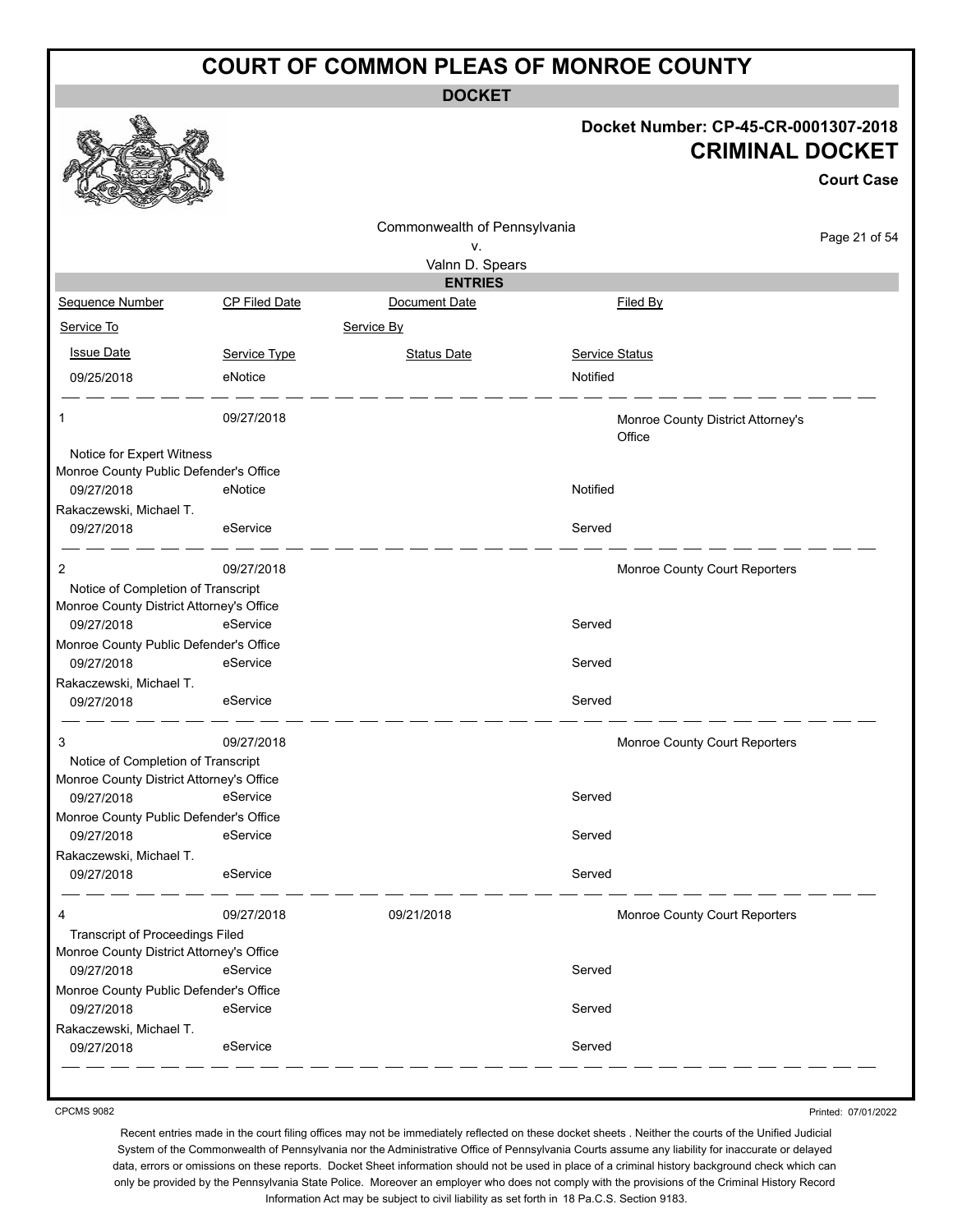# COURT OF COMMON PLEAS OF MONROE COUNTY

**DOCKET**

**Docket Number: CP-45-CR-0001307-2018**

## CRIMINAL DOCKET

**Court Case**

Commonwealth of Pennsylvania
v.
Valnn D. Spears

**ENTRIES**

| Sequence Number | CP Filed Date | Document Date | Filed By |
|---|---|---|---|
| Service To | | Service By | |
| Issue Date | Service Type | Status Date | Service Status |
| 09/25/2018 | eNotice | | Notified |
| 1 | 09/27/2018 | | Monroe County District Attorney's Office |
| Notice for Expert Witness | | | |
| Monroe County Public Defender's Office | | | |
| 09/27/2018 | eNotice | | Notified |
| Rakaczewski, Michael T. | | | |
| 09/27/2018 | eService | | Served |
| 2 | 09/27/2018 | | Monroe County Court Reporters |
| Notice of Completion of Transcript | | | |
| Monroe County District Attorney's Office | | | |
| 09/27/2018 | eService | | Served |
| Monroe County Public Defender's Office | | | |
| 09/27/2018 | eService | | Served |
| Rakaczewski, Michael T. | | | |
| 09/27/2018 | eService | | Served |
| 3 | 09/27/2018 | | Monroe County Court Reporters |
| Notice of Completion of Transcript | | | |
| Monroe County District Attorney's Office | | | |
| 09/27/2018 | eService | | Served |
| Monroe County Public Defender's Office | | | |
| 09/27/2018 | eService | | Served |
| Rakaczewski, Michael T. | | | |
| 09/27/2018 | eService | | Served |
| 4 | 09/27/2018 | 09/21/2018 | Monroe County Court Reporters |
| Transcript of Proceedings Filed | | | |
| Monroe County District Attorney's Office | | | |
| 09/27/2018 | eService | | Served |
| Monroe County Public Defender's Office | | | |
| 09/27/2018 | eService | | Served |
| Rakaczewski, Michael T. | | | |
| 09/27/2018 | eService | | Served |

CPCMS 9082

Printed: 07/01/2022

Recent entries made in the court filing offices may not be immediately reflected on these docket sheets . Neither the courts of the Unified Judicial System of the Commonwealth of Pennsylvania nor the Administrative Office of Pennsylvania Courts assume any liability for inaccurate or delayed data, errors or omissions on these reports. Docket Sheet information should not be used in place of a criminal history background check which can only be provided by the Pennsylvania State Police. Moreover an employer who does not comply with the provisions of the Criminal History Record Information Act may be subject to civil liability as set forth in 18 Pa.C.S. Section 9183.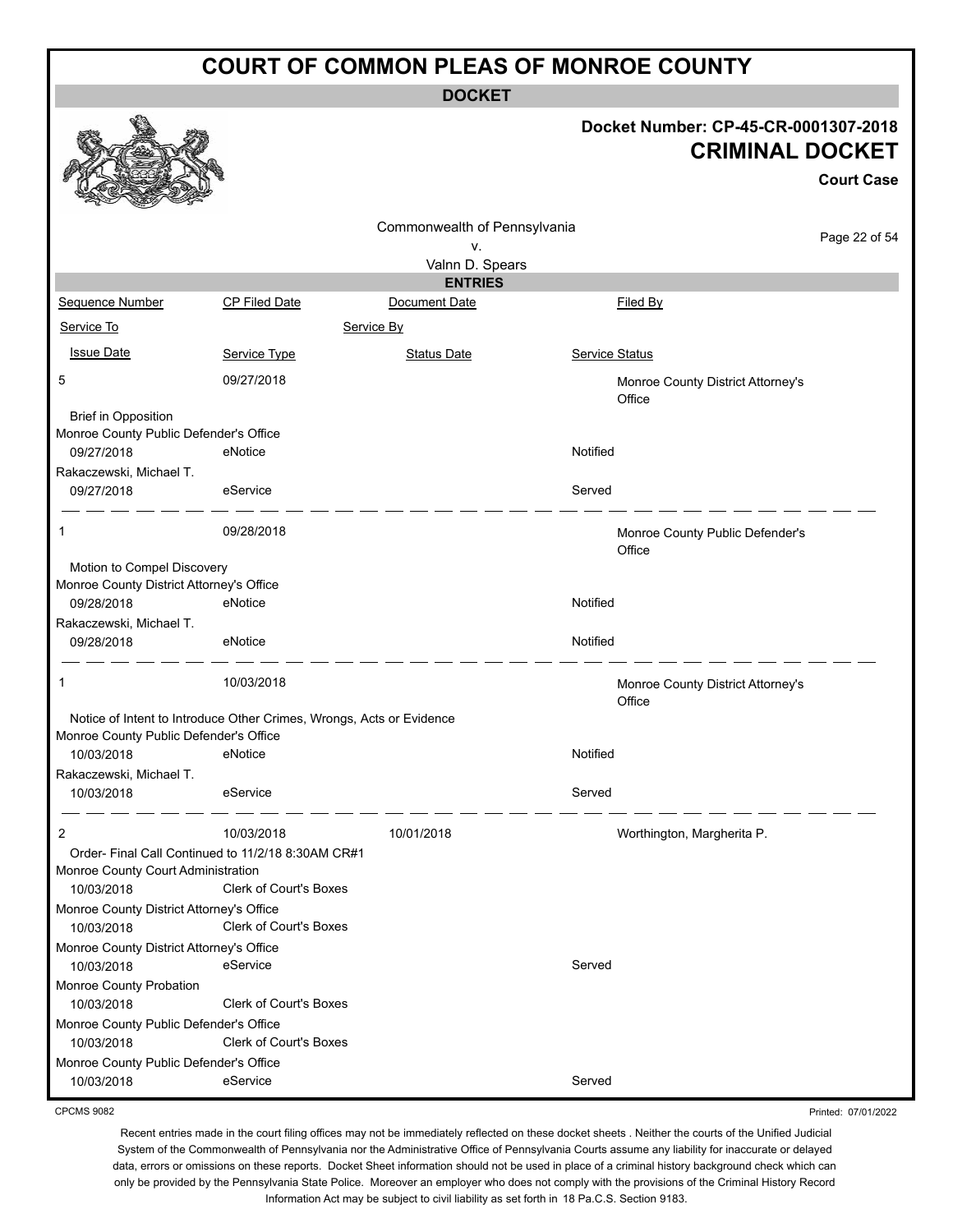# COURT OF COMMON PLEAS OF MONROE COUNTY

## DOCKET

**Docket Number: CP-45-CR-0001307-2018**

**CRIMINAL DOCKET**

**Court Case**

Commonwealth of Pennsylvania
v.
Valnn D. Spears

### ENTRIES

| Sequence Number | CP Filed Date | Document Date | Filed By |
|---|---|---|---|
| Service To | | Service By | |
| Issue Date | Service Type | Status Date | Service Status |
| 5 | 09/27/2018 | | Monroe County District Attorney's Office |
| Brief in Opposition | | | |
| Monroe County Public Defender's Office | | | |
| 09/27/2018 | eNotice | | Notified |
| Rakaczewski, Michael T. | | | |
| 09/27/2018 | eService | | Served |
| 1 | 09/28/2018 | | Monroe County Public Defender's Office |
| Motion to Compel Discovery | | | |
| Monroe County District Attorney's Office | | | |
| 09/28/2018 | eNotice | | Notified |
| Rakaczewski, Michael T. | | | |
| 09/28/2018 | eNotice | | Notified |
| 1 | 10/03/2018 | | Monroe County District Attorney's Office |
| Notice of Intent to Introduce Other Crimes, Wrongs, Acts or Evidence | | | |
| Monroe County Public Defender's Office | | | |
| 10/03/2018 | eNotice | | Notified |
| Rakaczewski, Michael T. | | | |
| 10/03/2018 | eService | | Served |
| 2 | 10/03/2018 | 10/01/2018 | Worthington, Margherita P. |
| Order- Final Call Continued to 11/2/18 8:30AM CR#1 | | | |
| Monroe County Court Administration | | | |
| 10/03/2018 | Clerk of Court's Boxes | | |
| Monroe County District Attorney's Office | | | |
| 10/03/2018 | Clerk of Court's Boxes | | |
| Monroe County District Attorney's Office | | | |
| 10/03/2018 | eService | | Served |
| Monroe County Probation | | | |
| 10/03/2018 | Clerk of Court's Boxes | | |
| Monroe County Public Defender's Office | | | |
| 10/03/2018 | Clerk of Court's Boxes | | |
| Monroe County Public Defender's Office | | | |
| 10/03/2018 | eService | | Served |

CPCMS 9082

Printed: 07/01/2022

Recent entries made in the court filing offices may not be immediately reflected on these docket sheets . Neither the courts of the Unified Judicial System of the Commonwealth of Pennsylvania nor the Administrative Office of Pennsylvania Courts assume any liability for inaccurate or delayed data, errors or omissions on these reports. Docket Sheet information should not be used in place of a criminal history background check which can only be provided by the Pennsylvania State Police. Moreover an employer who does not comply with the provisions of the Criminal History Record Information Act may be subject to civil liability as set forth in 18 Pa.C.S. Section 9183.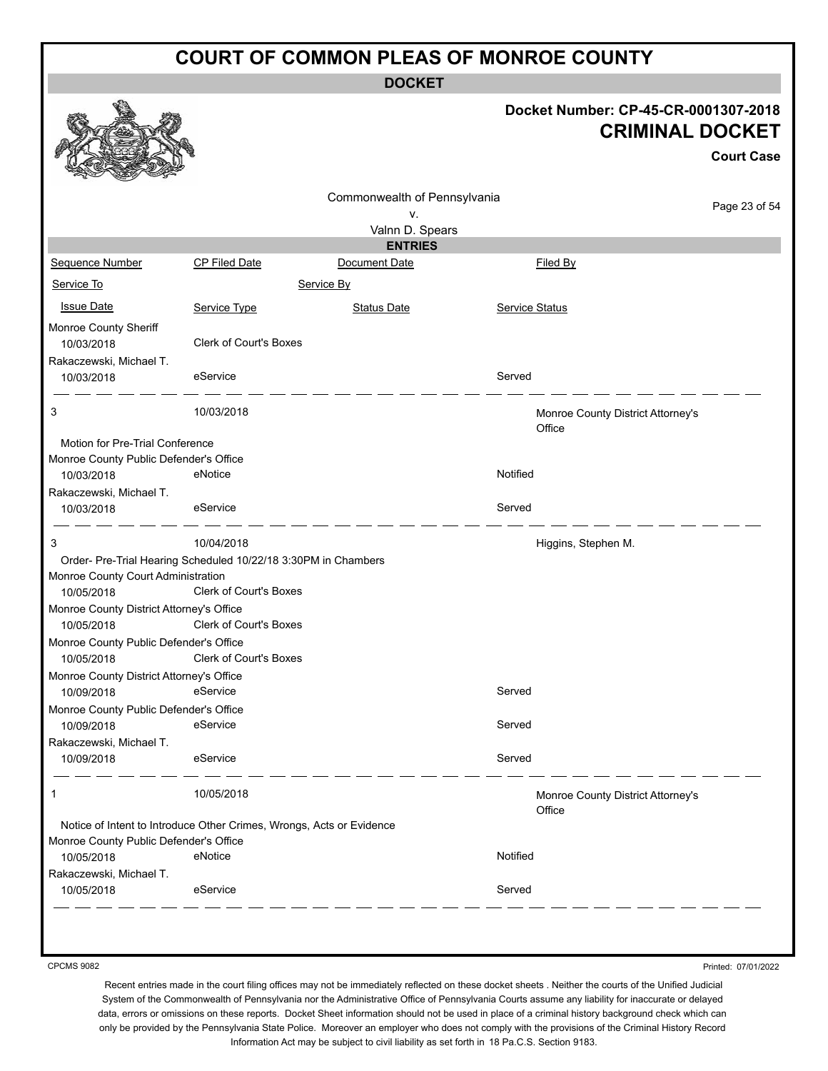# COURT OF COMMON PLEAS OF MONROE COUNTY

**DOCKET**

**Docket Number: CP-45-CR-0001307-2018**

## CRIMINAL DOCKET

**Court Case**

Commonwealth of Pennsylvania
v.
Valnn D. Spears

**ENTRIES**

| Sequence Number | CP Filed Date | Document Date | Filed By |
|---|---|---|---|
| Service To | | Service By | |
| Issue Date | Service Type | Status Date | Service Status |

Monroe County Sheriff
10/03/2018 — Clerk of Court's Boxes

Rakaczewski, Michael T.
10/03/2018 — eService — Served

---

**3** — 10/03/2018 — Monroe County District Attorney's Office

Motion for Pre-Trial Conference

Monroe County Public Defender's Office
10/03/2018 — eNotice — Notified

Rakaczewski, Michael T.
10/03/2018 — eService — Served

---

**3** — 10/04/2018 — Higgins, Stephen M.

Order- Pre-Trial Hearing Scheduled 10/22/18 3:30PM in Chambers

Monroe County Court Administration
10/05/2018 — Clerk of Court's Boxes

Monroe County District Attorney's Office
10/05/2018 — Clerk of Court's Boxes

Monroe County Public Defender's Office
10/05/2018 — Clerk of Court's Boxes

Monroe County District Attorney's Office
10/09/2018 — eService — Served

Monroe County Public Defender's Office
10/09/2018 — eService — Served

Rakaczewski, Michael T.
10/09/2018 — eService — Served

---

**1** — 10/05/2018 — Monroe County District Attorney's Office

Notice of Intent to Introduce Other Crimes, Wrongs, Acts or Evidence

Monroe County Public Defender's Office
10/05/2018 — eNotice — Notified

Rakaczewski, Michael T.
10/05/2018 — eService — Served

---

CPCMS 9082 — Printed: 07/01/2022

Recent entries made in the court filing offices may not be immediately reflected on these docket sheets . Neither the courts of the Unified Judicial System of the Commonwealth of Pennsylvania nor the Administrative Office of Pennsylvania Courts assume any liability for inaccurate or delayed data, errors or omissions on these reports. Docket Sheet information should not be used in place of a criminal history background check which can only be provided by the Pennsylvania State Police. Moreover an employer who does not comply with the provisions of the Criminal History Record Information Act may be subject to civil liability as set forth in 18 Pa.C.S. Section 9183.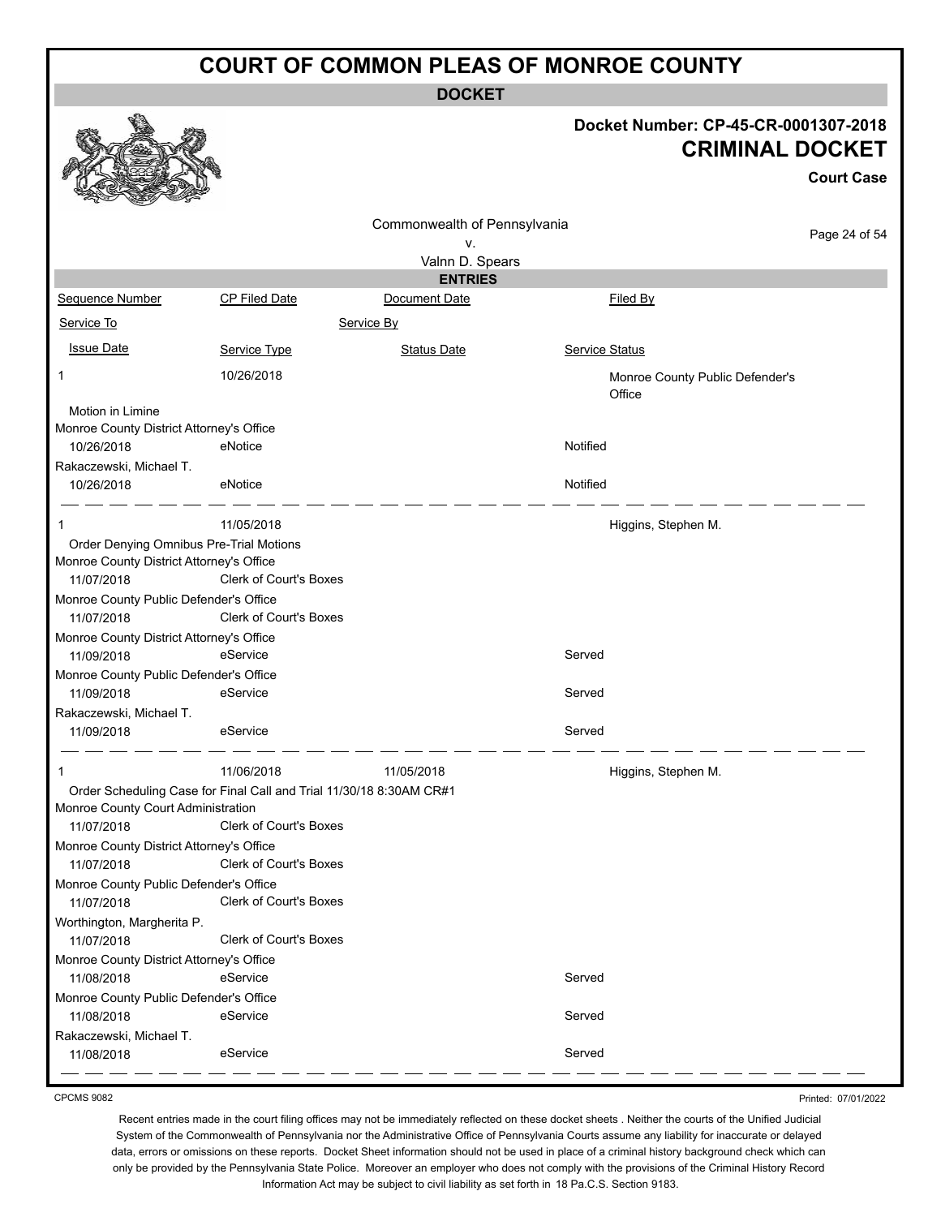# COURT OF COMMON PLEAS OF MONROE COUNTY

## DOCKET

**Docket Number: CP-45-CR-0001307-2018**

**CRIMINAL DOCKET**

**Court Case**

Commonwealth of Pennsylvania
v.
Valnn D. Spears

## ENTRIES

| Sequence Number | CP Filed Date | Document Date | Filed By |
|---|---|---|---|
| Service To | | Service By | |
| Issue Date | Service Type | Status Date | Service Status |
| 1 | 10/26/2018 | | Monroe County Public Defender's Office |
| Motion in Limine | | | |
| Monroe County District Attorney's Office | | | |
| 10/26/2018 | eNotice | | Notified |
| Rakaczewski, Michael T. | | | |
| 10/26/2018 | eNotice | | Notified |
| 1 | 11/05/2018 | | Higgins, Stephen M. |
| Order Denying Omnibus Pre-Trial Motions | | | |
| Monroe County District Attorney's Office | | | |
| 11/07/2018 | Clerk of Court's Boxes | | |
| Monroe County Public Defender's Office | | | |
| 11/07/2018 | Clerk of Court's Boxes | | |
| Monroe County District Attorney's Office | | | |
| 11/09/2018 | eService | | Served |
| Monroe County Public Defender's Office | | | |
| 11/09/2018 | eService | | Served |
| Rakaczewski, Michael T. | | | |
| 11/09/2018 | eService | | Served |
| 1 | 11/06/2018 | 11/05/2018 | Higgins, Stephen M. |
| Order Scheduling Case for Final Call and Trial 11/30/18 8:30AM CR#1 | | | |
| Monroe County Court Administration | | | |
| 11/07/2018 | Clerk of Court's Boxes | | |
| Monroe County District Attorney's Office | | | |
| 11/07/2018 | Clerk of Court's Boxes | | |
| Monroe County Public Defender's Office | | | |
| 11/07/2018 | Clerk of Court's Boxes | | |
| Worthington, Margherita P. | | | |
| 11/07/2018 | Clerk of Court's Boxes | | |
| Monroe County District Attorney's Office | | | |
| 11/08/2018 | eService | | Served |
| Monroe County Public Defender's Office | | | |
| 11/08/2018 | eService | | Served |
| Rakaczewski, Michael T. | | | |
| 11/08/2018 | eService | | Served |

CPCMS 9082

Printed: 07/01/2022

Recent entries made in the court filing offices may not be immediately reflected on these docket sheets . Neither the courts of the Unified Judicial System of the Commonwealth of Pennsylvania nor the Administrative Office of Pennsylvania Courts assume any liability for inaccurate or delayed data, errors or omissions on these reports. Docket Sheet information should not be used in place of a criminal history background check which can only be provided by the Pennsylvania State Police. Moreover an employer who does not comply with the provisions of the Criminal History Record Information Act may be subject to civil liability as set forth in 18 Pa.C.S. Section 9183.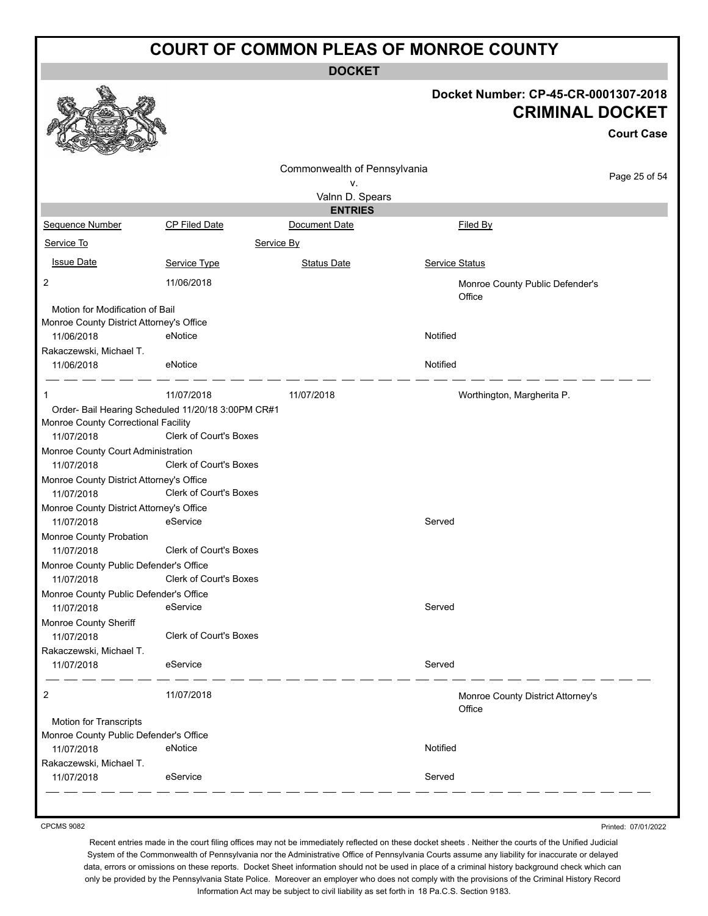# COURT OF COMMON PLEAS OF MONROE COUNTY

**DOCKET**

**Docket Number: CP-45-CR-0001307-2018**
**CRIMINAL DOCKET**
**Court Case**

Commonwealth of Pennsylvania
v.
Valnn D. Spears

**ENTRIES**

| Sequence Number | CP Filed Date | Document Date | Filed By |
|---|---|---|---|
| Service To | | Service By | |
| Issue Date | Service Type | Status Date | Service Status |
| 2 | 11/06/2018 | | Monroe County Public Defender's Office |
| Motion for Modification of Bail | | | |
| Monroe County District Attorney's Office | | | |
| 11/06/2018 | eNotice | | Notified |
| Rakaczewski, Michael T. | | | |
| 11/06/2018 | eNotice | | Notified |
| 1 | 11/07/2018 | 11/07/2018 | Worthington, Margherita P. |
| Order- Bail Hearing Scheduled 11/20/18 3:00PM CR#1 | | | |
| Monroe County Correctional Facility | | | |
| 11/07/2018 | Clerk of Court's Boxes | | |
| Monroe County Court Administration | | | |
| 11/07/2018 | Clerk of Court's Boxes | | |
| Monroe County District Attorney's Office | | | |
| 11/07/2018 | Clerk of Court's Boxes | | |
| Monroe County District Attorney's Office | | | |
| 11/07/2018 | eService | | Served |
| Monroe County Probation | | | |
| 11/07/2018 | Clerk of Court's Boxes | | |
| Monroe County Public Defender's Office | | | |
| 11/07/2018 | Clerk of Court's Boxes | | |
| Monroe County Public Defender's Office | | | |
| 11/07/2018 | eService | | Served |
| Monroe County Sheriff | | | |
| 11/07/2018 | Clerk of Court's Boxes | | |
| Rakaczewski, Michael T. | | | |
| 11/07/2018 | eService | | Served |
| 2 | 11/07/2018 | | Monroe County District Attorney's Office |
| Motion for Transcripts | | | |
| Monroe County Public Defender's Office | | | |
| 11/07/2018 | eNotice | | Notified |
| Rakaczewski, Michael T. | | | |
| 11/07/2018 | eService | | Served |

CPCMS 9082

Printed: 07/01/2022

Recent entries made in the court filing offices may not be immediately reflected on these docket sheets . Neither the courts of the Unified Judicial System of the Commonwealth of Pennsylvania nor the Administrative Office of Pennsylvania Courts assume any liability for inaccurate or delayed data, errors or omissions on these reports. Docket Sheet information should not be used in place of a criminal history background check which can only be provided by the Pennsylvania State Police. Moreover an employer who does not comply with the provisions of the Criminal History Record Information Act may be subject to civil liability as set forth in 18 Pa.C.S. Section 9183.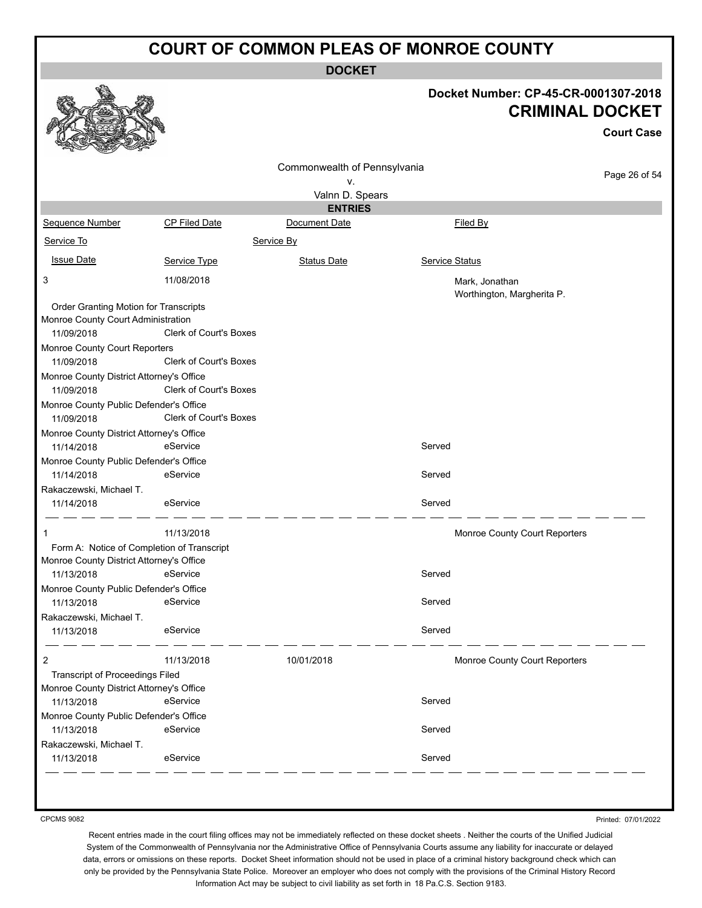# COURT OF COMMON PLEAS OF MONROE COUNTY

**DOCKET**

**Docket Number: CP-45-CR-0001307-2018**

**CRIMINAL DOCKET**

**Court Case**

Commonwealth of Pennsylvania
v.
Valnn D. Spears

**ENTRIES**

| Sequence Number | CP Filed Date | Document Date | Filed By |
|---|---|---|---|
| Service To | | Service By | |
| Issue Date | Service Type | Status Date | Service Status |
| 3 | 11/08/2018 | | Mark, Jonathan<br>Worthington, Margherita P. |
| Order Granting Motion for Transcripts | | | |
| Monroe County Court Administration | | | |
| 11/09/2018 | Clerk of Court's Boxes | | |
| Monroe County Court Reporters | | | |
| 11/09/2018 | Clerk of Court's Boxes | | |
| Monroe County District Attorney's Office | | | |
| 11/09/2018 | Clerk of Court's Boxes | | |
| Monroe County Public Defender's Office | | | |
| 11/09/2018 | Clerk of Court's Boxes | | |
| Monroe County District Attorney's Office | | | |
| 11/14/2018 | eService | | Served |
| Monroe County Public Defender's Office | | | |
| 11/14/2018 | eService | | Served |
| Rakaczewski, Michael T. | | | |
| 11/14/2018 | eService | | Served |
| 1 | 11/13/2018 | | Monroe County Court Reporters |
| Form A: Notice of Completion of Transcript | | | |
| Monroe County District Attorney's Office | | | |
| 11/13/2018 | eService | | Served |
| Monroe County Public Defender's Office | | | |
| 11/13/2018 | eService | | Served |
| Rakaczewski, Michael T. | | | |
| 11/13/2018 | eService | | Served |
| 2 | 11/13/2018 | 10/01/2018 | Monroe County Court Reporters |
| Transcript of Proceedings Filed | | | |
| Monroe County District Attorney's Office | | | |
| 11/13/2018 | eService | | Served |
| Monroe County Public Defender's Office | | | |
| 11/13/2018 | eService | | Served |
| Rakaczewski, Michael T. | | | |
| 11/13/2018 | eService | | Served |

CPCMS 9082

Printed: 07/01/2022

Recent entries made in the court filing offices may not be immediately reflected on these docket sheets . Neither the courts of the Unified Judicial System of the Commonwealth of Pennsylvania nor the Administrative Office of Pennsylvania Courts assume any liability for inaccurate or delayed data, errors or omissions on these reports. Docket Sheet information should not be used in place of a criminal history background check which can only be provided by the Pennsylvania State Police. Moreover an employer who does not comply with the provisions of the Criminal History Record Information Act may be subject to civil liability as set forth in 18 Pa.C.S. Section 9183.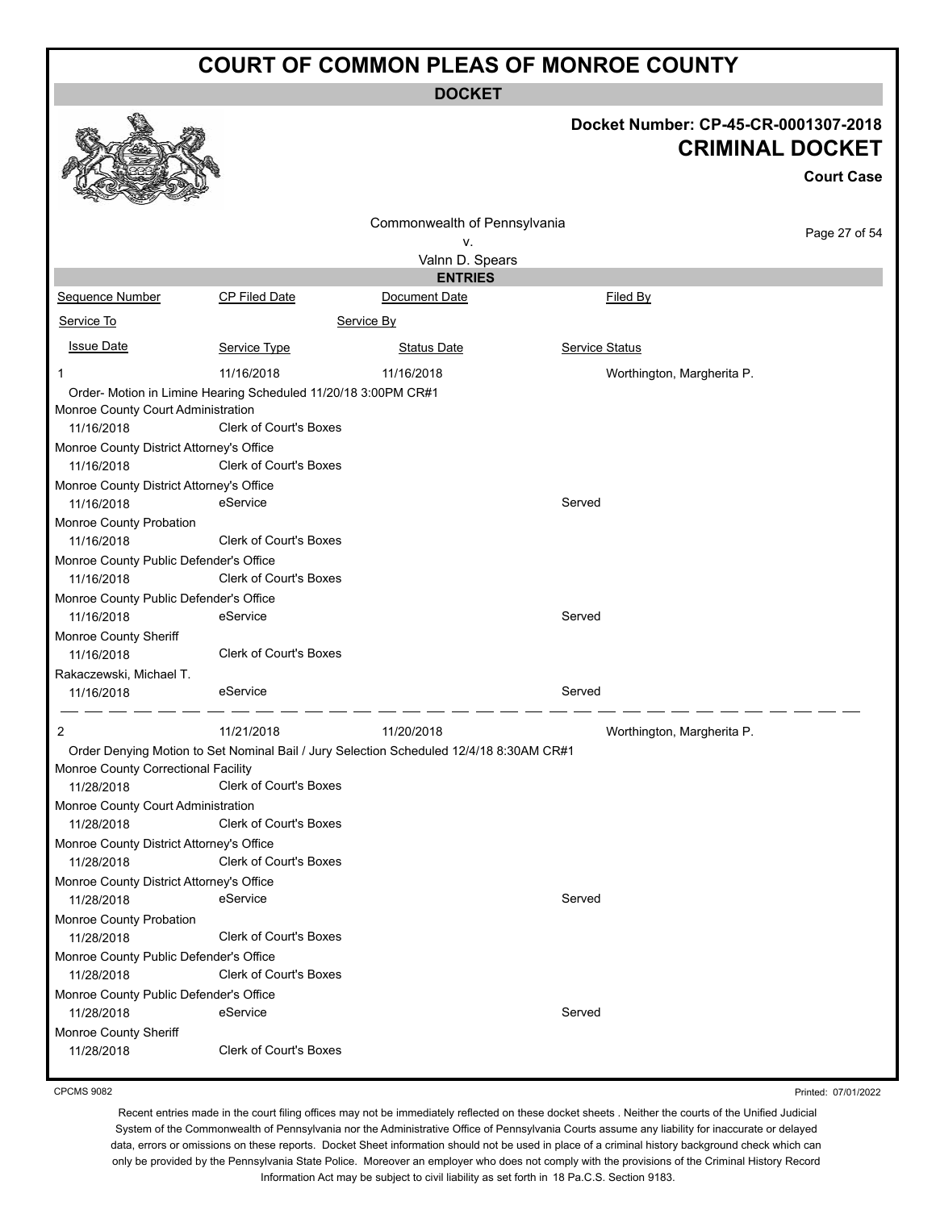# COURT OF COMMON PLEAS OF MONROE COUNTY

**DOCKET**

**Docket Number: CP-45-CR-0001307-2018**

**CRIMINAL DOCKET**

**Court Case**

Commonwealth of Pennsylvania
v.
Valnn D. Spears

**ENTRIES**

| Sequence Number | CP Filed Date | Document Date | Filed By |
|---|---|---|---|
| Service To | | Service By | |
| Issue Date | Service Type | Status Date | Service Status |
| 1 | 11/16/2018 | 11/16/2018 | Worthington, Margherita P. |
| Order- Motion in Limine Hearing Scheduled 11/20/18 3:00PM CR#1 | | | |
| Monroe County Court Administration | | | |
| 11/16/2018 | Clerk of Court's Boxes | | |
| Monroe County District Attorney's Office | | | |
| 11/16/2018 | Clerk of Court's Boxes | | |
| Monroe County District Attorney's Office | | | |
| 11/16/2018 | eService | | Served |
| Monroe County Probation | | | |
| 11/16/2018 | Clerk of Court's Boxes | | |
| Monroe County Public Defender's Office | | | |
| 11/16/2018 | Clerk of Court's Boxes | | |
| Monroe County Public Defender's Office | | | |
| 11/16/2018 | eService | | Served |
| Monroe County Sheriff | | | |
| 11/16/2018 | Clerk of Court's Boxes | | |
| Rakaczewski, Michael T. | | | |
| 11/16/2018 | eService | | Served |
| 2 | 11/21/2018 | 11/20/2018 | Worthington, Margherita P. |
| Order Denying Motion to Set Nominal Bail / Jury Selection Scheduled 12/4/18 8:30AM CR#1 | | | |
| Monroe County Correctional Facility | | | |
| 11/28/2018 | Clerk of Court's Boxes | | |
| Monroe County Court Administration | | | |
| 11/28/2018 | Clerk of Court's Boxes | | |
| Monroe County District Attorney's Office | | | |
| 11/28/2018 | Clerk of Court's Boxes | | |
| Monroe County District Attorney's Office | | | |
| 11/28/2018 | eService | | Served |
| Monroe County Probation | | | |
| 11/28/2018 | Clerk of Court's Boxes | | |
| Monroe County Public Defender's Office | | | |
| 11/28/2018 | Clerk of Court's Boxes | | |
| Monroe County Public Defender's Office | | | |
| 11/28/2018 | eService | | Served |
| Monroe County Sheriff | | | |
| 11/28/2018 | Clerk of Court's Boxes | | |

CPCMS 9082

Printed: 07/01/2022

Recent entries made in the court filing offices may not be immediately reflected on these docket sheets . Neither the courts of the Unified Judicial System of the Commonwealth of Pennsylvania nor the Administrative Office of Pennsylvania Courts assume any liability for inaccurate or delayed data, errors or omissions on these reports. Docket Sheet information should not be used in place of a criminal history background check which can only be provided by the Pennsylvania State Police. Moreover an employer who does not comply with the provisions of the Criminal History Record Information Act may be subject to civil liability as set forth in 18 Pa.C.S. Section 9183.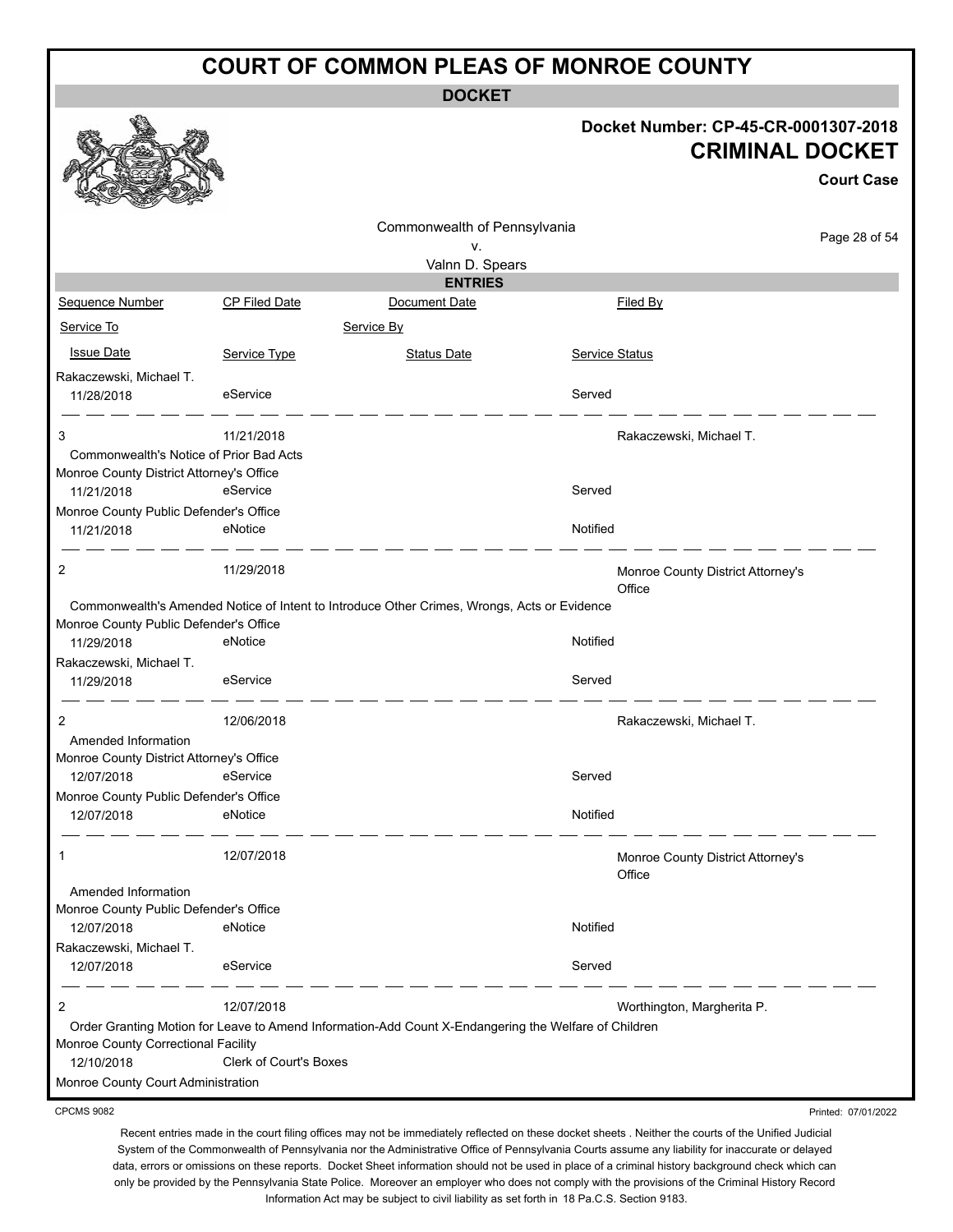# COURT OF COMMON PLEAS OF MONROE COUNTY

## DOCKET

**Docket Number: CP-45-CR-0001307-2018**

**CRIMINAL DOCKET**

**Court Case**

Commonwealth of Pennsylvania
v.
Valnn D. Spears

### ENTRIES

| Sequence Number | CP Filed Date | Document Date | Filed By |
|---|---|---|---|
| Service To | | Service By | |
| Issue Date | Service Type | Status Date | Service Status |

Rakaczewski, Michael T.
11/28/2018 — eService — Served

---

**3** — 11/21/2018 — Filed By: Rakaczewski, Michael T.

Commonwealth's Notice of Prior Bad Acts

| Service To | Issue Date | Service Type | Service Status |
|---|---|---|---|
| Monroe County District Attorney's Office | 11/21/2018 | eService | Served |
| Monroe County Public Defender's Office | 11/21/2018 | eNotice | Notified |

---

**2** — 11/29/2018 — Filed By: Monroe County District Attorney's Office

Commonwealth's Amended Notice of Intent to Introduce Other Crimes, Wrongs, Acts or Evidence

| Service To | Issue Date | Service Type | Service Status |
|---|---|---|---|
| Monroe County Public Defender's Office | 11/29/2018 | eNotice | Notified |
| Rakaczewski, Michael T. | 11/29/2018 | eService | Served |

---

**2** — 12/06/2018 — Filed By: Rakaczewski, Michael T.

Amended Information

| Service To | Issue Date | Service Type | Service Status |
|---|---|---|---|
| Monroe County District Attorney's Office | 12/07/2018 | eService | Served |
| Monroe County Public Defender's Office | 12/07/2018 | eNotice | Notified |

---

**1** — 12/07/2018 — Filed By: Monroe County District Attorney's Office

Amended Information

| Service To | Issue Date | Service Type | Service Status |
|---|---|---|---|
| Monroe County Public Defender's Office | 12/07/2018 | eNotice | Notified |
| Rakaczewski, Michael T. | 12/07/2018 | eService | Served |

---

**2** — 12/07/2018 — Filed By: Worthington, Margherita P.

Order Granting Motion for Leave to Amend Information-Add Count X-Endangering the Welfare of Children

| Service To | Issue Date | Service Type | Service Status |
|---|---|---|---|
| Monroe County Correctional Facility | 12/10/2018 | Clerk of Court's Boxes | |
| Monroe County Court Administration | | | |

CPCMS 9082

Printed: 07/01/2022

Recent entries made in the court filing offices may not be immediately reflected on these docket sheets . Neither the courts of the Unified Judicial System of the Commonwealth of Pennsylvania nor the Administrative Office of Pennsylvania Courts assume any liability for inaccurate or delayed data, errors or omissions on these reports. Docket Sheet information should not be used in place of a criminal history background check which can only be provided by the Pennsylvania State Police. Moreover an employer who does not comply with the provisions of the Criminal History Record Information Act may be subject to civil liability as set forth in 18 Pa.C.S. Section 9183.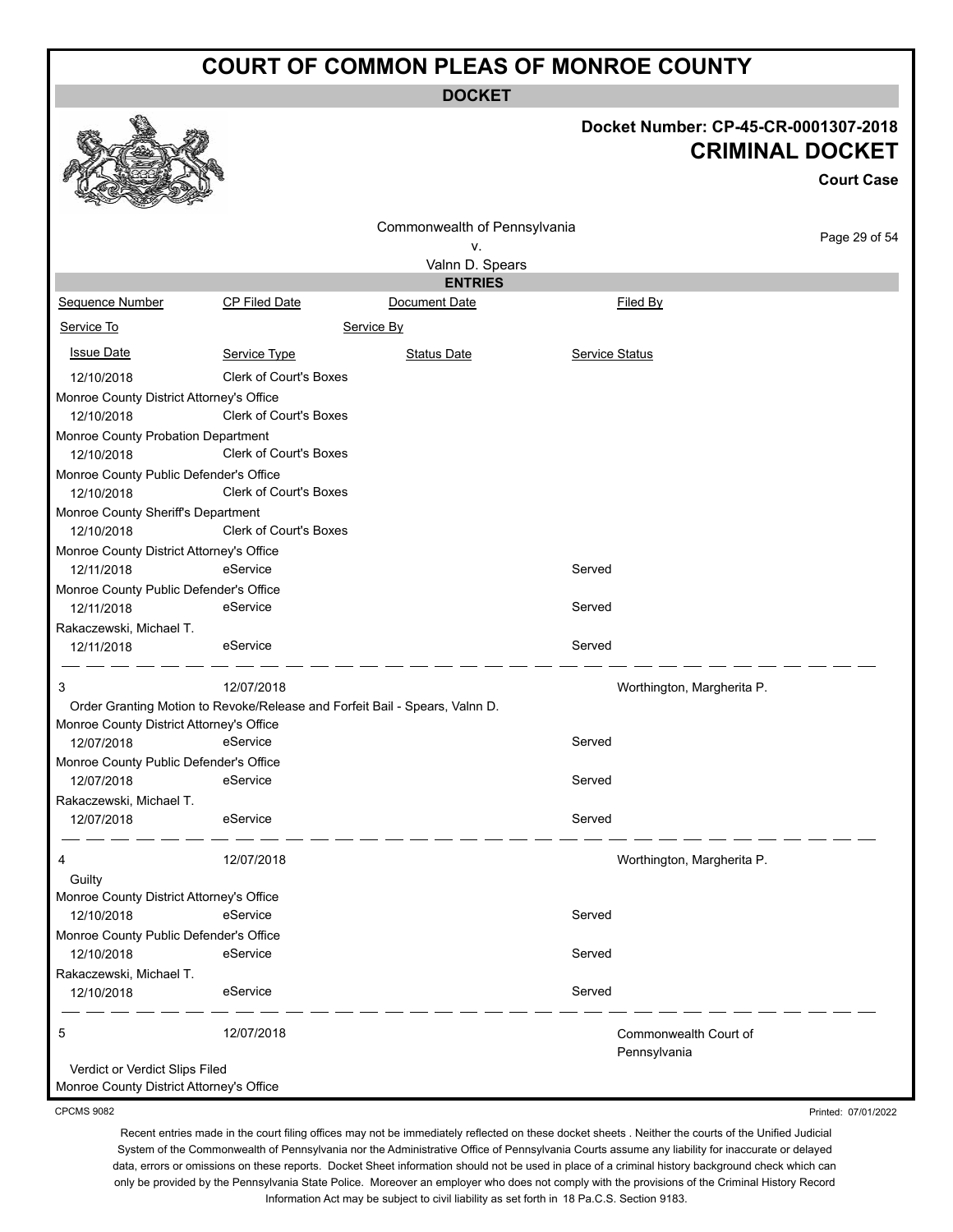# COURT OF COMMON PLEAS OF MONROE COUNTY

**DOCKET**

**Docket Number: CP-45-CR-0001307-2018**

**CRIMINAL DOCKET**

**Court Case**

Commonwealth of Pennsylvania
v.
Valnn D. Spears

**ENTRIES**

| Sequence Number | CP Filed Date | Document Date | Filed By |
|---|---|---|---|
| Service To | | Service By | |
| Issue Date | Service Type | Status Date | Service Status |
| 12/10/2018 | Clerk of Court's Boxes | | |
| Monroe County District Attorney's Office | | | |
| 12/10/2018 | Clerk of Court's Boxes | | |
| Monroe County Probation Department | | | |
| 12/10/2018 | Clerk of Court's Boxes | | |
| Monroe County Public Defender's Office | | | |
| 12/10/2018 | Clerk of Court's Boxes | | |
| Monroe County Sheriff's Department | | | |
| 12/10/2018 | Clerk of Court's Boxes | | |
| Monroe County District Attorney's Office | | | |
| 12/11/2018 | eService | | Served |
| Monroe County Public Defender's Office | | | |
| 12/11/2018 | eService | | Served |
| Rakaczewski, Michael T. | | | |
| 12/11/2018 | eService | | Served |
| 3 | 12/07/2018 | | Worthington, Margherita P. |
| Order Granting Motion to Revoke/Release and Forfeit Bail - Spears, Valnn D. | | | |
| Monroe County District Attorney's Office | | | |
| 12/07/2018 | eService | | Served |
| Monroe County Public Defender's Office | | | |
| 12/07/2018 | eService | | Served |
| Rakaczewski, Michael T. | | | |
| 12/07/2018 | eService | | Served |
| 4 | 12/07/2018 | | Worthington, Margherita P. |
| Guilty | | | |
| Monroe County District Attorney's Office | | | |
| 12/10/2018 | eService | | Served |
| Monroe County Public Defender's Office | | | |
| 12/10/2018 | eService | | Served |
| Rakaczewski, Michael T. | | | |
| 12/10/2018 | eService | | Served |
| 5 | 12/07/2018 | | Commonwealth Court of Pennsylvania |
| Verdict or Verdict Slips Filed | | | |
| Monroe County District Attorney's Office | | | |

CPCMS 9082

Printed: 07/01/2022

Recent entries made in the court filing offices may not be immediately reflected on these docket sheets . Neither the courts of the Unified Judicial System of the Commonwealth of Pennsylvania nor the Administrative Office of Pennsylvania Courts assume any liability for inaccurate or delayed data, errors or omissions on these reports. Docket Sheet information should not be used in place of a criminal history background check which can only be provided by the Pennsylvania State Police. Moreover an employer who does not comply with the provisions of the Criminal History Record Information Act may be subject to civil liability as set forth in 18 Pa.C.S. Section 9183.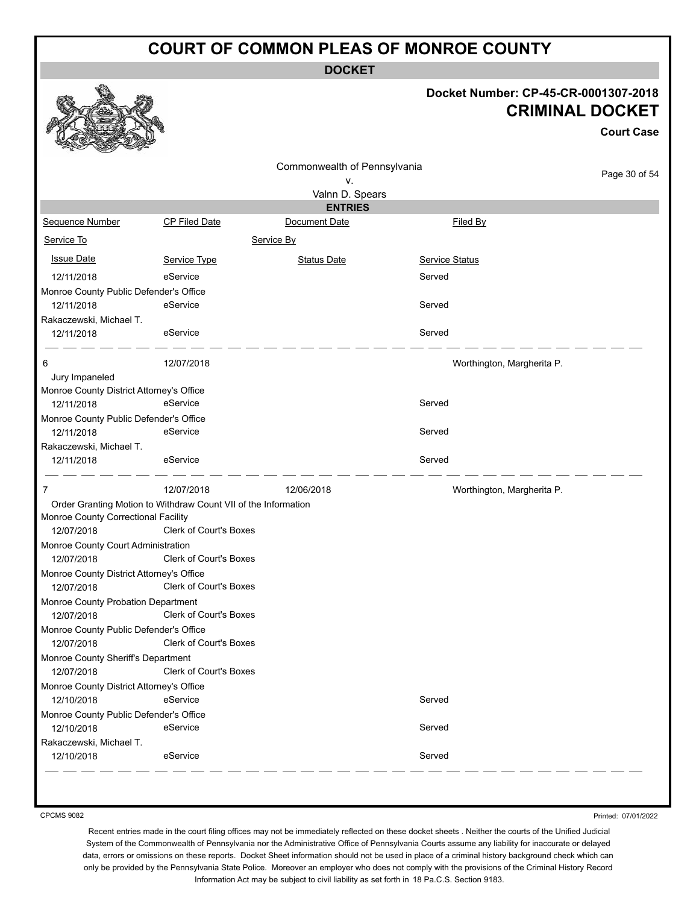# COURT OF COMMON PLEAS OF MONROE COUNTY

**DOCKET**

**Docket Number: CP-45-CR-0001307-2018**

**CRIMINAL DOCKET**

**Court Case**

Commonwealth of Pennsylvania
v.
Valnn D. Spears

**ENTRIES**

| Sequence Number | CP Filed Date | Document Date | Filed By |
|---|---|---|---|
| Service To | | Service By | |
| Issue Date | Service Type | Status Date | Service Status |
| 12/11/2018 | eService | | Served |
| Monroe County Public Defender's Office | | | |
| 12/11/2018 | eService | | Served |
| Rakaczewski, Michael T. | | | |
| 12/11/2018 | eService | | Served |
| 6 | 12/07/2018 | | Worthington, Margherita P. |
| Jury Impaneled | | | |
| Monroe County District Attorney's Office | | | |
| 12/11/2018 | eService | | Served |
| Monroe County Public Defender's Office | | | |
| 12/11/2018 | eService | | Served |
| Rakaczewski, Michael T. | | | |
| 12/11/2018 | eService | | Served |
| 7 | 12/07/2018 | 12/06/2018 | Worthington, Margherita P. |
| Order Granting Motion to Withdraw Count VII of the Information | | | |
| Monroe County Correctional Facility | | | |
| 12/07/2018 | Clerk of Court's Boxes | | |
| Monroe County Court Administration | | | |
| 12/07/2018 | Clerk of Court's Boxes | | |
| Monroe County District Attorney's Office | | | |
| 12/07/2018 | Clerk of Court's Boxes | | |
| Monroe County Probation Department | | | |
| 12/07/2018 | Clerk of Court's Boxes | | |
| Monroe County Public Defender's Office | | | |
| 12/07/2018 | Clerk of Court's Boxes | | |
| Monroe County Sheriff's Department | | | |
| 12/07/2018 | Clerk of Court's Boxes | | |
| Monroe County District Attorney's Office | | | |
| 12/10/2018 | eService | | Served |
| Monroe County Public Defender's Office | | | |
| 12/10/2018 | eService | | Served |
| Rakaczewski, Michael T. | | | |
| 12/10/2018 | eService | | Served |

CPCMS 9082

Printed: 07/01/2022

Recent entries made in the court filing offices may not be immediately reflected on these docket sheets . Neither the courts of the Unified Judicial System of the Commonwealth of Pennsylvania nor the Administrative Office of Pennsylvania Courts assume any liability for inaccurate or delayed data, errors or omissions on these reports. Docket Sheet information should not be used in place of a criminal history background check which can only be provided by the Pennsylvania State Police. Moreover an employer who does not comply with the provisions of the Criminal History Record Information Act may be subject to civil liability as set forth in 18 Pa.C.S. Section 9183.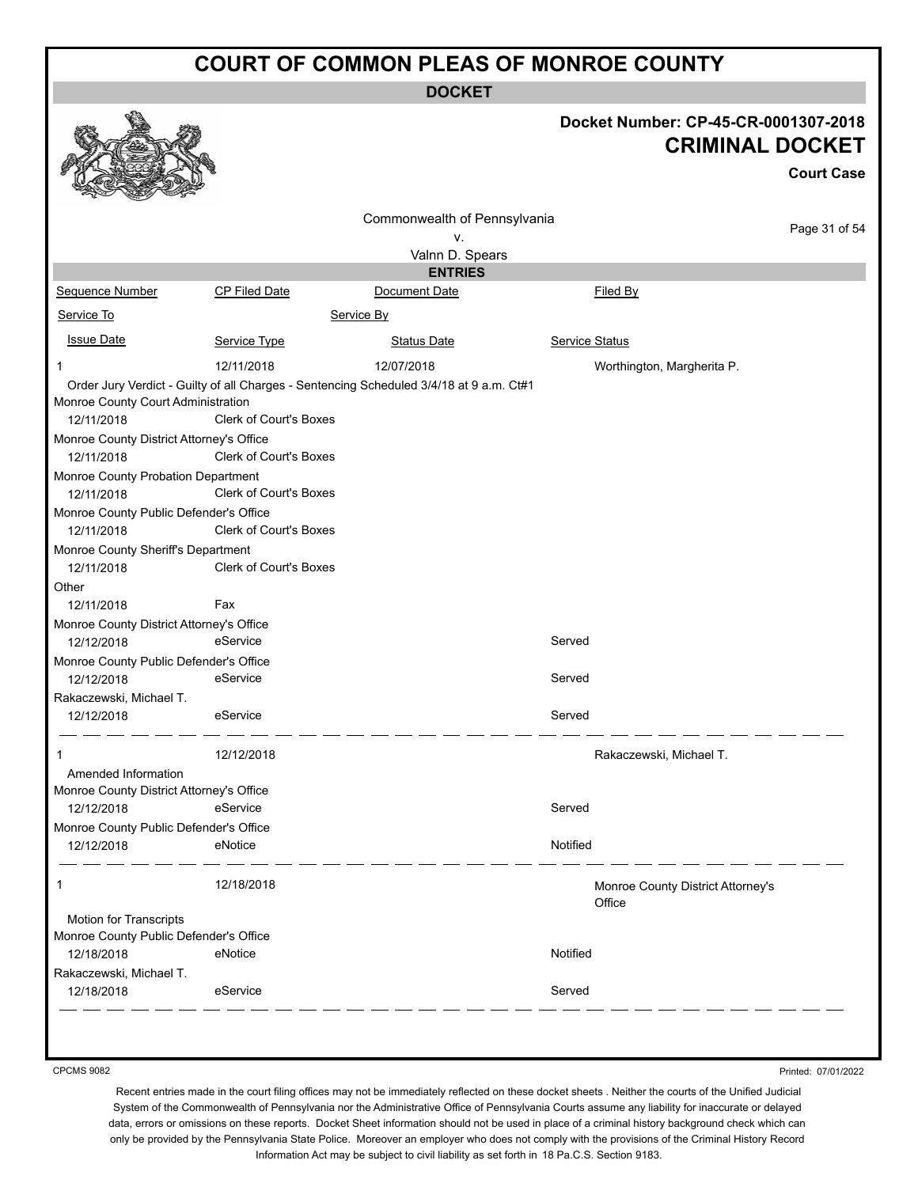# COURT OF COMMON PLEAS OF MONROE COUNTY

**DOCKET**

**Docket Number: CP-45-CR-0001307-2018**

**CRIMINAL DOCKET**

**Court Case**

Commonwealth of Pennsylvania
v.
Valnn D. Spears

**ENTRIES**

| Sequence Number | CP Filed Date | Document Date | Filed By |
|---|---|---|---|
| Service To | | Service By | |
| Issue Date | Service Type | Status Date | Service Status |

| | | | |
|---|---|---|---|
| 1 | 12/11/2018 | 12/07/2018 | Worthington, Margherita P. |
| Order Jury Verdict - Guilty of all Charges - Sentencing Scheduled 3/4/18 at 9 a.m. Ct#1 | | | |
| Monroe County Court Administration | | | |
| 12/11/2018 | Clerk of Court's Boxes | | |
| Monroe County District Attorney's Office | | | |
| 12/11/2018 | Clerk of Court's Boxes | | |
| Monroe County Probation Department | | | |
| 12/11/2018 | Clerk of Court's Boxes | | |
| Monroe County Public Defender's Office | | | |
| 12/11/2018 | Clerk of Court's Boxes | | |
| Monroe County Sheriff's Department | | | |
| 12/11/2018 | Clerk of Court's Boxes | | |
| Other | | | |
| 12/11/2018 | Fax | | |
| Monroe County District Attorney's Office | | | |
| 12/12/2018 | eService | | Served |
| Monroe County Public Defender's Office | | | |
| 12/12/2018 | eService | | Served |
| Rakaczewski, Michael T. | | | |
| 12/12/2018 | eService | | Served |

| | | | |
|---|---|---|---|
| 1 | 12/12/2018 | | Rakaczewski, Michael T. |
| Amended Information | | | |
| Monroe County District Attorney's Office | | | |
| 12/12/2018 | eService | | Served |
| Monroe County Public Defender's Office | | | |
| 12/12/2018 | eNotice | | Notified |

| | | | |
|---|---|---|---|
| 1 | 12/18/2018 | | Monroe County District Attorney's Office |
| Motion for Transcripts | | | |
| Monroe County Public Defender's Office | | | |
| 12/18/2018 | eNotice | | Notified |
| Rakaczewski, Michael T. | | | |
| 12/18/2018 | eService | | Served |

CPCMS 9082

Printed: 07/01/2022

Recent entries made in the court filing offices may not be immediately reflected on these docket sheets . Neither the courts of the Unified Judicial System of the Commonwealth of Pennsylvania nor the Administrative Office of Pennsylvania Courts assume any liability for inaccurate or delayed data, errors or omissions on these reports. Docket Sheet information should not be used in place of a criminal history background check which can only be provided by the Pennsylvania State Police. Moreover an employer who does not comply with the provisions of the Criminal History Record Information Act may be subject to civil liability as set forth in 18 Pa.C.S. Section 9183.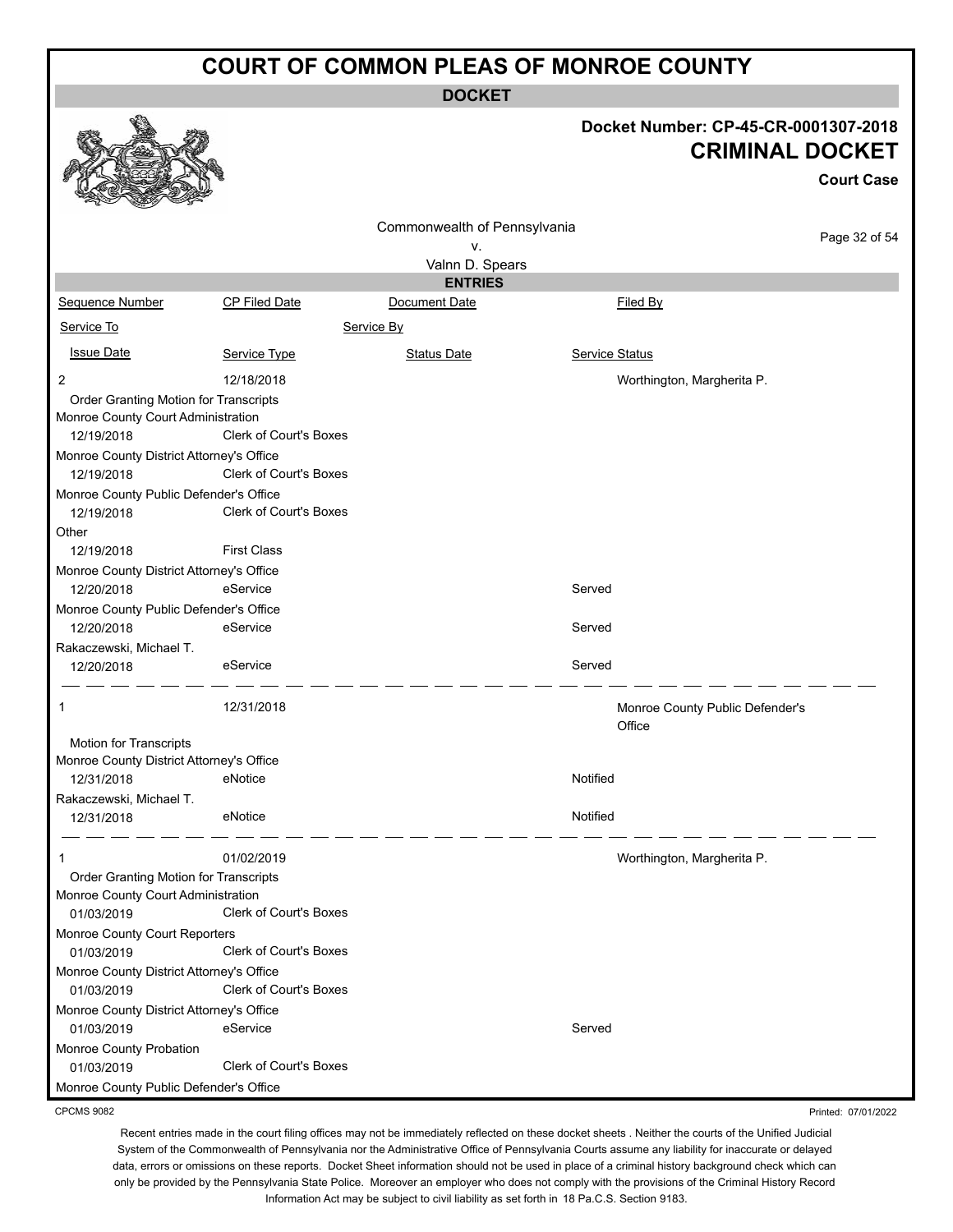# COURT OF COMMON PLEAS OF MONROE COUNTY

**DOCKET**

**Docket Number: CP-45-CR-0001307-2018**

**CRIMINAL DOCKET**

**Court Case**

Commonwealth of Pennsylvania
v.
Valnn D. Spears

**ENTRIES**

| Sequence Number | CP Filed Date | Document Date | Filed By |
|---|---|---|---|
| Service To | | Service By | |
| Issue Date | Service Type | Status Date | Service Status |
| 2 | 12/18/2018 | | Worthington, Margherita P. |
| Order Granting Motion for Transcripts | | | |
| Monroe County Court Administration | | | |
| 12/19/2018 | Clerk of Court's Boxes | | |
| Monroe County District Attorney's Office | | | |
| 12/19/2018 | Clerk of Court's Boxes | | |
| Monroe County Public Defender's Office | | | |
| 12/19/2018 | Clerk of Court's Boxes | | |
| Other | | | |
| 12/19/2018 | First Class | | |
| Monroe County District Attorney's Office | | | |
| 12/20/2018 | eService | | Served |
| Monroe County Public Defender's Office | | | |
| 12/20/2018 | eService | | Served |
| Rakaczewski, Michael T. | | | |
| 12/20/2018 | eService | | Served |
| 1 | 12/31/2018 | | Monroe County Public Defender's Office |
| Motion for Transcripts | | | |
| Monroe County District Attorney's Office | | | |
| 12/31/2018 | eNotice | | Notified |
| Rakaczewski, Michael T. | | | |
| 12/31/2018 | eNotice | | Notified |
| 1 | 01/02/2019 | | Worthington, Margherita P. |
| Order Granting Motion for Transcripts | | | |
| Monroe County Court Administration | | | |
| 01/03/2019 | Clerk of Court's Boxes | | |
| Monroe County Court Reporters | | | |
| 01/03/2019 | Clerk of Court's Boxes | | |
| Monroe County District Attorney's Office | | | |
| 01/03/2019 | Clerk of Court's Boxes | | |
| Monroe County District Attorney's Office | | | |
| 01/03/2019 | eService | | Served |
| Monroe County Probation | | | |
| 01/03/2019 | Clerk of Court's Boxes | | |
| Monroe County Public Defender's Office | | | |

CPCMS 9082

Printed: 07/01/2022

Recent entries made in the court filing offices may not be immediately reflected on these docket sheets . Neither the courts of the Unified Judicial System of the Commonwealth of Pennsylvania nor the Administrative Office of Pennsylvania Courts assume any liability for inaccurate or delayed data, errors or omissions on these reports. Docket Sheet information should not be used in place of a criminal history background check which can only be provided by the Pennsylvania State Police. Moreover an employer who does not comply with the provisions of the Criminal History Record Information Act may be subject to civil liability as set forth in 18 Pa.C.S. Section 9183.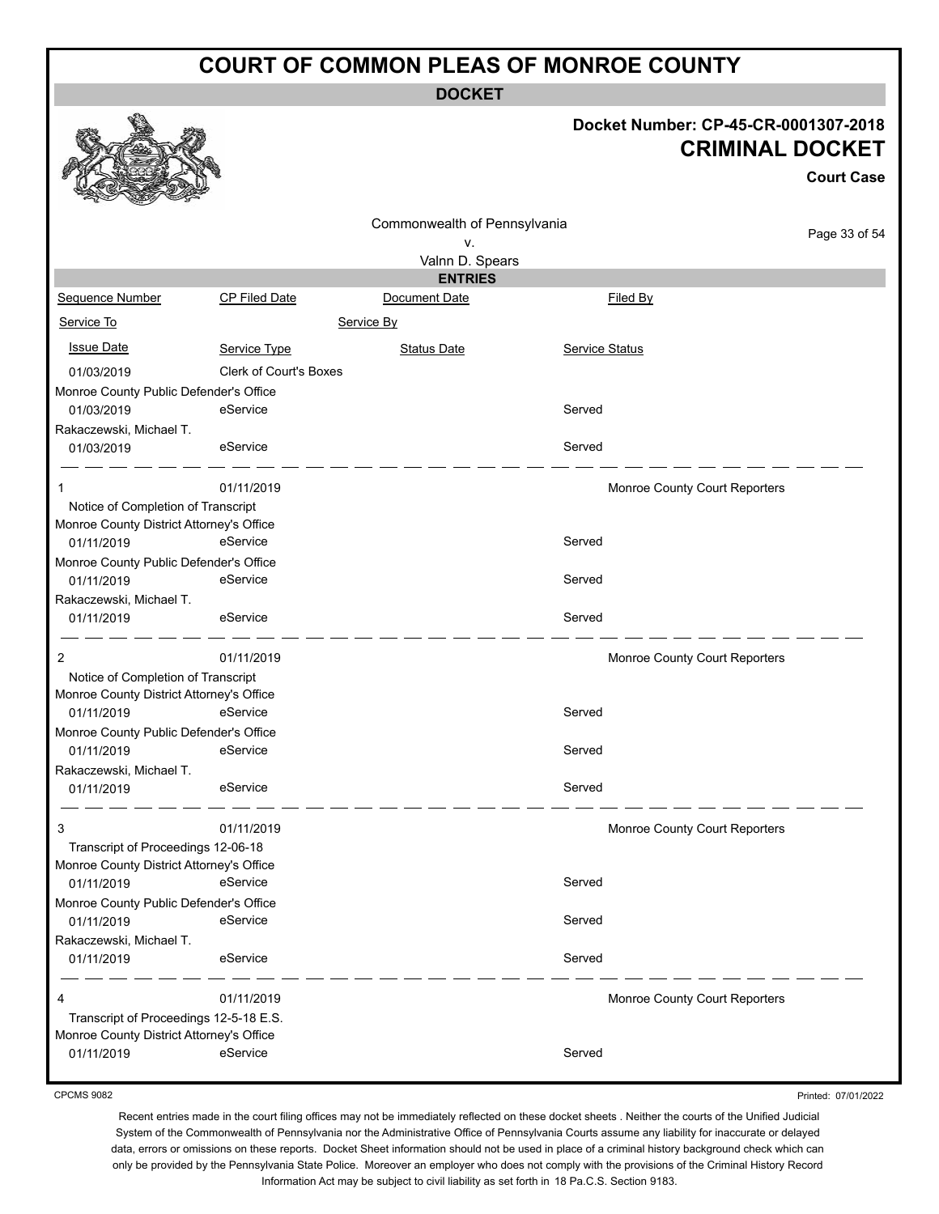# COURT OF COMMON PLEAS OF MONROE COUNTY

**DOCKET**

**Docket Number: CP-45-CR-0001307-2018**

**CRIMINAL DOCKET**

**Court Case**

Commonwealth of Pennsylvania
v.
Valnn D. Spears

**ENTRIES**

| Sequence Number | CP Filed Date | Document Date | Filed By |
|---|---|---|---|
| Service To | | Service By | |
| Issue Date | Service Type | Status Date | Service Status |
| 01/03/2019 | Clerk of Court's Boxes | | |
| Monroe County Public Defender's Office | | | |
| 01/03/2019 | eService | | Served |
| Rakaczewski, Michael T. | | | |
| 01/03/2019 | eService | | Served |
| 1 | 01/11/2019 | | Monroe County Court Reporters |
| Notice of Completion of Transcript | | | |
| Monroe County District Attorney's Office | | | |
| 01/11/2019 | eService | | Served |
| Monroe County Public Defender's Office | | | |
| 01/11/2019 | eService | | Served |
| Rakaczewski, Michael T. | | | |
| 01/11/2019 | eService | | Served |
| 2 | 01/11/2019 | | Monroe County Court Reporters |
| Notice of Completion of Transcript | | | |
| Monroe County District Attorney's Office | | | |
| 01/11/2019 | eService | | Served |
| Monroe County Public Defender's Office | | | |
| 01/11/2019 | eService | | Served |
| Rakaczewski, Michael T. | | | |
| 01/11/2019 | eService | | Served |
| 3 | 01/11/2019 | | Monroe County Court Reporters |
| Transcript of Proceedings 12-06-18 | | | |
| Monroe County District Attorney's Office | | | |
| 01/11/2019 | eService | | Served |
| Monroe County Public Defender's Office | | | |
| 01/11/2019 | eService | | Served |
| Rakaczewski, Michael T. | | | |
| 01/11/2019 | eService | | Served |
| 4 | 01/11/2019 | | Monroe County Court Reporters |
| Transcript of Proceedings 12-5-18 E.S. | | | |
| Monroe County District Attorney's Office | | | |
| 01/11/2019 | eService | | Served |

CPCMS 9082

Printed: 07/01/2022

Recent entries made in the court filing offices may not be immediately reflected on these docket sheets . Neither the courts of the Unified Judicial System of the Commonwealth of Pennsylvania nor the Administrative Office of Pennsylvania Courts assume any liability for inaccurate or delayed data, errors or omissions on these reports. Docket Sheet information should not be used in place of a criminal history background check which can only be provided by the Pennsylvania State Police. Moreover an employer who does not comply with the provisions of the Criminal History Record Information Act may be subject to civil liability as set forth in 18 Pa.C.S. Section 9183.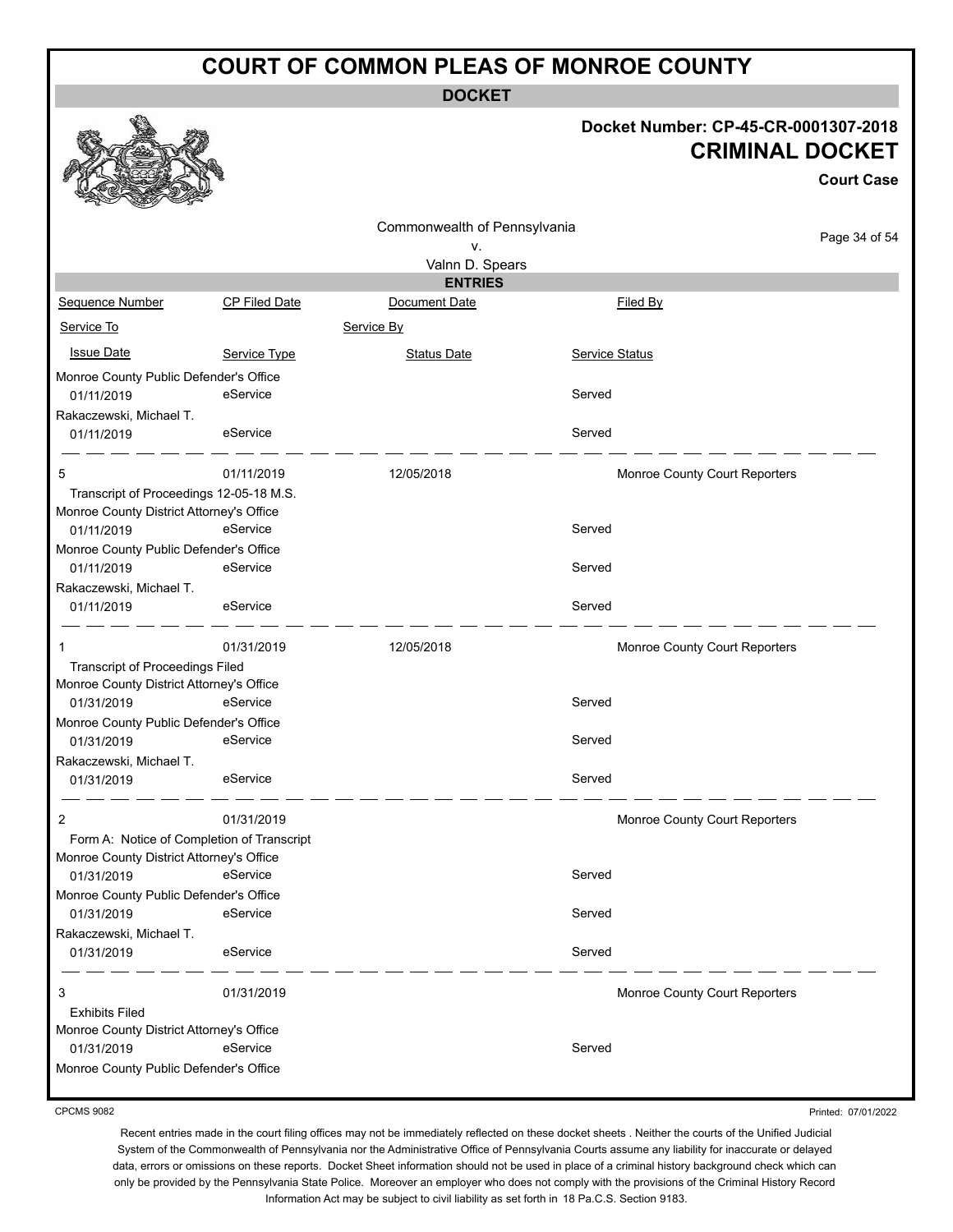# COURT OF COMMON PLEAS OF MONROE COUNTY

**DOCKET**

**Docket Number: CP-45-CR-0001307-2018**

**CRIMINAL DOCKET**

**Court Case**

Commonwealth of Pennsylvania
v.
Valnn D. Spears

**ENTRIES**

| Sequence Number | CP Filed Date | Document Date | Filed By |
|---|---|---|---|
| Service To | | Service By | |
| Issue Date | Service Type | Status Date | Service Status |
| Monroe County Public Defender's Office | | | |
| 01/11/2019 | eService | | Served |
| Rakaczewski, Michael T. | | | |
| 01/11/2019 | eService | | Served |
| 5 | 01/11/2019 | 12/05/2018 | Monroe County Court Reporters |
| Transcript of Proceedings 12-05-18 M.S. | | | |
| Monroe County District Attorney's Office | | | |
| 01/11/2019 | eService | | Served |
| Monroe County Public Defender's Office | | | |
| 01/11/2019 | eService | | Served |
| Rakaczewski, Michael T. | | | |
| 01/11/2019 | eService | | Served |
| 1 | 01/31/2019 | 12/05/2018 | Monroe County Court Reporters |
| Transcript of Proceedings Filed | | | |
| Monroe County District Attorney's Office | | | |
| 01/31/2019 | eService | | Served |
| Monroe County Public Defender's Office | | | |
| 01/31/2019 | eService | | Served |
| Rakaczewski, Michael T. | | | |
| 01/31/2019 | eService | | Served |
| 2 | 01/31/2019 | | Monroe County Court Reporters |
| Form A: Notice of Completion of Transcript | | | |
| Monroe County District Attorney's Office | | | |
| 01/31/2019 | eService | | Served |
| Monroe County Public Defender's Office | | | |
| 01/31/2019 | eService | | Served |
| Rakaczewski, Michael T. | | | |
| 01/31/2019 | eService | | Served |
| 3 | 01/31/2019 | | Monroe County Court Reporters |
| Exhibits Filed | | | |
| Monroe County District Attorney's Office | | | |
| 01/31/2019 | eService | | Served |
| Monroe County Public Defender's Office | | | |

CPCMS 9082

Printed: 07/01/2022

Recent entries made in the court filing offices may not be immediately reflected on these docket sheets . Neither the courts of the Unified Judicial System of the Commonwealth of Pennsylvania nor the Administrative Office of Pennsylvania Courts assume any liability for inaccurate or delayed data, errors or omissions on these reports. Docket Sheet information should not be used in place of a criminal history background check which can only be provided by the Pennsylvania State Police. Moreover an employer who does not comply with the provisions of the Criminal History Record Information Act may be subject to civil liability as set forth in 18 Pa.C.S. Section 9183.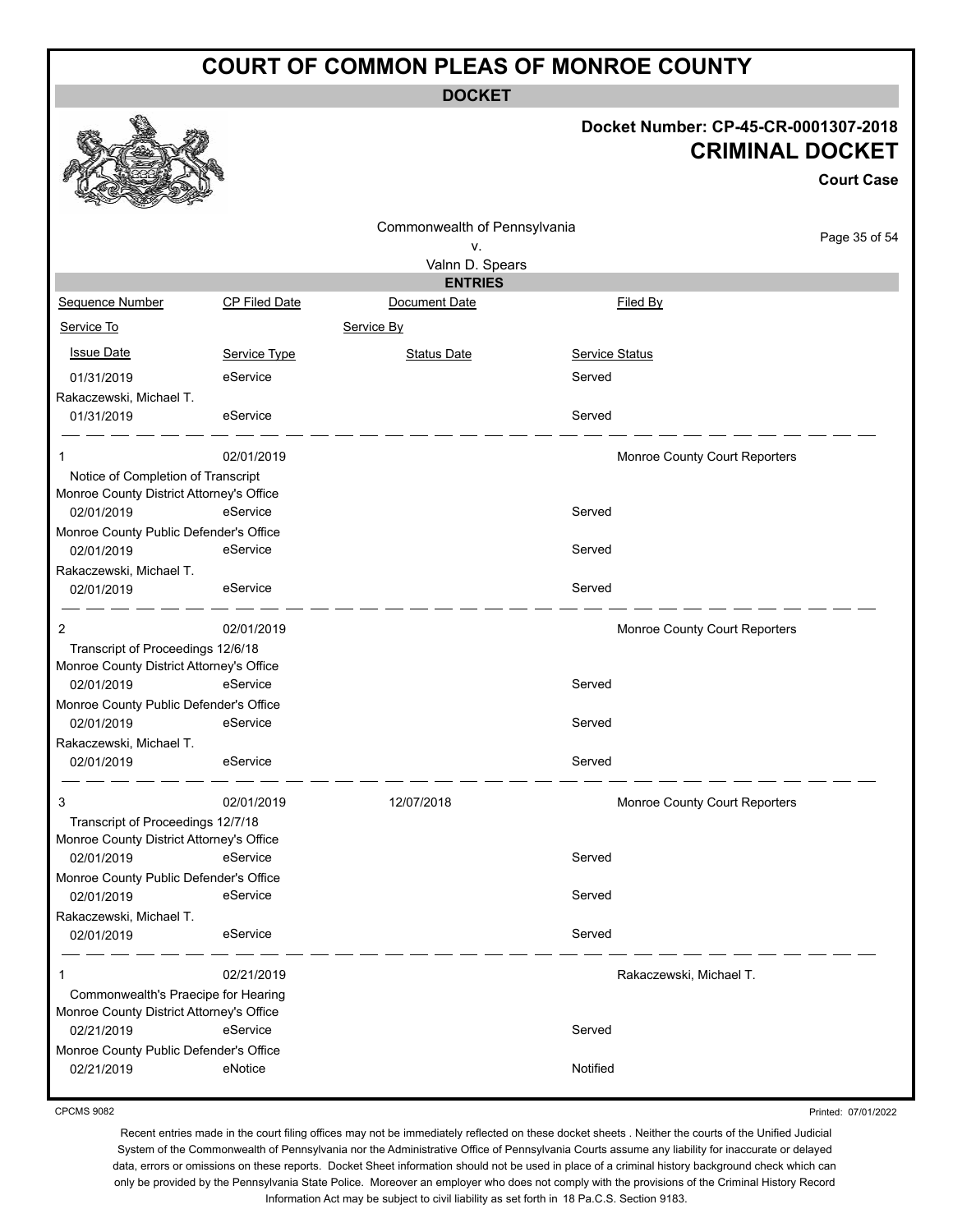# COURT OF COMMON PLEAS OF MONROE COUNTY

**DOCKET**

**Docket Number: CP-45-CR-0001307-2018**

**CRIMINAL DOCKET**

**Court Case**

Commonwealth of Pennsylvania
v.
Valnn D. Spears

**ENTRIES**

| Sequence Number | CP Filed Date | Document Date | Filed By |
|---|---|---|---|
| Service To | | Service By | |
| Issue Date | Service Type | Status Date | Service Status |
| 01/31/2019 | eService | | Served |
| Rakaczewski, Michael T. | | | |
| 01/31/2019 | eService | | Served |
| 1 | 02/01/2019 | | Monroe County Court Reporters |
| Notice of Completion of Transcript | | | |
| Monroe County District Attorney's Office | | | |
| 02/01/2019 | eService | | Served |
| Monroe County Public Defender's Office | | | |
| 02/01/2019 | eService | | Served |
| Rakaczewski, Michael T. | | | |
| 02/01/2019 | eService | | Served |
| 2 | 02/01/2019 | | Monroe County Court Reporters |
| Transcript of Proceedings 12/6/18 | | | |
| Monroe County District Attorney's Office | | | |
| 02/01/2019 | eService | | Served |
| Monroe County Public Defender's Office | | | |
| 02/01/2019 | eService | | Served |
| Rakaczewski, Michael T. | | | |
| 02/01/2019 | eService | | Served |
| 3 | 02/01/2019 | 12/07/2018 | Monroe County Court Reporters |
| Transcript of Proceedings 12/7/18 | | | |
| Monroe County District Attorney's Office | | | |
| 02/01/2019 | eService | | Served |
| Monroe County Public Defender's Office | | | |
| 02/01/2019 | eService | | Served |
| Rakaczewski, Michael T. | | | |
| 02/01/2019 | eService | | Served |
| 1 | 02/21/2019 | | Rakaczewski, Michael T. |
| Commonwealth's Praecipe for Hearing | | | |
| Monroe County District Attorney's Office | | | |
| 02/21/2019 | eService | | Served |
| Monroe County Public Defender's Office | | | |
| 02/21/2019 | eNotice | | Notified |

CPCMS 9082

Printed: 07/01/2022

Recent entries made in the court filing offices may not be immediately reflected on these docket sheets . Neither the courts of the Unified Judicial System of the Commonwealth of Pennsylvania nor the Administrative Office of Pennsylvania Courts assume any liability for inaccurate or delayed data, errors or omissions on these reports. Docket Sheet information should not be used in place of a criminal history background check which can only be provided by the Pennsylvania State Police. Moreover an employer who does not comply with the provisions of the Criminal History Record Information Act may be subject to civil liability as set forth in 18 Pa.C.S. Section 9183.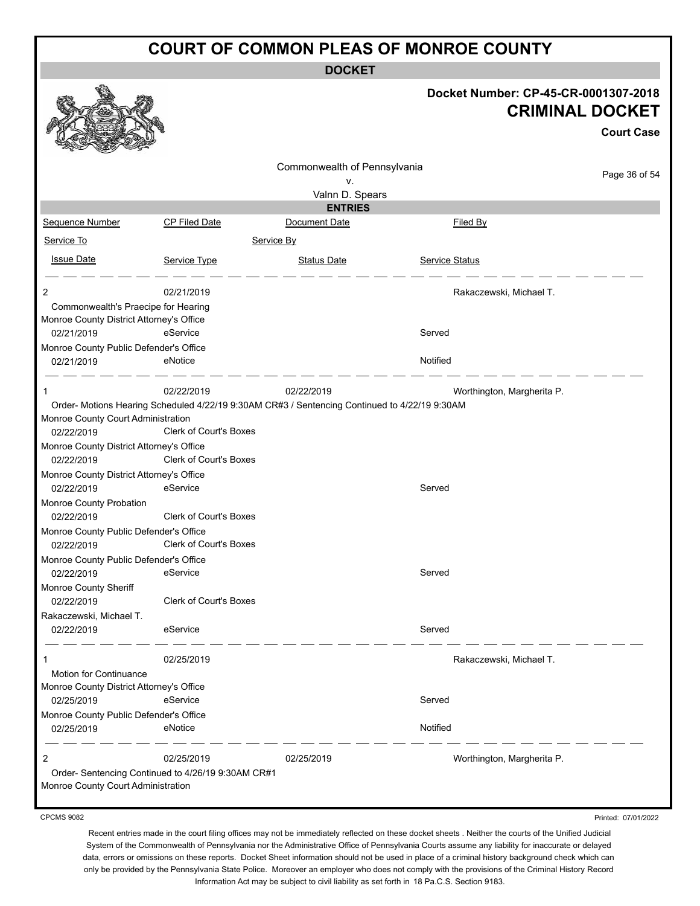# COURT OF COMMON PLEAS OF MONROE COUNTY

**DOCKET**

**Docket Number: CP-45-CR-0001307-2018**

**CRIMINAL DOCKET**

**Court Case**

Commonwealth of Pennsylvania
v.
Valnn D. Spears

**ENTRIES**

| Sequence Number | CP Filed Date | Document Date | Filed By |
|---|---|---|---|
| Service To | | Service By | |
| Issue Date | Service Type | Status Date | Service Status |
| 2 | 02/21/2019 | | Rakaczewski, Michael T. |
| Commonwealth's Praecipe for Hearing | | | |
| Monroe County District Attorney's Office | | | |
| 02/21/2019 | eService | | Served |
| Monroe County Public Defender's Office | | | |
| 02/21/2019 | eNotice | | Notified |
| 1 | 02/22/2019 | 02/22/2019 | Worthington, Margherita P. |
| Order- Motions Hearing Scheduled 4/22/19 9:30AM CR#3 / Sentencing Continued to 4/22/19 9:30AM | | | |
| Monroe County Court Administration | | | |
| 02/22/2019 | Clerk of Court's Boxes | | |
| Monroe County District Attorney's Office | | | |
| 02/22/2019 | Clerk of Court's Boxes | | |
| Monroe County District Attorney's Office | | | |
| 02/22/2019 | eService | | Served |
| Monroe County Probation | | | |
| 02/22/2019 | Clerk of Court's Boxes | | |
| Monroe County Public Defender's Office | | | |
| 02/22/2019 | Clerk of Court's Boxes | | |
| Monroe County Public Defender's Office | | | |
| 02/22/2019 | eService | | Served |
| Monroe County Sheriff | | | |
| 02/22/2019 | Clerk of Court's Boxes | | |
| Rakaczewski, Michael T. | | | |
| 02/22/2019 | eService | | Served |
| 1 | 02/25/2019 | | Rakaczewski, Michael T. |
| Motion for Continuance | | | |
| Monroe County District Attorney's Office | | | |
| 02/25/2019 | eService | | Served |
| Monroe County Public Defender's Office | | | |
| 02/25/2019 | eNotice | | Notified |
| 2 | 02/25/2019 | 02/25/2019 | Worthington, Margherita P. |
| Order- Sentencing Continued to 4/26/19 9:30AM CR#1 | | | |
| Monroe County Court Administration | | | |

CPCMS 9082

Printed: 07/01/2022

Recent entries made in the court filing offices may not be immediately reflected on these docket sheets . Neither the courts of the Unified Judicial System of the Commonwealth of Pennsylvania nor the Administrative Office of Pennsylvania Courts assume any liability for inaccurate or delayed data, errors or omissions on these reports. Docket Sheet information should not be used in place of a criminal history background check which can only be provided by the Pennsylvania State Police. Moreover an employer who does not comply with the provisions of the Criminal History Record Information Act may be subject to civil liability as set forth in 18 Pa.C.S. Section 9183.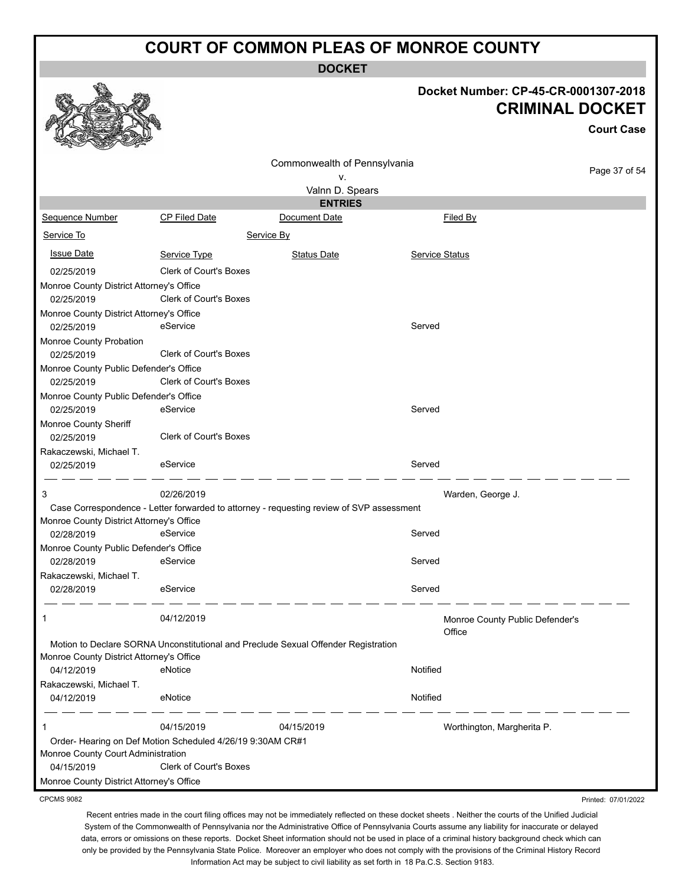# COURT OF COMMON PLEAS OF MONROE COUNTY

**DOCKET**

**Docket Number: CP-45-CR-0001307-2018**

**CRIMINAL DOCKET**

**Court Case**

Commonwealth of Pennsylvania
v.
Valnn D. Spears

**ENTRIES**

| Sequence Number | CP Filed Date | Document Date | Filed By |
|---|---|---|---|
| Service To | | Service By | |
| Issue Date | Service Type | Status Date | Service Status |
| 02/25/2019 | Clerk of Court's Boxes | | |
| Monroe County District Attorney's Office | | | |
| 02/25/2019 | Clerk of Court's Boxes | | |
| Monroe County District Attorney's Office | | | |
| 02/25/2019 | eService | | Served |
| Monroe County Probation | | | |
| 02/25/2019 | Clerk of Court's Boxes | | |
| Monroe County Public Defender's Office | | | |
| 02/25/2019 | Clerk of Court's Boxes | | |
| Monroe County Public Defender's Office | | | |
| 02/25/2019 | eService | | Served |
| Monroe County Sheriff | | | |
| 02/25/2019 | Clerk of Court's Boxes | | |
| Rakaczewski, Michael T. | | | |
| 02/25/2019 | eService | | Served |
| 3 | 02/26/2019 | | Warden, George J. |
| Case Correspondence - Letter forwarded to attorney - requesting review of SVP assessment | | | |
| Monroe County District Attorney's Office | | | |
| 02/28/2019 | eService | | Served |
| Monroe County Public Defender's Office | | | |
| 02/28/2019 | eService | | Served |
| Rakaczewski, Michael T. | | | |
| 02/28/2019 | eService | | Served |
| 1 | 04/12/2019 | | Monroe County Public Defender's Office |
| Motion to Declare SORNA Unconstitutional and Preclude Sexual Offender Registration | | | |
| Monroe County District Attorney's Office | | | |
| 04/12/2019 | eNotice | | Notified |
| Rakaczewski, Michael T. | | | |
| 04/12/2019 | eNotice | | Notified |
| 1 | 04/15/2019 | 04/15/2019 | Worthington, Margherita P. |
| Order- Hearing on Def Motion Scheduled 4/26/19 9:30AM CR#1 | | | |
| Monroe County Court Administration | | | |
| 04/15/2019 | Clerk of Court's Boxes | | |
| Monroe County District Attorney's Office | | | |

CPCMS 9082

Printed: 07/01/2022

Recent entries made in the court filing offices may not be immediately reflected on these docket sheets . Neither the courts of the Unified Judicial System of the Commonwealth of Pennsylvania nor the Administrative Office of Pennsylvania Courts assume any liability for inaccurate or delayed data, errors or omissions on these reports. Docket Sheet information should not be used in place of a criminal history background check which can only be provided by the Pennsylvania State Police. Moreover an employer who does not comply with the provisions of the Criminal History Record Information Act may be subject to civil liability as set forth in 18 Pa.C.S. Section 9183.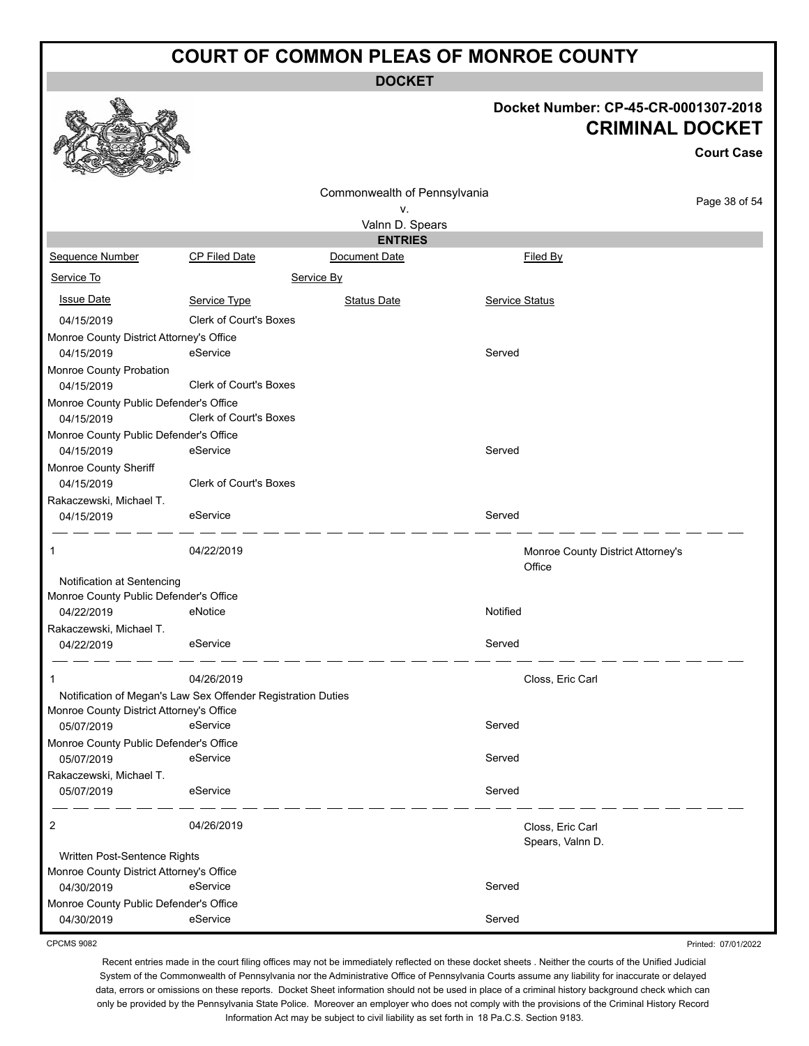# COURT OF COMMON PLEAS OF MONROE COUNTY

**DOCKET**

**Docket Number: CP-45-CR-0001307-2018**

**CRIMINAL DOCKET**

**Court Case**

Commonwealth of Pennsylvania
v.
Valnn D. Spears

**ENTRIES**

| Sequence Number | CP Filed Date | Document Date | Filed By |
|---|---|---|---|
| Service To | | Service By | |
| Issue Date | Service Type | Status Date | Service Status |
| 04/15/2019 | Clerk of Court's Boxes | | |
| Monroe County District Attorney's Office | | | |
| 04/15/2019 | eService | | Served |
| Monroe County Probation | | | |
| 04/15/2019 | Clerk of Court's Boxes | | |
| Monroe County Public Defender's Office | | | |
| 04/15/2019 | Clerk of Court's Boxes | | |
| Monroe County Public Defender's Office | | | |
| 04/15/2019 | eService | | Served |
| Monroe County Sheriff | | | |
| 04/15/2019 | Clerk of Court's Boxes | | |
| Rakaczewski, Michael T. | | | |
| 04/15/2019 | eService | | Served |
| 1 | 04/22/2019 | | Monroe County District Attorney's Office |
| Notification at Sentencing | | | |
| Monroe County Public Defender's Office | | | |
| 04/22/2019 | eNotice | | Notified |
| Rakaczewski, Michael T. | | | |
| 04/22/2019 | eService | | Served |
| 1 | 04/26/2019 | | Closs, Eric Carl |
| Notification of Megan's Law Sex Offender Registration Duties | | | |
| Monroe County District Attorney's Office | | | |
| 05/07/2019 | eService | | Served |
| Monroe County Public Defender's Office | | | |
| 05/07/2019 | eService | | Served |
| Rakaczewski, Michael T. | | | |
| 05/07/2019 | eService | | Served |
| 2 | 04/26/2019 | | Closs, Eric Carl<br>Spears, Valnn D. |
| Written Post-Sentence Rights | | | |
| Monroe County District Attorney's Office | | | |
| 04/30/2019 | eService | | Served |
| Monroe County Public Defender's Office | | | |
| 04/30/2019 | eService | | Served |

CPCMS 9082

Printed: 07/01/2022

Recent entries made in the court filing offices may not be immediately reflected on these docket sheets . Neither the courts of the Unified Judicial System of the Commonwealth of Pennsylvania nor the Administrative Office of Pennsylvania Courts assume any liability for inaccurate or delayed data, errors or omissions on these reports. Docket Sheet information should not be used in place of a criminal history background check which can only be provided by the Pennsylvania State Police. Moreover an employer who does not comply with the provisions of the Criminal History Record Information Act may be subject to civil liability as set forth in 18 Pa.C.S. Section 9183.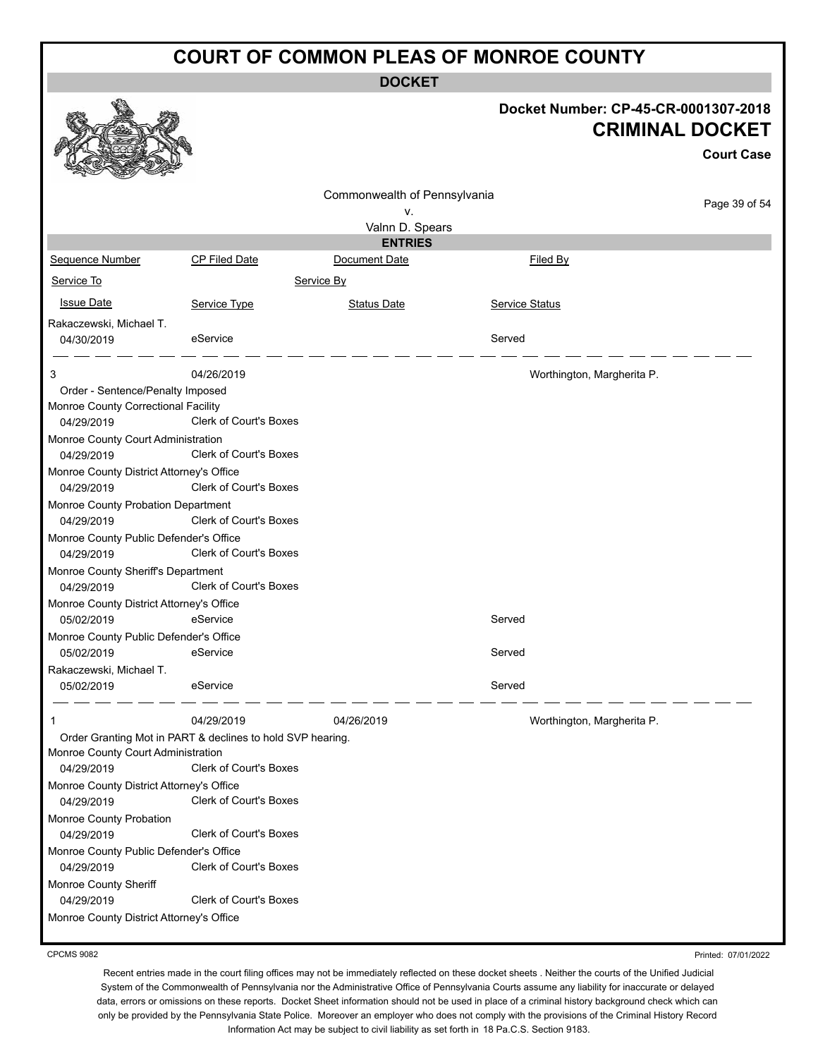# COURT OF COMMON PLEAS OF MONROE COUNTY

## DOCKET

**Docket Number: CP-45-CR-0001307-2018**

**CRIMINAL DOCKET**

**Court Case**

Commonwealth of Pennsylvania
v.
Valnn D. Spears

### ENTRIES

| Sequence Number | CP Filed Date | Document Date | Filed By |
|---|---|---|---|
| Service To | | Service By | |
| Issue Date | Service Type | Status Date | Service Status |
| Rakaczewski, Michael T. | | | |
| 04/30/2019 | eService | | Served |
| 3 | 04/26/2019 | | Worthington, Margherita P. |
| Order - Sentence/Penalty Imposed | | | |
| Monroe County Correctional Facility | | | |
| 04/29/2019 | Clerk of Court's Boxes | | |
| Monroe County Court Administration | | | |
| 04/29/2019 | Clerk of Court's Boxes | | |
| Monroe County District Attorney's Office | | | |
| 04/29/2019 | Clerk of Court's Boxes | | |
| Monroe County Probation Department | | | |
| 04/29/2019 | Clerk of Court's Boxes | | |
| Monroe County Public Defender's Office | | | |
| 04/29/2019 | Clerk of Court's Boxes | | |
| Monroe County Sheriff's Department | | | |
| 04/29/2019 | Clerk of Court's Boxes | | |
| Monroe County District Attorney's Office | | | |
| 05/02/2019 | eService | | Served |
| Monroe County Public Defender's Office | | | |
| 05/02/2019 | eService | | Served |
| Rakaczewski, Michael T. | | | |
| 05/02/2019 | eService | | Served |
| 1 | 04/29/2019 | 04/26/2019 | Worthington, Margherita P. |
| Order Granting Mot in PART & declines to hold SVP hearing. | | | |
| Monroe County Court Administration | | | |
| 04/29/2019 | Clerk of Court's Boxes | | |
| Monroe County District Attorney's Office | | | |
| 04/29/2019 | Clerk of Court's Boxes | | |
| Monroe County Probation | | | |
| 04/29/2019 | Clerk of Court's Boxes | | |
| Monroe County Public Defender's Office | | | |
| 04/29/2019 | Clerk of Court's Boxes | | |
| Monroe County Sheriff | | | |
| 04/29/2019 | Clerk of Court's Boxes | | |
| Monroe County District Attorney's Office | | | |

CPCMS 9082

Printed: 07/01/2022

Recent entries made in the court filing offices may not be immediately reflected on these docket sheets . Neither the courts of the Unified Judicial System of the Commonwealth of Pennsylvania nor the Administrative Office of Pennsylvania Courts assume any liability for inaccurate or delayed data, errors or omissions on these reports. Docket Sheet information should not be used in place of a criminal history background check which can only be provided by the Pennsylvania State Police. Moreover an employer who does not comply with the provisions of the Criminal History Record Information Act may be subject to civil liability as set forth in 18 Pa.C.S. Section 9183.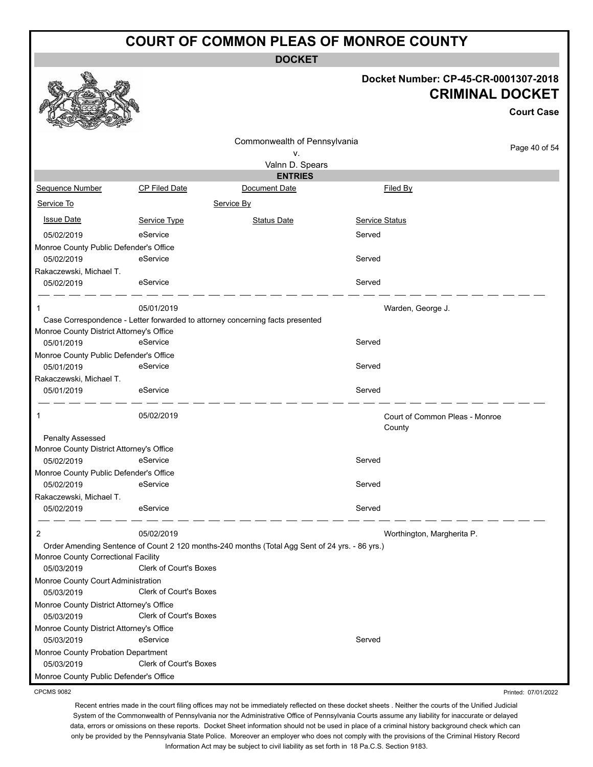# COURT OF COMMON PLEAS OF MONROE COUNTY

**DOCKET**

**Docket Number: CP-45-CR-0001307-2018**

**CRIMINAL DOCKET**

**Court Case**

Commonwealth of Pennsylvania
v.
Valnn D. Spears

**ENTRIES**

| Sequence Number | CP Filed Date | Document Date | Filed By |
|---|---|---|---|
| Service To | | Service By | |
| Issue Date | Service Type | Status Date | Service Status |
| 05/02/2019 | eService | | Served |
| Monroe County Public Defender's Office | | | |
| 05/02/2019 | eService | | Served |
| Rakaczewski, Michael T. | | | |
| 05/02/2019 | eService | | Served |
| 1 | 05/01/2019 | | Warden, George J. |
| Case Correspondence - Letter forwarded to attorney concerning facts presented | | | |
| Monroe County District Attorney's Office | | | |
| 05/01/2019 | eService | | Served |
| Monroe County Public Defender's Office | | | |
| 05/01/2019 | eService | | Served |
| Rakaczewski, Michael T. | | | |
| 05/01/2019 | eService | | Served |
| 1 | 05/02/2019 | | Court of Common Pleas - Monroe County |
| Penalty Assessed | | | |
| Monroe County District Attorney's Office | | | |
| 05/02/2019 | eService | | Served |
| Monroe County Public Defender's Office | | | |
| 05/02/2019 | eService | | Served |
| Rakaczewski, Michael T. | | | |
| 05/02/2019 | eService | | Served |
| 2 | 05/02/2019 | | Worthington, Margherita P. |
| Order Amending Sentence of Count 2 120 months-240 months (Total Agg Sent of 24 yrs. - 86 yrs.) | | | |
| Monroe County Correctional Facility | | | |
| 05/03/2019 | Clerk of Court's Boxes | | |
| Monroe County Court Administration | | | |
| 05/03/2019 | Clerk of Court's Boxes | | |
| Monroe County District Attorney's Office | | | |
| 05/03/2019 | Clerk of Court's Boxes | | |
| Monroe County District Attorney's Office | | | |
| 05/03/2019 | eService | | Served |
| Monroe County Probation Department | | | |
| 05/03/2019 | Clerk of Court's Boxes | | |
| Monroe County Public Defender's Office | | | |

CPCMS 9082

Printed: 07/01/2022

Recent entries made in the court filing offices may not be immediately reflected on these docket sheets . Neither the courts of the Unified Judicial System of the Commonwealth of Pennsylvania nor the Administrative Office of Pennsylvania Courts assume any liability for inaccurate or delayed data, errors or omissions on these reports. Docket Sheet information should not be used in place of a criminal history background check which can only be provided by the Pennsylvania State Police. Moreover an employer who does not comply with the provisions of the Criminal History Record Information Act may be subject to civil liability as set forth in 18 Pa.C.S. Section 9183.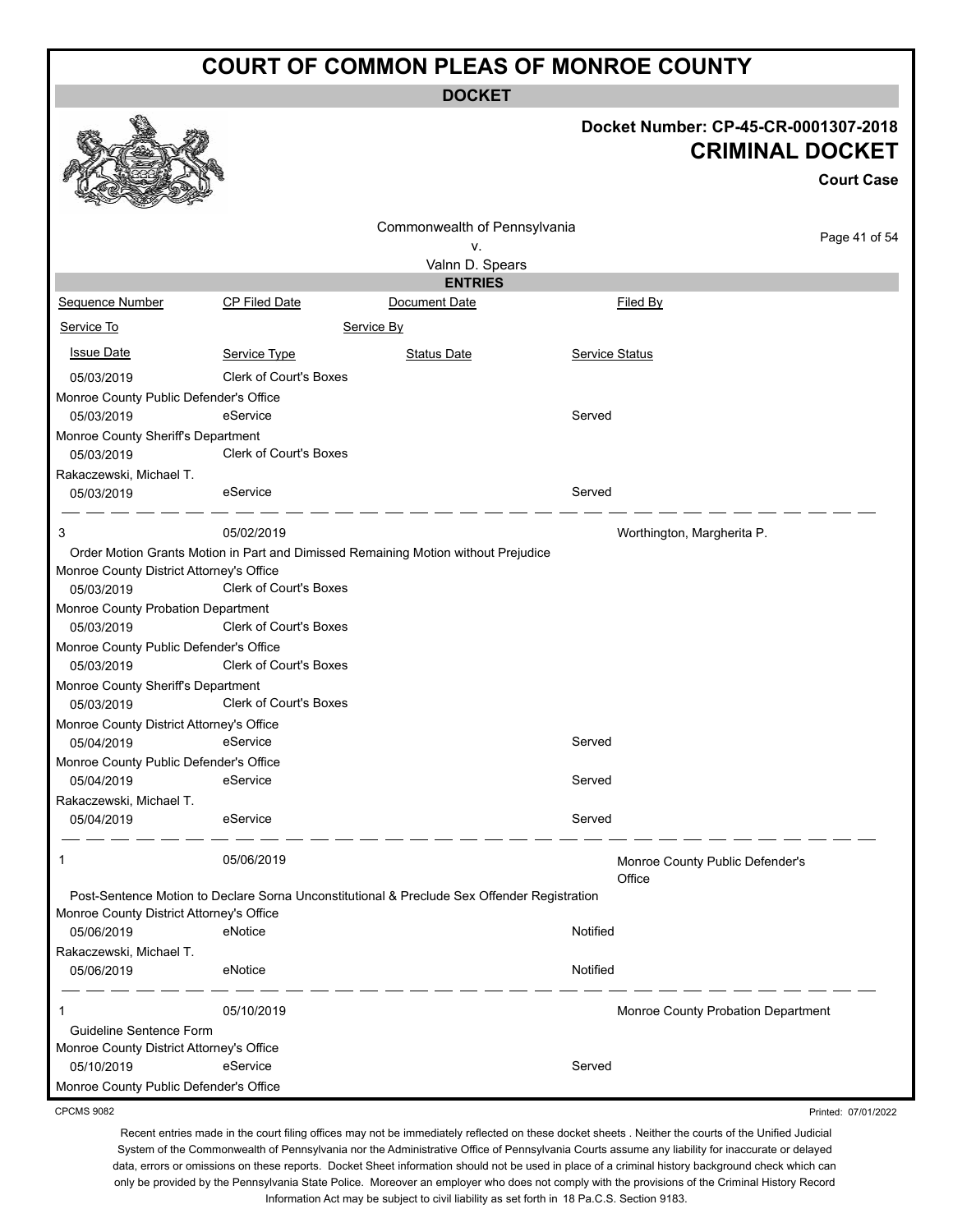# COURT OF COMMON PLEAS OF MONROE COUNTY

## DOCKET

**Docket Number: CP-45-CR-0001307-2018**

## CRIMINAL DOCKET

**Court Case**

Commonwealth of Pennsylvania
v.
Valnn D. Spears

### ENTRIES

| Sequence Number | CP Filed Date | Document Date | Filed By |
|---|---|---|---|
| Service To | | Service By | |
| Issue Date | Service Type | Status Date | Service Status |
| 05/03/2019 | Clerk of Court's Boxes | | |
| Monroe County Public Defender's Office | | | |
| 05/03/2019 | eService | | Served |
| Monroe County Sheriff's Department | | | |
| 05/03/2019 | Clerk of Court's Boxes | | |
| Rakaczewski, Michael T. | | | |
| 05/03/2019 | eService | | Served |
| 3 | 05/02/2019 | | Worthington, Margherita P. |
| Order Motion Grants Motion in Part and Dimissed Remaining Motion without Prejudice | | | |
| Monroe County District Attorney's Office | | | |
| 05/03/2019 | Clerk of Court's Boxes | | |
| Monroe County Probation Department | | | |
| 05/03/2019 | Clerk of Court's Boxes | | |
| Monroe County Public Defender's Office | | | |
| 05/03/2019 | Clerk of Court's Boxes | | |
| Monroe County Sheriff's Department | | | |
| 05/03/2019 | Clerk of Court's Boxes | | |
| Monroe County District Attorney's Office | | | |
| 05/04/2019 | eService | | Served |
| Monroe County Public Defender's Office | | | |
| 05/04/2019 | eService | | Served |
| Rakaczewski, Michael T. | | | |
| 05/04/2019 | eService | | Served |
| 1 | 05/06/2019 | | Monroe County Public Defender's Office |
| Post-Sentence Motion to Declare Sorna Unconstitutional & Preclude Sex Offender Registration | | | |
| Monroe County District Attorney's Office | | | |
| 05/06/2019 | eNotice | | Notified |
| Rakaczewski, Michael T. | | | |
| 05/06/2019 | eNotice | | Notified |
| 1 | 05/10/2019 | | Monroe County Probation Department |
| Guideline Sentence Form | | | |
| Monroe County District Attorney's Office | | | |
| 05/10/2019 | eService | | Served |
| Monroe County Public Defender's Office | | | |

CPCMS 9082

Printed: 07/01/2022

Recent entries made in the court filing offices may not be immediately reflected on these docket sheets . Neither the courts of the Unified Judicial System of the Commonwealth of Pennsylvania nor the Administrative Office of Pennsylvania Courts assume any liability for inaccurate or delayed data, errors or omissions on these reports. Docket Sheet information should not be used in place of a criminal history background check which can only be provided by the Pennsylvania State Police. Moreover an employer who does not comply with the provisions of the Criminal History Record Information Act may be subject to civil liability as set forth in 18 Pa.C.S. Section 9183.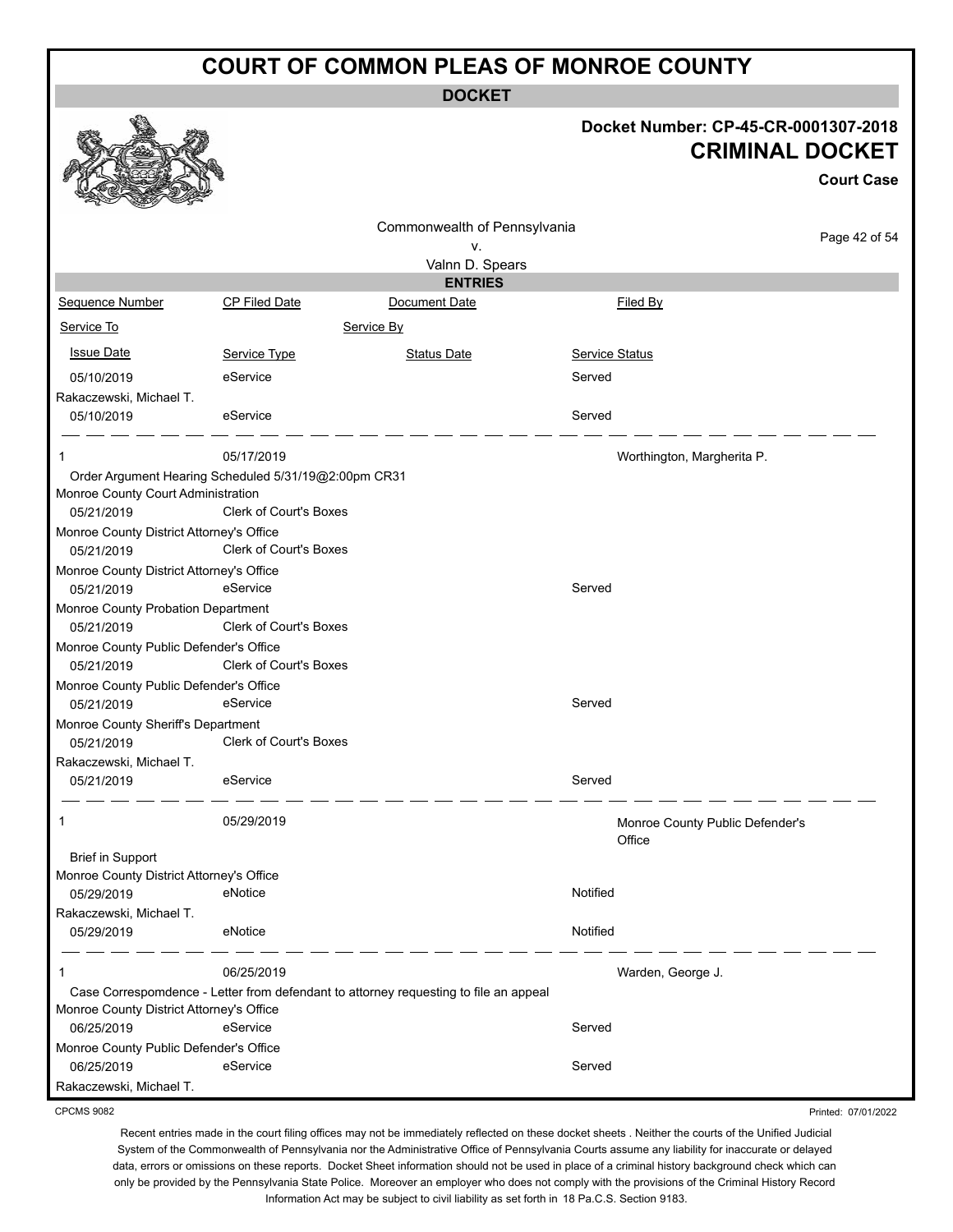# COURT OF COMMON PLEAS OF MONROE COUNTY

## DOCKET

**Docket Number: CP-45-CR-0001307-2018**

**CRIMINAL DOCKET**

**Court Case**

Commonwealth of Pennsylvania
v.
Valnn D. Spears

### ENTRIES

| Sequence Number | CP Filed Date | Document Date | Filed By |
|---|---|---|---|
| Service To | | Service By | |
| Issue Date | Service Type | Status Date | Service Status |
| 05/10/2019 | eService | | Served |
| Rakaczewski, Michael T. | | | |
| 05/10/2019 | eService | | Served |

| Sequence Number | CP Filed Date | Document Date | Filed By |
|---|---|---|---|
| 1 | 05/17/2019 | | Worthington, Margherita P. |
| Order Argument Hearing Scheduled 5/31/19@2:00pm CR31 | | | |
| Monroe County Court Administration | | | |
| 05/21/2019 | Clerk of Court's Boxes | | |
| Monroe County District Attorney's Office | | | |
| 05/21/2019 | Clerk of Court's Boxes | | |
| Monroe County District Attorney's Office | | | |
| 05/21/2019 | eService | | Served |
| Monroe County Probation Department | | | |
| 05/21/2019 | Clerk of Court's Boxes | | |
| Monroe County Public Defender's Office | | | |
| 05/21/2019 | Clerk of Court's Boxes | | |
| Monroe County Public Defender's Office | | | |
| 05/21/2019 | eService | | Served |
| Monroe County Sheriff's Department | | | |
| 05/21/2019 | Clerk of Court's Boxes | | |
| Rakaczewski, Michael T. | | | |
| 05/21/2019 | eService | | Served |

| Sequence Number | CP Filed Date | Document Date | Filed By |
|---|---|---|---|
| 1 | 05/29/2019 | | Monroe County Public Defender's Office |
| Brief in Support | | | |
| Monroe County District Attorney's Office | | | |
| 05/29/2019 | eNotice | | Notified |
| Rakaczewski, Michael T. | | | |
| 05/29/2019 | eNotice | | Notified |

| Sequence Number | CP Filed Date | Document Date | Filed By |
|---|---|---|---|
| 1 | 06/25/2019 | | Warden, George J. |
| Case Correspomdence - Letter from defendant to attorney requesting to file an appeal | | | |
| Monroe County District Attorney's Office | | | |
| 06/25/2019 | eService | | Served |
| Monroe County Public Defender's Office | | | |
| 06/25/2019 | eService | | Served |
| Rakaczewski, Michael T. | | | |

CPCMS 9082

Printed: 07/01/2022

Recent entries made in the court filing offices may not be immediately reflected on these docket sheets . Neither the courts of the Unified Judicial System of the Commonwealth of Pennsylvania nor the Administrative Office of Pennsylvania Courts assume any liability for inaccurate or delayed data, errors or omissions on these reports. Docket Sheet information should not be used in place of a criminal history background check which can only be provided by the Pennsylvania State Police. Moreover an employer who does not comply with the provisions of the Criminal History Record Information Act may be subject to civil liability as set forth in 18 Pa.C.S. Section 9183.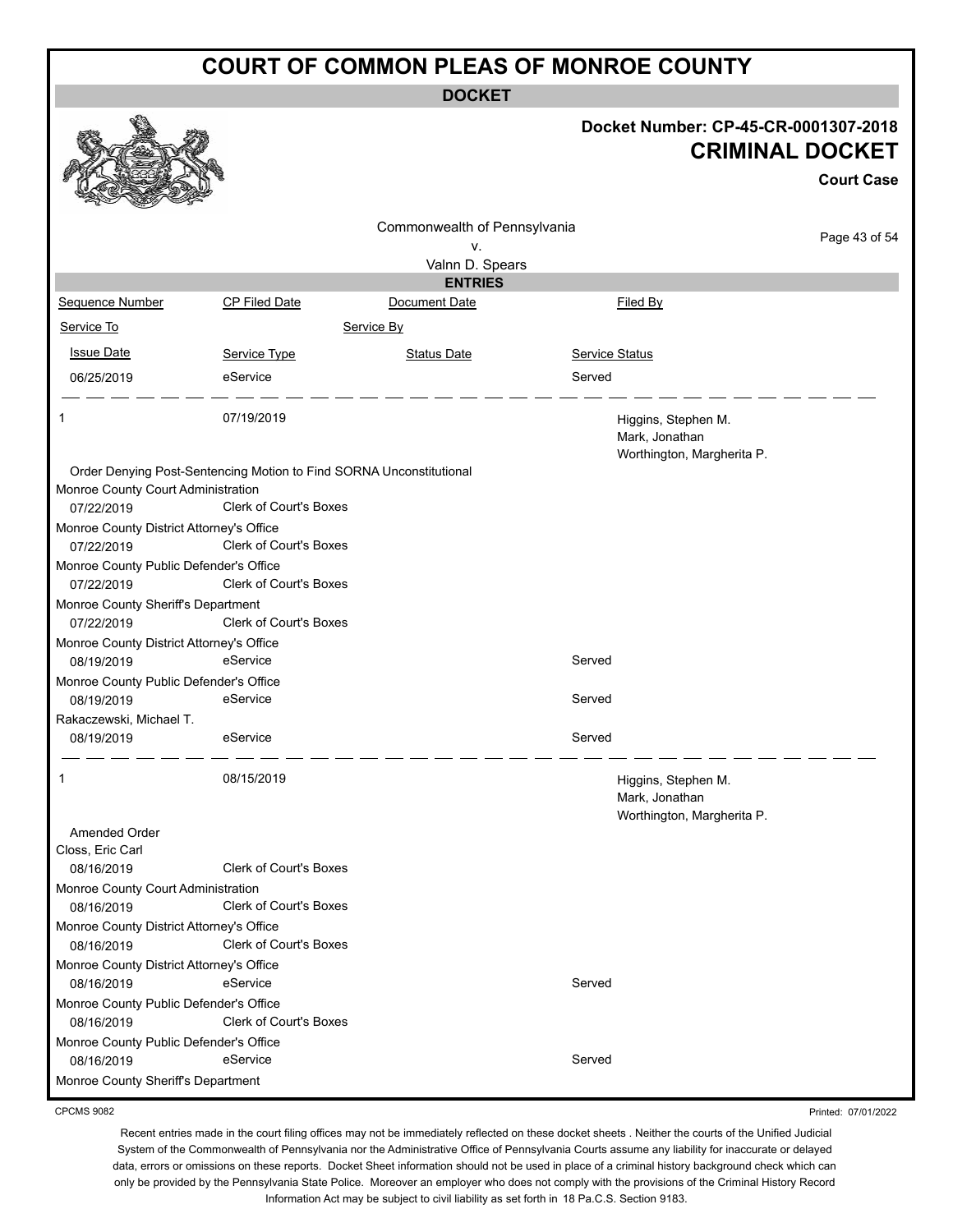# COURT OF COMMON PLEAS OF MONROE COUNTY

**DOCKET**

**Docket Number: CP-45-CR-0001307-2018**

**CRIMINAL DOCKET**

**Court Case**

Commonwealth of Pennsylvania
v.
Valnn D. Spears

**ENTRIES**

| Sequence Number | CP Filed Date | Document Date | Filed By |
|---|---|---|---|
| Service To | | Service By | |
| Issue Date | Service Type | Status Date | Service Status |
| 06/25/2019 | eService | | Served |

| Sequence Number | CP Filed Date | Document Date | Filed By |
|---|---|---|---|
| 1 | 07/19/2019 | | Higgins, Stephen M.<br>Mark, Jonathan<br>Worthington, Margherita P. |

Order Denying Post-Sentencing Motion to Find SORNA Unconstitutional

| Service To / Issue Date | Service Type | Status Date | Service Status |
|---|---|---|---|
| Monroe County Court Administration | | | |
| 07/22/2019 | Clerk of Court's Boxes | | |
| Monroe County District Attorney's Office | | | |
| 07/22/2019 | Clerk of Court's Boxes | | |
| Monroe County Public Defender's Office | | | |
| 07/22/2019 | Clerk of Court's Boxes | | |
| Monroe County Sheriff's Department | | | |
| 07/22/2019 | Clerk of Court's Boxes | | |
| Monroe County District Attorney's Office | | | |
| 08/19/2019 | eService | | Served |
| Monroe County Public Defender's Office | | | |
| 08/19/2019 | eService | | Served |
| Rakaczewski, Michael T. | | | |
| 08/19/2019 | eService | | Served |

| Sequence Number | CP Filed Date | Document Date | Filed By |
|---|---|---|---|
| 1 | 08/15/2019 | | Higgins, Stephen M.<br>Mark, Jonathan<br>Worthington, Margherita P. |

Amended Order

| Service To / Issue Date | Service Type | Status Date | Service Status |
|---|---|---|---|
| Closs, Eric Carl | | | |
| 08/16/2019 | Clerk of Court's Boxes | | |
| Monroe County Court Administration | | | |
| 08/16/2019 | Clerk of Court's Boxes | | |
| Monroe County District Attorney's Office | | | |
| 08/16/2019 | Clerk of Court's Boxes | | |
| Monroe County District Attorney's Office | | | |
| 08/16/2019 | eService | | Served |
| Monroe County Public Defender's Office | | | |
| 08/16/2019 | Clerk of Court's Boxes | | |
| Monroe County Public Defender's Office | | | |
| 08/16/2019 | eService | | Served |
| Monroe County Sheriff's Department | | | |

CPCMS 9082

Printed: 07/01/2022

Recent entries made in the court filing offices may not be immediately reflected on these docket sheets . Neither the courts of the Unified Judicial System of the Commonwealth of Pennsylvania nor the Administrative Office of Pennsylvania Courts assume any liability for inaccurate or delayed data, errors or omissions on these reports. Docket Sheet information should not be used in place of a criminal history background check which can only be provided by the Pennsylvania State Police. Moreover an employer who does not comply with the provisions of the Criminal History Record Information Act may be subject to civil liability as set forth in 18 Pa.C.S. Section 9183.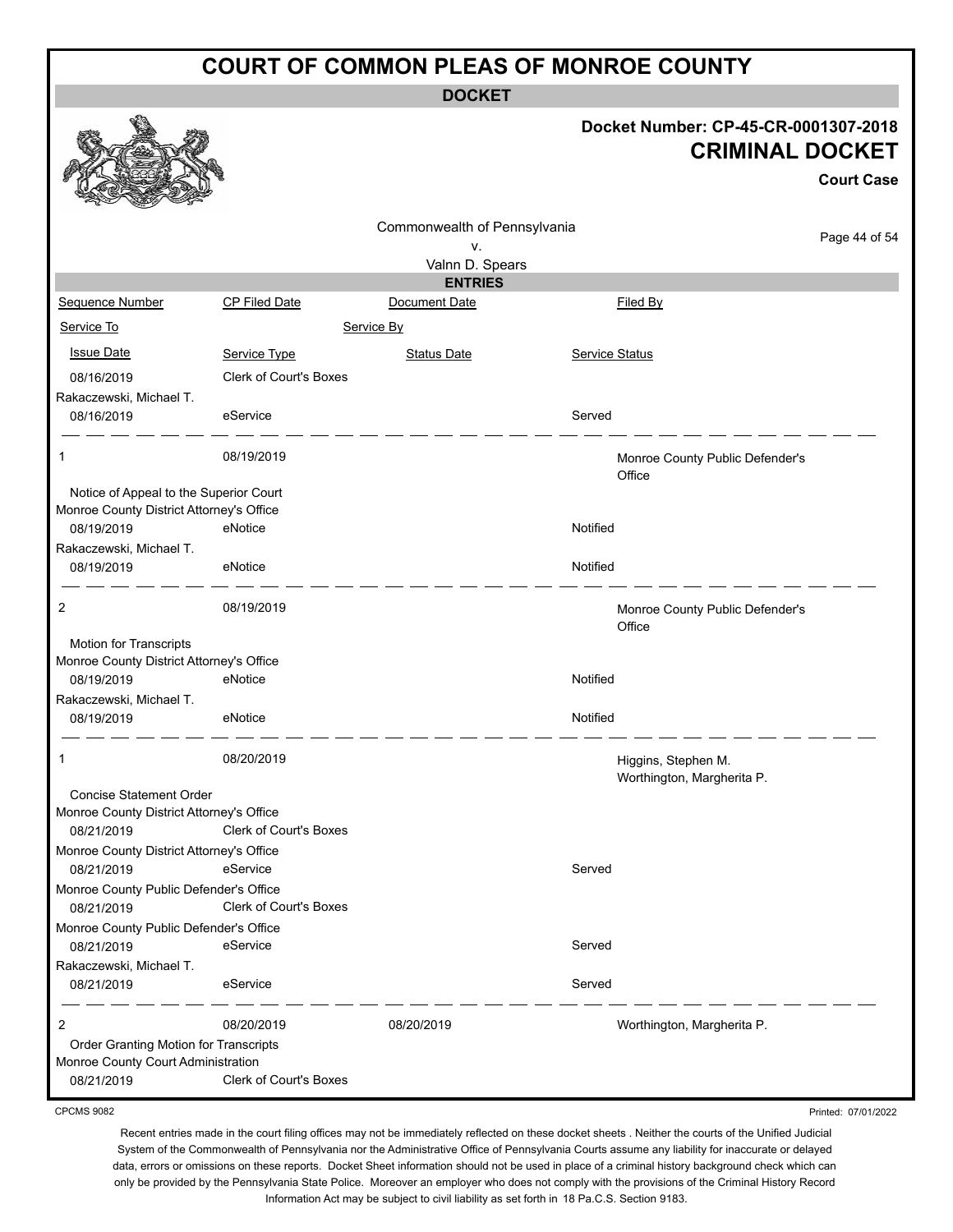# COURT OF COMMON PLEAS OF MONROE COUNTY

**DOCKET**

**Docket Number: CP-45-CR-0001307-2018**

**CRIMINAL DOCKET**

**Court Case**

Commonwealth of Pennsylvania
v.
Valnn D. Spears

**ENTRIES**

| Sequence Number | CP Filed Date | Document Date | Filed By |
|---|---|---|---|
| Service To | | Service By | |
| Issue Date | Service Type | Status Date | Service Status |
| 08/16/2019 | Clerk of Court's Boxes | | |
| Rakaczewski, Michael T. | | | |
| 08/16/2019 | eService | | Served |
| 1 | 08/19/2019 | | Monroe County Public Defender's Office |
| Notice of Appeal to the Superior Court | | | |
| Monroe County District Attorney's Office | | | |
| 08/19/2019 | eNotice | | Notified |
| Rakaczewski, Michael T. | | | |
| 08/19/2019 | eNotice | | Notified |
| 2 | 08/19/2019 | | Monroe County Public Defender's Office |
| Motion for Transcripts | | | |
| Monroe County District Attorney's Office | | | |
| 08/19/2019 | eNotice | | Notified |
| Rakaczewski, Michael T. | | | |
| 08/19/2019 | eNotice | | Notified |
| 1 | 08/20/2019 | | Higgins, Stephen M. Worthington, Margherita P. |
| Concise Statement Order | | | |
| Monroe County District Attorney's Office | | | |
| 08/21/2019 | Clerk of Court's Boxes | | |
| Monroe County District Attorney's Office | | | |
| 08/21/2019 | eService | | Served |
| Monroe County Public Defender's Office | | | |
| 08/21/2019 | Clerk of Court's Boxes | | |
| Monroe County Public Defender's Office | | | |
| 08/21/2019 | eService | | Served |
| Rakaczewski, Michael T. | | | |
| 08/21/2019 | eService | | Served |
| 2 | 08/20/2019 | 08/20/2019 | Worthington, Margherita P. |
| Order Granting Motion for Transcripts | | | |
| Monroe County Court Administration | | | |
| 08/21/2019 | Clerk of Court's Boxes | | |

CPCMS 9082

Printed: 07/01/2022

Recent entries made in the court filing offices may not be immediately reflected on these docket sheets . Neither the courts of the Unified Judicial System of the Commonwealth of Pennsylvania nor the Administrative Office of Pennsylvania Courts assume any liability for inaccurate or delayed data, errors or omissions on these reports. Docket Sheet information should not be used in place of a criminal history background check which can only be provided by the Pennsylvania State Police. Moreover an employer who does not comply with the provisions of the Criminal History Record Information Act may be subject to civil liability as set forth in 18 Pa.C.S. Section 9183.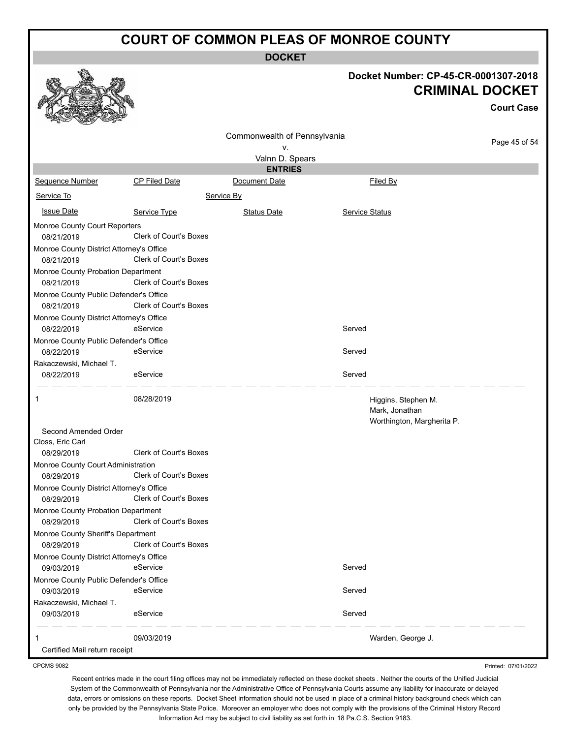# COURT OF COMMON PLEAS OF MONROE COUNTY

**DOCKET**

**Docket Number: CP-45-CR-0001307-2018**

**CRIMINAL DOCKET**

**Court Case**

Commonwealth of Pennsylvania
v.
Valnn D. Spears

**ENTRIES**

| Sequence Number | CP Filed Date | Document Date | Filed By |
|---|---|---|---|
| Service To | | Service By | |
| Issue Date | Service Type | Status Date | Service Status |

| | | | |
|---|---|---|---|
| Monroe County Court Reporters | | | |
| 08/21/2019 | Clerk of Court's Boxes | | |
| Monroe County District Attorney's Office | | | |
| 08/21/2019 | Clerk of Court's Boxes | | |
| Monroe County Probation Department | | | |
| 08/21/2019 | Clerk of Court's Boxes | | |
| Monroe County Public Defender's Office | | | |
| 08/21/2019 | Clerk of Court's Boxes | | |
| Monroe County District Attorney's Office | | | |
| 08/22/2019 | eService | | Served |
| Monroe County Public Defender's Office | | | |
| 08/22/2019 | eService | | Served |
| Rakaczewski, Michael T. | | | |
| 08/22/2019 | eService | | Served |

| | | | |
|---|---|---|---|
| 1 | 08/28/2019 | | Higgins, Stephen M.<br>Mark, Jonathan<br>Worthington, Margherita P. |
| Second Amended Order | | | |
| Closs, Eric Carl | | | |
| 08/29/2019 | Clerk of Court's Boxes | | |
| Monroe County Court Administration | | | |
| 08/29/2019 | Clerk of Court's Boxes | | |
| Monroe County District Attorney's Office | | | |
| 08/29/2019 | Clerk of Court's Boxes | | |
| Monroe County Probation Department | | | |
| 08/29/2019 | Clerk of Court's Boxes | | |
| Monroe County Sheriff's Department | | | |
| 08/29/2019 | Clerk of Court's Boxes | | |
| Monroe County District Attorney's Office | | | |
| 09/03/2019 | eService | | Served |
| Monroe County Public Defender's Office | | | |
| 09/03/2019 | eService | | Served |
| Rakaczewski, Michael T. | | | |
| 09/03/2019 | eService | | Served |

| | | | |
|---|---|---|---|
| 1 | 09/03/2019 | | Warden, George J. |
| Certified Mail return receipt | | | |

CPCMS 9082

Printed: 07/01/2022

Recent entries made in the court filing offices may not be immediately reflected on these docket sheets . Neither the courts of the Unified Judicial System of the Commonwealth of Pennsylvania nor the Administrative Office of Pennsylvania Courts assume any liability for inaccurate or delayed data, errors or omissions on these reports. Docket Sheet information should not be used in place of a criminal history background check which can only be provided by the Pennsylvania State Police. Moreover an employer who does not comply with the provisions of the Criminal History Record Information Act may be subject to civil liability as set forth in 18 Pa.C.S. Section 9183.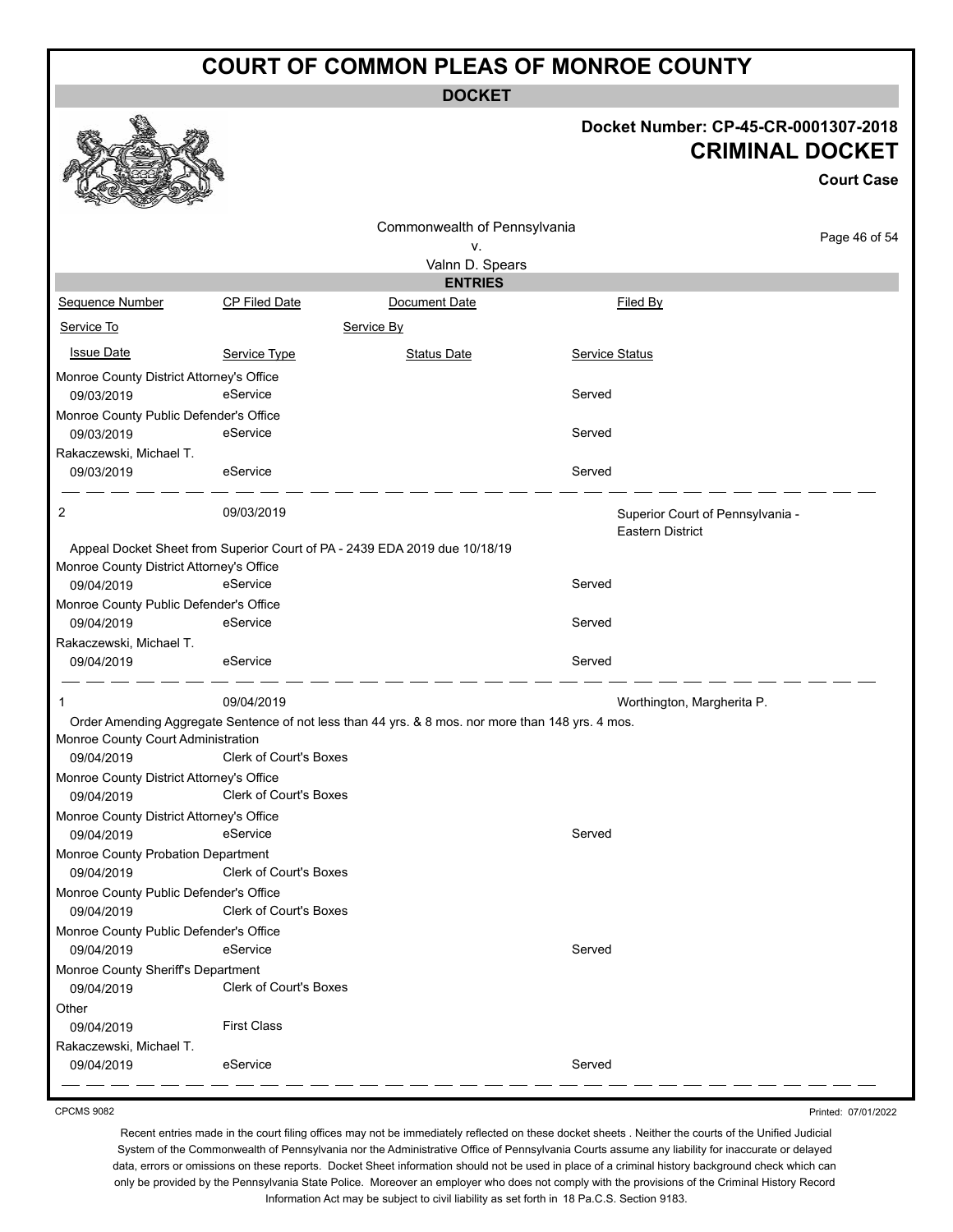# COURT OF COMMON PLEAS OF MONROE COUNTY

**DOCKET**

**Docket Number: CP-45-CR-0001307-2018**

**CRIMINAL DOCKET**

**Court Case**

Commonwealth of Pennsylvania
v.
Valnn D. Spears

**ENTRIES**

| Sequence Number | CP Filed Date | Document Date | Filed By |
|---|---|---|---|
| Service To | | Service By | |
| Issue Date | Service Type | Status Date | Service Status |

| | | | |
|---|---|---|---|
| Monroe County District Attorney's Office | | | |
| 09/03/2019 | eService | | Served |
| Monroe County Public Defender's Office | | | |
| 09/03/2019 | eService | | Served |
| Rakaczewski, Michael T. | | | |
| 09/03/2019 | eService | | Served |

| | | | |
|---|---|---|---|
| 2 | 09/03/2019 | | Superior Court of Pennsylvania - Eastern District |

Appeal Docket Sheet from Superior Court of PA - 2439 EDA 2019 due 10/18/19

| | | | |
|---|---|---|---|
| Monroe County District Attorney's Office | | | |
| 09/04/2019 | eService | | Served |
| Monroe County Public Defender's Office | | | |
| 09/04/2019 | eService | | Served |
| Rakaczewski, Michael T. | | | |
| 09/04/2019 | eService | | Served |

| | | | |
|---|---|---|---|
| 1 | 09/04/2019 | | Worthington, Margherita P. |

Order Amending Aggregate Sentence of not less than 44 yrs. & 8 mos. nor more than 148 yrs. 4 mos.

| | | | |
|---|---|---|---|
| Monroe County Court Administration | | | |
| 09/04/2019 | Clerk of Court's Boxes | | |
| Monroe County District Attorney's Office | | | |
| 09/04/2019 | Clerk of Court's Boxes | | |
| Monroe County District Attorney's Office | | | |
| 09/04/2019 | eService | | Served |
| Monroe County Probation Department | | | |
| 09/04/2019 | Clerk of Court's Boxes | | |
| Monroe County Public Defender's Office | | | |
| 09/04/2019 | Clerk of Court's Boxes | | |
| Monroe County Public Defender's Office | | | |
| 09/04/2019 | eService | | Served |
| Monroe County Sheriff's Department | | | |
| 09/04/2019 | Clerk of Court's Boxes | | |
| Other | | | |
| 09/04/2019 | First Class | | |
| Rakaczewski, Michael T. | | | |
| 09/04/2019 | eService | | Served |

CPCMS 9082

Printed: 07/01/2022

Recent entries made in the court filing offices may not be immediately reflected on these docket sheets . Neither the courts of the Unified Judicial System of the Commonwealth of Pennsylvania nor the Administrative Office of Pennsylvania Courts assume any liability for inaccurate or delayed data, errors or omissions on these reports. Docket Sheet information should not be used in place of a criminal history background check which can only be provided by the Pennsylvania State Police. Moreover an employer who does not comply with the provisions of the Criminal History Record Information Act may be subject to civil liability as set forth in 18 Pa.C.S. Section 9183.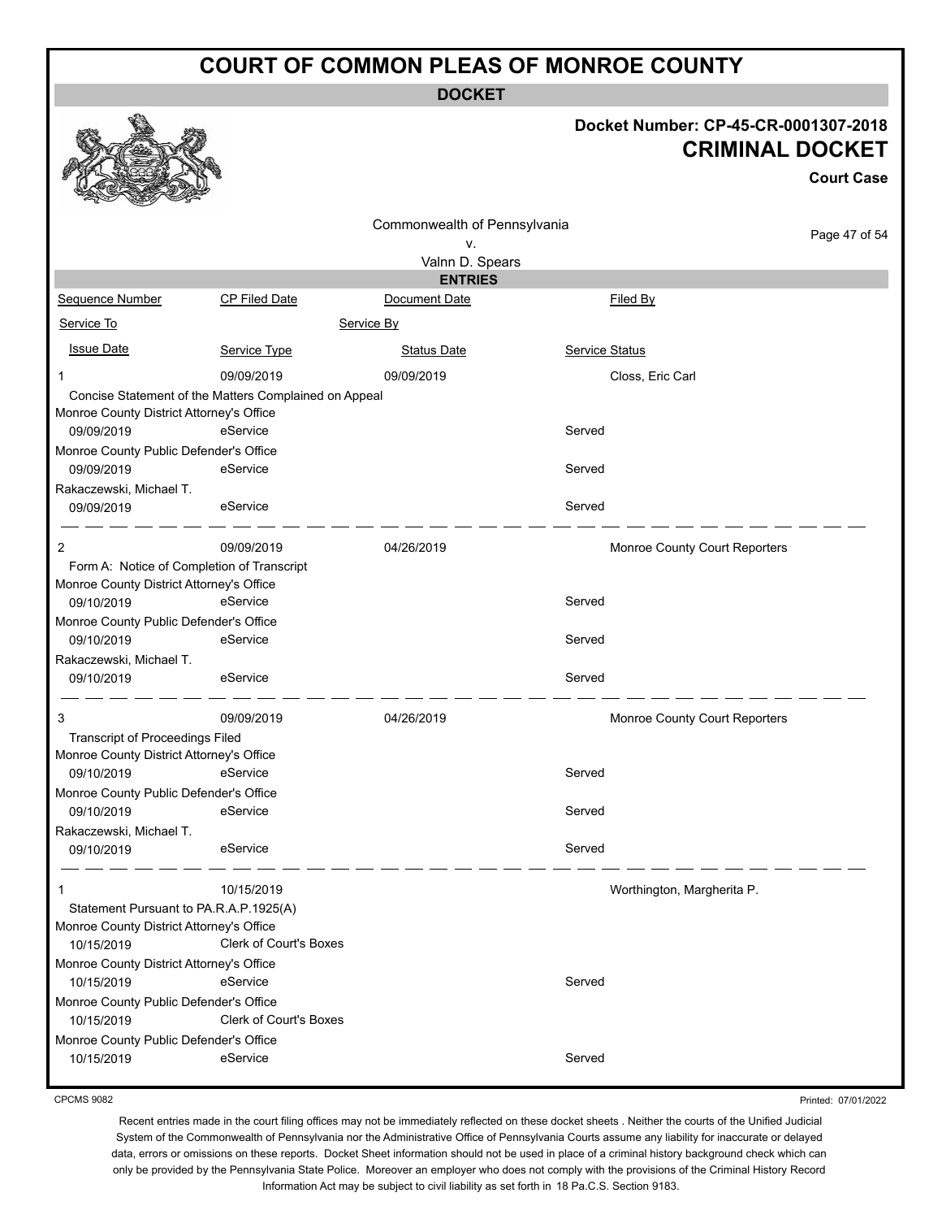# COURT OF COMMON PLEAS OF MONROE COUNTY

## DOCKET

**Docket Number: CP-45-CR-0001307-2018**

**CRIMINAL DOCKET**

**Court Case**

Commonwealth of Pennsylvania
v.
Valnn D. Spears

### ENTRIES

| Sequence Number | CP Filed Date | Document Date | Filed By |
|---|---|---|---|
| Service To | | Service By | |
| Issue Date | Service Type | Status Date | Service Status |

| | | | |
|---|---|---|---|
| 1 | 09/09/2019 | 09/09/2019 | Closs, Eric Carl |
| Concise Statement of the Matters Complained on Appeal | | | |
| Monroe County District Attorney's Office | | | |
| 09/09/2019 | eService | | Served |
| Monroe County Public Defender's Office | | | |
| 09/09/2019 | eService | | Served |
| Rakaczewski, Michael T. | | | |
| 09/09/2019 | eService | | Served |
| 2 | 09/09/2019 | 04/26/2019 | Monroe County Court Reporters |
| Form A: Notice of Completion of Transcript | | | |
| Monroe County District Attorney's Office | | | |
| 09/10/2019 | eService | | Served |
| Monroe County Public Defender's Office | | | |
| 09/10/2019 | eService | | Served |
| Rakaczewski, Michael T. | | | |
| 09/10/2019 | eService | | Served |
| 3 | 09/09/2019 | 04/26/2019 | Monroe County Court Reporters |
| Transcript of Proceedings Filed | | | |
| Monroe County District Attorney's Office | | | |
| 09/10/2019 | eService | | Served |
| Monroe County Public Defender's Office | | | |
| 09/10/2019 | eService | | Served |
| Rakaczewski, Michael T. | | | |
| 09/10/2019 | eService | | Served |
| 1 | 10/15/2019 | | Worthington, Margherita P. |
| Statement Pursuant to PA.R.A.P.1925(A) | | | |
| Monroe County District Attorney's Office | | | |
| 10/15/2019 | Clerk of Court's Boxes | | |
| Monroe County District Attorney's Office | | | |
| 10/15/2019 | eService | | Served |
| Monroe County Public Defender's Office | | | |
| 10/15/2019 | Clerk of Court's Boxes | | |
| Monroe County Public Defender's Office | | | |
| 10/15/2019 | eService | | Served |

CPCMS 9082

Printed: 07/01/2022

Recent entries made in the court filing offices may not be immediately reflected on these docket sheets . Neither the courts of the Unified Judicial System of the Commonwealth of Pennsylvania nor the Administrative Office of Pennsylvania Courts assume any liability for inaccurate or delayed data, errors or omissions on these reports. Docket Sheet information should not be used in place of a criminal history background check which can only be provided by the Pennsylvania State Police. Moreover an employer who does not comply with the provisions of the Criminal History Record Information Act may be subject to civil liability as set forth in 18 Pa.C.S. Section 9183.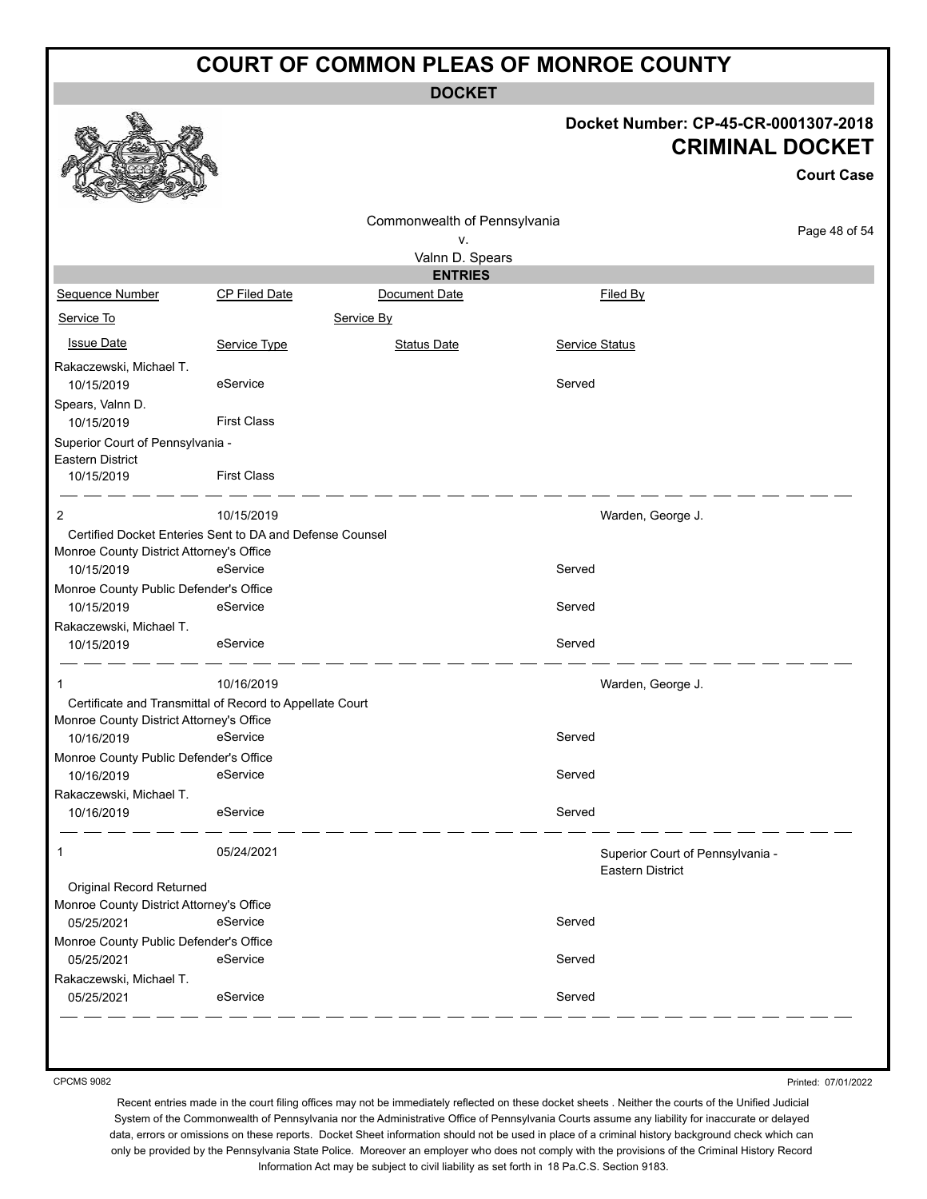# COURT OF COMMON PLEAS OF MONROE COUNTY

**DOCKET**

**Docket Number: CP-45-CR-0001307-2018**

## CRIMINAL DOCKET

**Court Case**

Commonwealth of Pennsylvania
v.
Valnn D. Spears

**ENTRIES**

| Sequence Number | CP Filed Date | Document Date | Filed By |
|---|---|---|---|
| Service To | | Service By | |
| Issue Date | Service Type | Status Date | Service Status |
| Rakaczewski, Michael T. | | | |
| 10/15/2019 | eService | | Served |
| Spears, Valnn D. | | | |
| 10/15/2019 | First Class | | |
| Superior Court of Pennsylvania - Eastern District | | | |
| 10/15/2019 | First Class | | |
| 2 | 10/15/2019 | | Warden, George J. |
| Certified Docket Enteries Sent to DA and Defense Counsel | | | |
| Monroe County District Attorney's Office | | | |
| 10/15/2019 | eService | | Served |
| Monroe County Public Defender's Office | | | |
| 10/15/2019 | eService | | Served |
| Rakaczewski, Michael T. | | | |
| 10/15/2019 | eService | | Served |
| 1 | 10/16/2019 | | Warden, George J. |
| Certificate and Transmittal of Record to Appellate Court | | | |
| Monroe County District Attorney's Office | | | |
| 10/16/2019 | eService | | Served |
| Monroe County Public Defender's Office | | | |
| 10/16/2019 | eService | | Served |
| Rakaczewski, Michael T. | | | |
| 10/16/2019 | eService | | Served |
| 1 | 05/24/2021 | | Superior Court of Pennsylvania - Eastern District |
| Original Record Returned | | | |
| Monroe County District Attorney's Office | | | |
| 05/25/2021 | eService | | Served |
| Monroe County Public Defender's Office | | | |
| 05/25/2021 | eService | | Served |
| Rakaczewski, Michael T. | | | |
| 05/25/2021 | eService | | Served |

CPCMS 9082

Printed: 07/01/2022

Recent entries made in the court filing offices may not be immediately reflected on these docket sheets . Neither the courts of the Unified Judicial System of the Commonwealth of Pennsylvania nor the Administrative Office of Pennsylvania Courts assume any liability for inaccurate or delayed data, errors or omissions on these reports. Docket Sheet information should not be used in place of a criminal history background check which can only be provided by the Pennsylvania State Police. Moreover an employer who does not comply with the provisions of the Criminal History Record Information Act may be subject to civil liability as set forth in 18 Pa.C.S. Section 9183.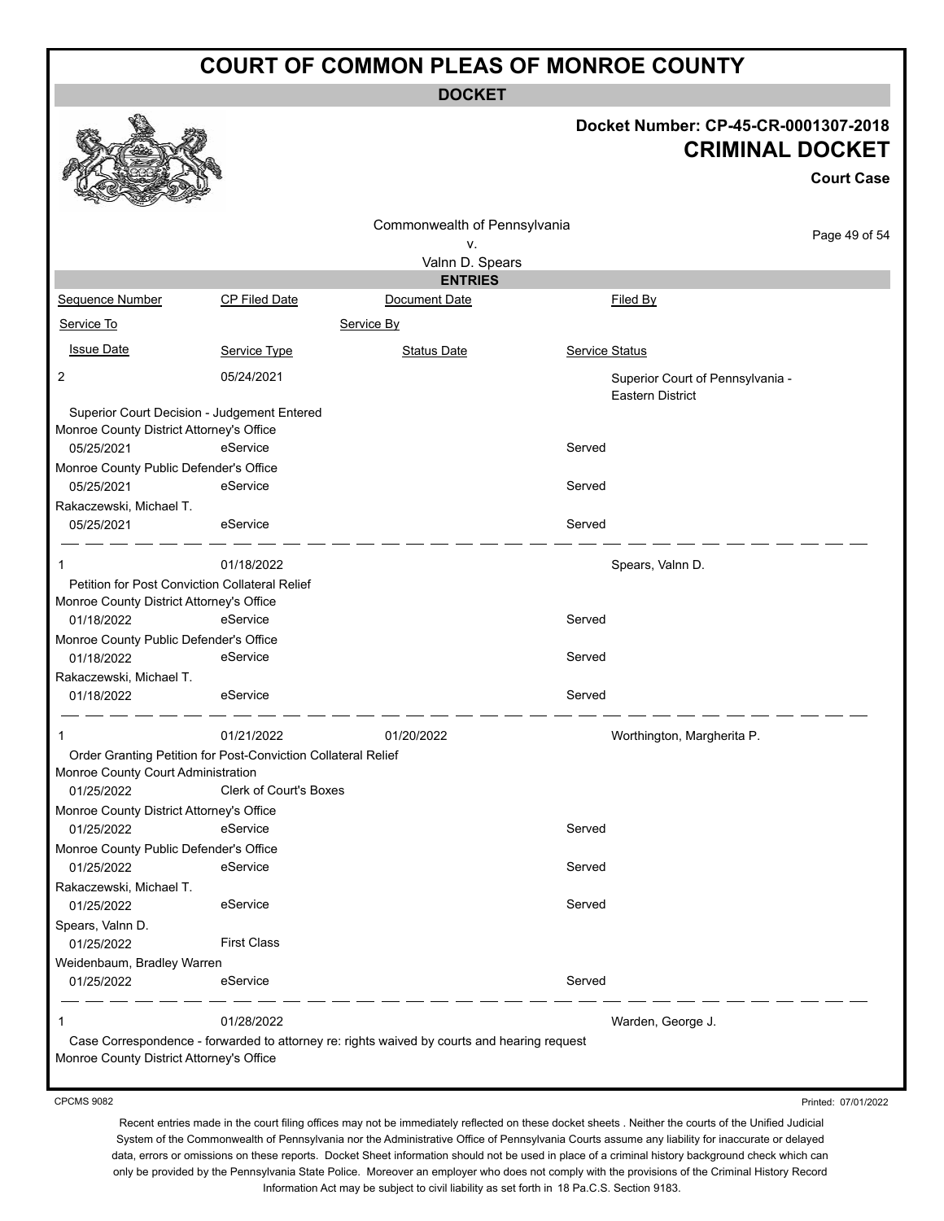# COURT OF COMMON PLEAS OF MONROE COUNTY

**DOCKET**

**Docket Number: CP-45-CR-0001307-2018**
**CRIMINAL DOCKET**
**Court Case**

Commonwealth of Pennsylvania
v.
Valnn D. Spears

**ENTRIES**

| Sequence Number | CP Filed Date | Document Date | Filed By |
|---|---|---|---|
| Service To | | Service By | |
| Issue Date | Service Type | Status Date | Service Status |

| | | | |
|---|---|---|---|
| 2 | 05/24/2021 | | Superior Court of Pennsylvania - Eastern District |
| Superior Court Decision - Judgement Entered | | | |
| Monroe County District Attorney's Office | | | |
| 05/25/2021 | eService | | Served |
| Monroe County Public Defender's Office | | | |
| 05/25/2021 | eService | | Served |
| Rakaczewski, Michael T. | | | |
| 05/25/2021 | eService | | Served |
| 1 | 01/18/2022 | | Spears, Valnn D. |
| Petition for Post Conviction Collateral Relief | | | |
| Monroe County District Attorney's Office | | | |
| 01/18/2022 | eService | | Served |
| Monroe County Public Defender's Office | | | |
| 01/18/2022 | eService | | Served |
| Rakaczewski, Michael T. | | | |
| 01/18/2022 | eService | | Served |
| 1 | 01/21/2022 | 01/20/2022 | Worthington, Margherita P. |
| Order Granting Petition for Post-Conviction Collateral Relief | | | |
| Monroe County Court Administration | | | |
| 01/25/2022 | Clerk of Court's Boxes | | |
| Monroe County District Attorney's Office | | | |
| 01/25/2022 | eService | | Served |
| Monroe County Public Defender's Office | | | |
| 01/25/2022 | eService | | Served |
| Rakaczewski, Michael T. | | | |
| 01/25/2022 | eService | | Served |
| Spears, Valnn D. | | | |
| 01/25/2022 | First Class | | |
| Weidenbaum, Bradley Warren | | | |
| 01/25/2022 | eService | | Served |
| 1 | 01/28/2022 | | Warden, George J. |
| Case Correspondence - forwarded to attorney re: rights waived by courts and hearing request | | | |
| Monroe County District Attorney's Office | | | |

CPCMS 9082

Printed: 07/01/2022

Recent entries made in the court filing offices may not be immediately reflected on these docket sheets . Neither the courts of the Unified Judicial System of the Commonwealth of Pennsylvania nor the Administrative Office of Pennsylvania Courts assume any liability for inaccurate or delayed data, errors or omissions on these reports. Docket Sheet information should not be used in place of a criminal history background check which can only be provided by the Pennsylvania State Police. Moreover an employer who does not comply with the provisions of the Criminal History Record Information Act may be subject to civil liability as set forth in 18 Pa.C.S. Section 9183.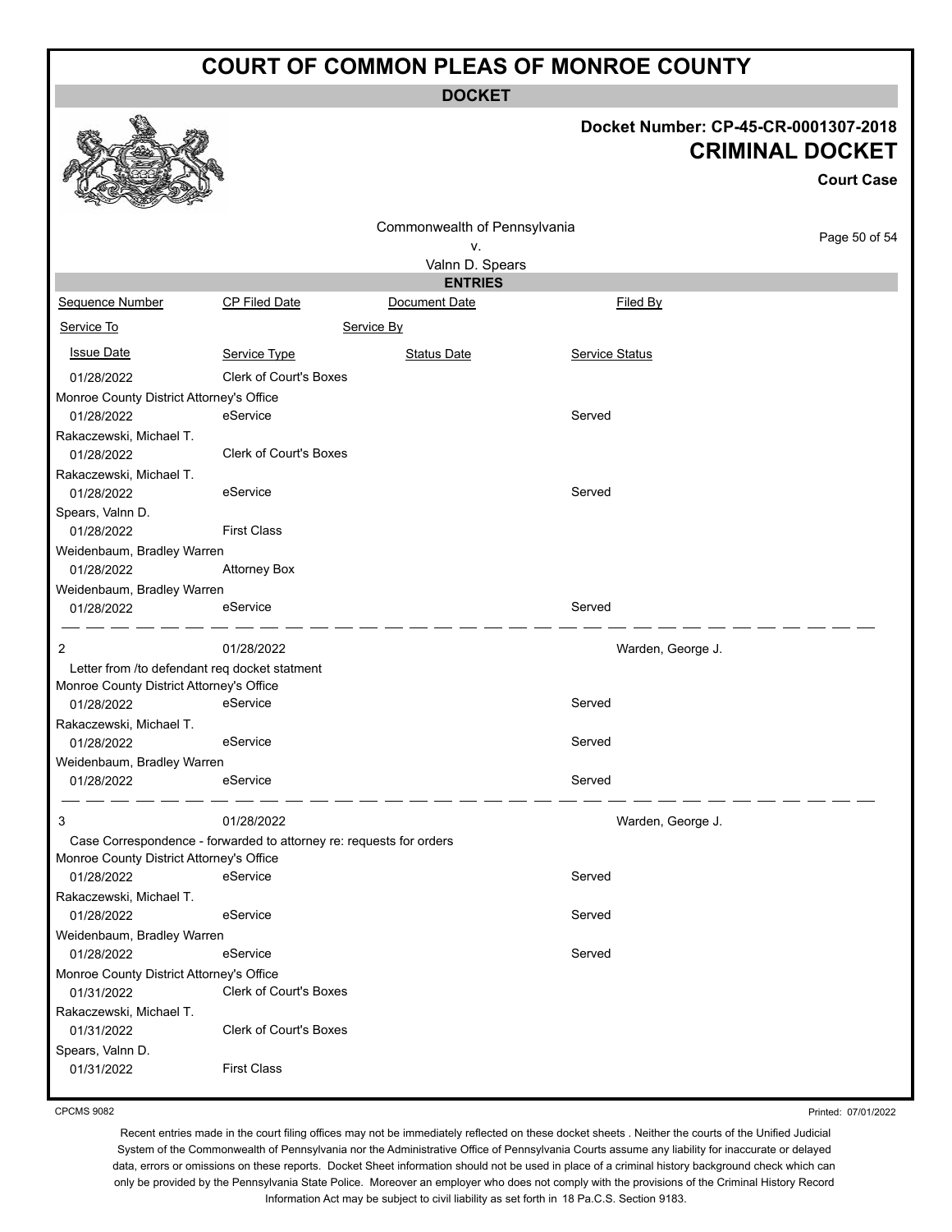# COURT OF COMMON PLEAS OF MONROE COUNTY

**DOCKET**

**Docket Number: CP-45-CR-0001307-2018**

**CRIMINAL DOCKET**

**Court Case**

Commonwealth of Pennsylvania
v.
Valnn D. Spears

**ENTRIES**

| Sequence Number | CP Filed Date | Document Date | Filed By |
|---|---|---|---|
| Service To | | Service By | |
| Issue Date | Service Type | Status Date | Service Status |
| 01/28/2022 | Clerk of Court's Boxes | | |
| Monroe County District Attorney's Office | | | |
| 01/28/2022 | eService | | Served |
| Rakaczewski, Michael T. | | | |
| 01/28/2022 | Clerk of Court's Boxes | | |
| Rakaczewski, Michael T. | | | |
| 01/28/2022 | eService | | Served |
| Spears, Valnn D. | | | |
| 01/28/2022 | First Class | | |
| Weidenbaum, Bradley Warren | | | |
| 01/28/2022 | Attorney Box | | |
| Weidenbaum, Bradley Warren | | | |
| 01/28/2022 | eService | | Served |
| 2 | 01/28/2022 | | Warden, George J. |
| Letter from /to defendant req docket statment | | | |
| Monroe County District Attorney's Office | | | |
| 01/28/2022 | eService | | Served |
| Rakaczewski, Michael T. | | | |
| 01/28/2022 | eService | | Served |
| Weidenbaum, Bradley Warren | | | |
| 01/28/2022 | eService | | Served |
| 3 | 01/28/2022 | | Warden, George J. |
| Case Correspondence - forwarded to attorney re: requests for orders | | | |
| Monroe County District Attorney's Office | | | |
| 01/28/2022 | eService | | Served |
| Rakaczewski, Michael T. | | | |
| 01/28/2022 | eService | | Served |
| Weidenbaum, Bradley Warren | | | |
| 01/28/2022 | eService | | Served |
| Monroe County District Attorney's Office | | | |
| 01/31/2022 | Clerk of Court's Boxes | | |
| Rakaczewski, Michael T. | | | |
| 01/31/2022 | Clerk of Court's Boxes | | |
| Spears, Valnn D. | | | |
| 01/31/2022 | First Class | | |

CPCMS 9082

Printed: 07/01/2022

Recent entries made in the court filing offices may not be immediately reflected on these docket sheets . Neither the courts of the Unified Judicial System of the Commonwealth of Pennsylvania nor the Administrative Office of Pennsylvania Courts assume any liability for inaccurate or delayed data, errors or omissions on these reports. Docket Sheet information should not be used in place of a criminal history background check which can only be provided by the Pennsylvania State Police. Moreover an employer who does not comply with the provisions of the Criminal History Record Information Act may be subject to civil liability as set forth in 18 Pa.C.S. Section 9183.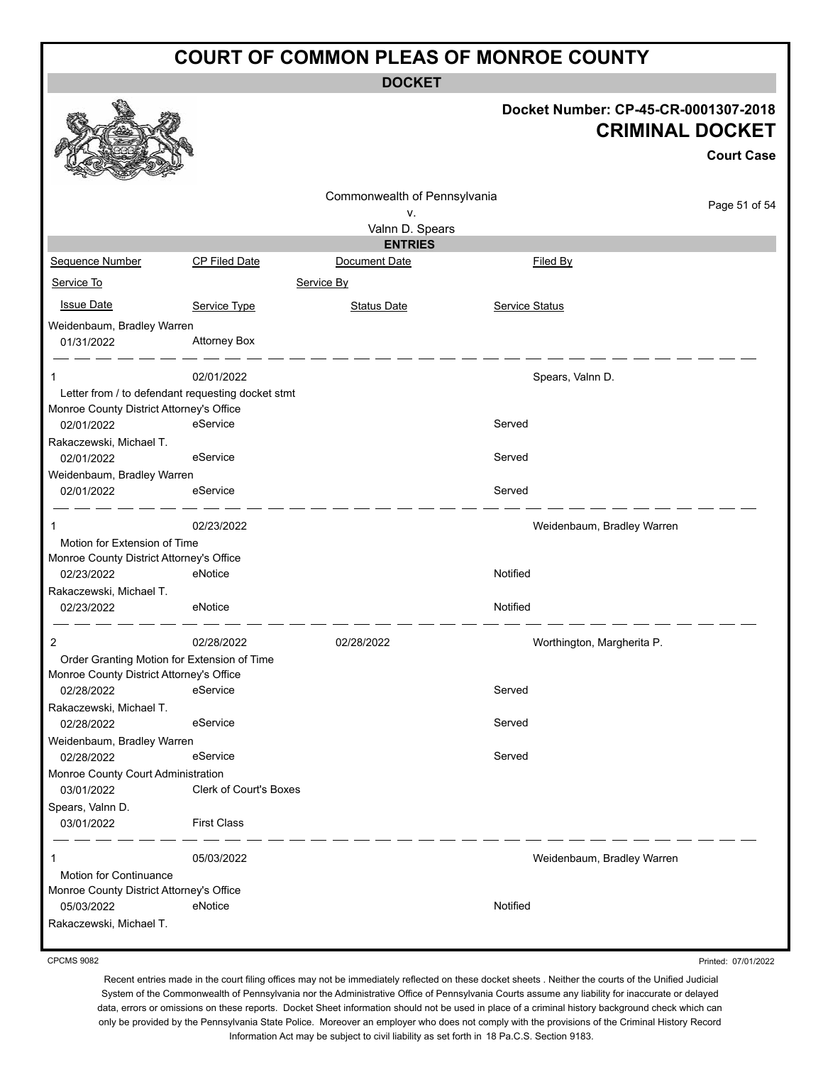# COURT OF COMMON PLEAS OF MONROE COUNTY

## DOCKET

**Docket Number: CP-45-CR-0001307-2018**

**CRIMINAL DOCKET**

**Court Case**

Commonwealth of Pennsylvania
v.
Valnn D. Spears

### ENTRIES

| Sequence Number | CP Filed Date | Document Date | Filed By |
|---|---|---|---|
| Service To | | Service By | |
| Issue Date | Service Type | Status Date | Service Status |
| Weidenbaum, Bradley Warren | | | |
| 01/31/2022 | Attorney Box | | |
| 1 | 02/01/2022 | | Spears, Valnn D. |
| Letter from / to defendant requesting docket stmt | | | |
| Monroe County District Attorney's Office | | | |
| 02/01/2022 | eService | | Served |
| Rakaczewski, Michael T. | | | |
| 02/01/2022 | eService | | Served |
| Weidenbaum, Bradley Warren | | | |
| 02/01/2022 | eService | | Served |
| 1 | 02/23/2022 | | Weidenbaum, Bradley Warren |
| Motion for Extension of Time | | | |
| Monroe County District Attorney's Office | | | |
| 02/23/2022 | eNotice | | Notified |
| Rakaczewski, Michael T. | | | |
| 02/23/2022 | eNotice | | Notified |
| 2 | 02/28/2022 | 02/28/2022 | Worthington, Margherita P. |
| Order Granting Motion for Extension of Time | | | |
| Monroe County District Attorney's Office | | | |
| 02/28/2022 | eService | | Served |
| Rakaczewski, Michael T. | | | |
| 02/28/2022 | eService | | Served |
| Weidenbaum, Bradley Warren | | | |
| 02/28/2022 | eService | | Served |
| Monroe County Court Administration | | | |
| 03/01/2022 | Clerk of Court's Boxes | | |
| Spears, Valnn D. | | | |
| 03/01/2022 | First Class | | |
| 1 | 05/03/2022 | | Weidenbaum, Bradley Warren |
| Motion for Continuance | | | |
| Monroe County District Attorney's Office | | | |
| 05/03/2022 | eNotice | | Notified |
| Rakaczewski, Michael T. | | | |

CPCMS 9082

Printed: 07/01/2022

Recent entries made in the court filing offices may not be immediately reflected on these docket sheets . Neither the courts of the Unified Judicial System of the Commonwealth of Pennsylvania nor the Administrative Office of Pennsylvania Courts assume any liability for inaccurate or delayed data, errors or omissions on these reports. Docket Sheet information should not be used in place of a criminal history background check which can only be provided by the Pennsylvania State Police. Moreover an employer who does not comply with the provisions of the Criminal History Record Information Act may be subject to civil liability as set forth in 18 Pa.C.S. Section 9183.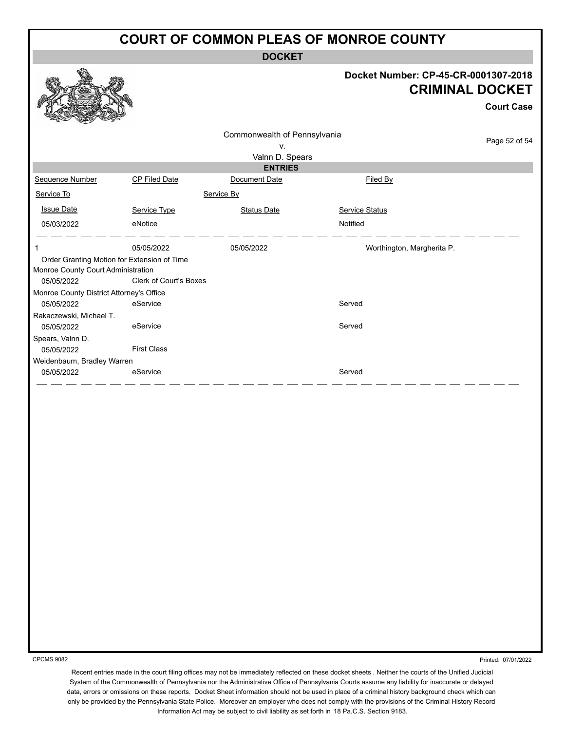# COURT OF COMMON PLEAS OF MONROE COUNTY

**DOCKET**

**Docket Number: CP-45-CR-0001307-2018**

## CRIMINAL DOCKET

**Court Case**

Commonwealth of Pennsylvania
v.
Valnn D. Spears

**ENTRIES**

| Sequence Number | CP Filed Date | Document Date | Filed By |
|---|---|---|---|
| Service To | | Service By | |
| Issue Date | Service Type | Status Date | Service Status |
| 05/03/2022 | eNotice | | Notified |

| Sequence Number | CP Filed Date | Document Date | Filed By |
|---|---|---|---|
| 1 | 05/05/2022 | 05/05/2022 | Worthington, Margherita P. |
| Order Granting Motion for Extension of Time | | | |
| Monroe County Court Administration | | | |
| 05/05/2022 | Clerk of Court's Boxes | | |
| Monroe County District Attorney's Office | | | |
| 05/05/2022 | eService | | Served |
| Rakaczewski, Michael T. | | | |
| 05/05/2022 | eService | | Served |
| Spears, Valnn D. | | | |
| 05/05/2022 | First Class | | |
| Weidenbaum, Bradley Warren | | | |
| 05/05/2022 | eService | | Served |

CPCMS 9082

Printed: 07/01/2022

Recent entries made in the court filing offices may not be immediately reflected on these docket sheets . Neither the courts of the Unified Judicial System of the Commonwealth of Pennsylvania nor the Administrative Office of Pennsylvania Courts assume any liability for inaccurate or delayed data, errors or omissions on these reports. Docket Sheet information should not be used in place of a criminal history background check which can only be provided by the Pennsylvania State Police. Moreover an employer who does not comply with the provisions of the Criminal History Record Information Act may be subject to civil liability as set forth in 18 Pa.C.S. Section 9183.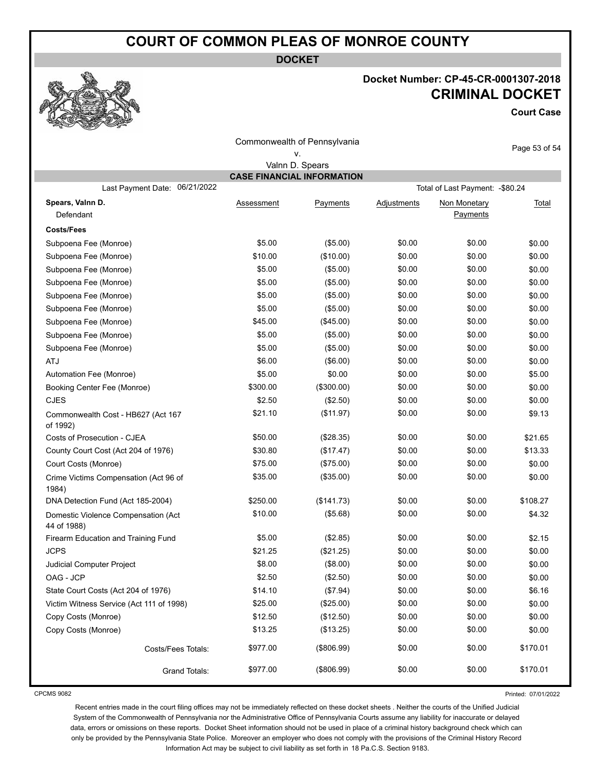# COURT OF COMMON PLEAS OF MONROE COUNTY

**DOCKET**

**Docket Number: CP-45-CR-0001307-2018**

## CRIMINAL DOCKET

**Court Case**

Commonwealth of Pennsylvania
v.
Valnn D. Spears

### CASE FINANCIAL INFORMATION

Last Payment Date: 06/21/2022 — Total of Last Payment: -$80.24

| **Spears, Valnn D.** Defendant | Assessment | Payments | Adjustments | Non Monetary Payments | Total |
|---|---|---|---|---|---|
| **Costs/Fees** | | | | | |
| Subpoena Fee (Monroe) | $5.00 | ($5.00) | $0.00 | $0.00 | $0.00 |
| Subpoena Fee (Monroe) | $10.00 | ($10.00) | $0.00 | $0.00 | $0.00 |
| Subpoena Fee (Monroe) | $5.00 | ($5.00) | $0.00 | $0.00 | $0.00 |
| Subpoena Fee (Monroe) | $5.00 | ($5.00) | $0.00 | $0.00 | $0.00 |
| Subpoena Fee (Monroe) | $5.00 | ($5.00) | $0.00 | $0.00 | $0.00 |
| Subpoena Fee (Monroe) | $5.00 | ($5.00) | $0.00 | $0.00 | $0.00 |
| Subpoena Fee (Monroe) | $45.00 | ($45.00) | $0.00 | $0.00 | $0.00 |
| Subpoena Fee (Monroe) | $5.00 | ($5.00) | $0.00 | $0.00 | $0.00 |
| Subpoena Fee (Monroe) | $5.00 | ($5.00) | $0.00 | $0.00 | $0.00 |
| ATJ | $6.00 | ($6.00) | $0.00 | $0.00 | $0.00 |
| Automation Fee (Monroe) | $5.00 | $0.00 | $0.00 | $0.00 | $5.00 |
| Booking Center Fee (Monroe) | $300.00 | ($300.00) | $0.00 | $0.00 | $0.00 |
| CJES | $2.50 | ($2.50) | $0.00 | $0.00 | $0.00 |
| Commonwealth Cost - HB627 (Act 167 of 1992) | $21.10 | ($11.97) | $0.00 | $0.00 | $9.13 |
| Costs of Prosecution - CJEA | $50.00 | ($28.35) | $0.00 | $0.00 | $21.65 |
| County Court Cost (Act 204 of 1976) | $30.80 | ($17.47) | $0.00 | $0.00 | $13.33 |
| Court Costs (Monroe) | $75.00 | ($75.00) | $0.00 | $0.00 | $0.00 |
| Crime Victims Compensation (Act 96 of 1984) | $35.00 | ($35.00) | $0.00 | $0.00 | $0.00 |
| DNA Detection Fund (Act 185-2004) | $250.00 | ($141.73) | $0.00 | $0.00 | $108.27 |
| Domestic Violence Compensation (Act 44 of 1988) | $10.00 | ($5.68) | $0.00 | $0.00 | $4.32 |
| Firearm Education and Training Fund | $5.00 | ($2.85) | $0.00 | $0.00 | $2.15 |
| JCPS | $21.25 | ($21.25) | $0.00 | $0.00 | $0.00 |
| Judicial Computer Project | $8.00 | ($8.00) | $0.00 | $0.00 | $0.00 |
| OAG - JCP | $2.50 | ($2.50) | $0.00 | $0.00 | $0.00 |
| State Court Costs (Act 204 of 1976) | $14.10 | ($7.94) | $0.00 | $0.00 | $6.16 |
| Victim Witness Service (Act 111 of 1998) | $25.00 | ($25.00) | $0.00 | $0.00 | $0.00 |
| Copy Costs (Monroe) | $12.50 | ($12.50) | $0.00 | $0.00 | $0.00 |
| Copy Costs (Monroe) | $13.25 | ($13.25) | $0.00 | $0.00 | $0.00 |
| Costs/Fees Totals: | $977.00 | ($806.99) | $0.00 | $0.00 | $170.01 |
| Grand Totals: | $977.00 | ($806.99) | $0.00 | $0.00 | $170.01 |

CPCMS 9082

Printed: 07/01/2022

Recent entries made in the court filing offices may not be immediately reflected on these docket sheets . Neither the courts of the Unified Judicial System of the Commonwealth of Pennsylvania nor the Administrative Office of Pennsylvania Courts assume any liability for inaccurate or delayed data, errors or omissions on these reports. Docket Sheet information should not be used in place of a criminal history background check which can only be provided by the Pennsylvania State Police. Moreover an employer who does not comply with the provisions of the Criminal History Record Information Act may be subject to civil liability as set forth in 18 Pa.C.S. Section 9183.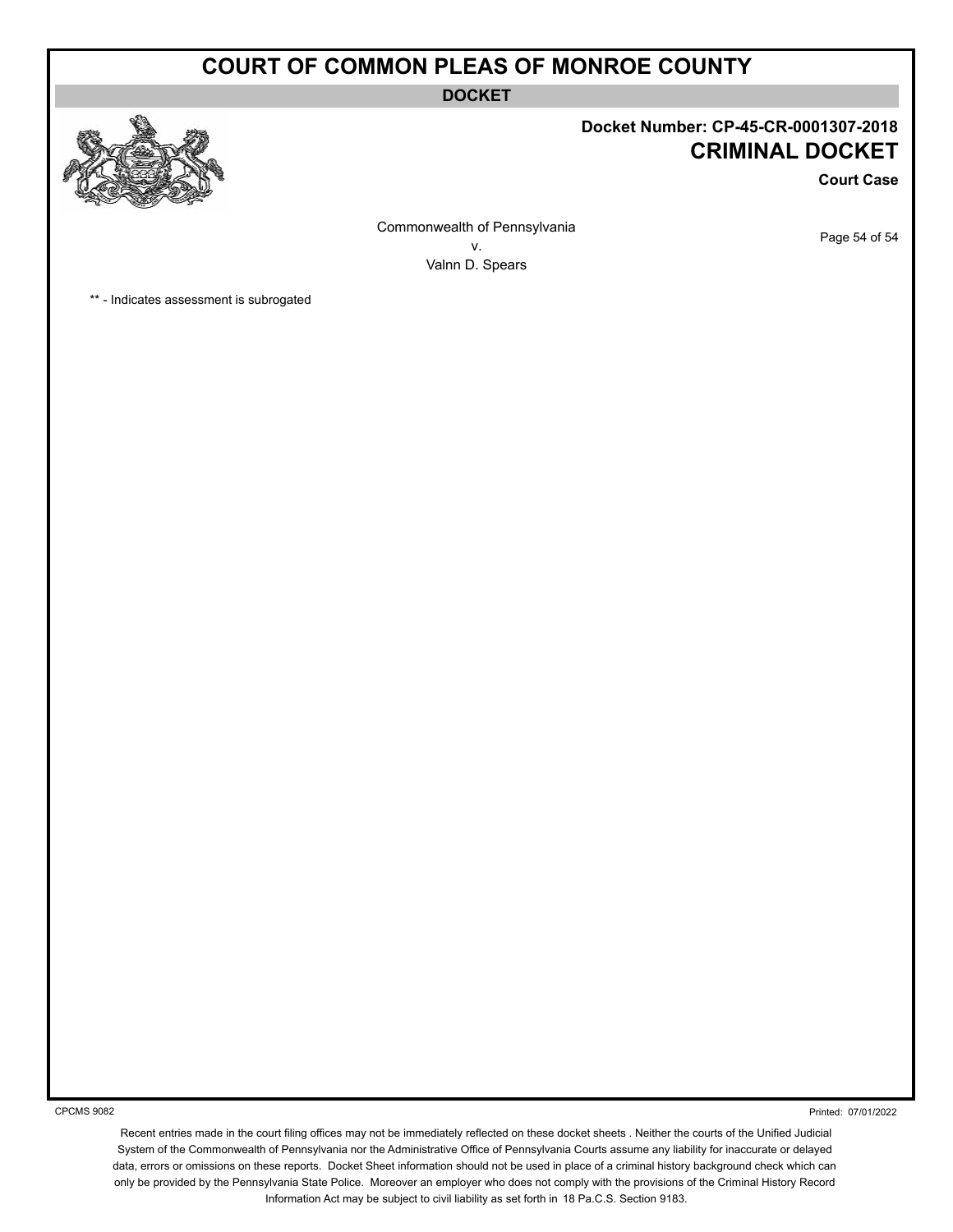** - Indicates assessment is subrogated